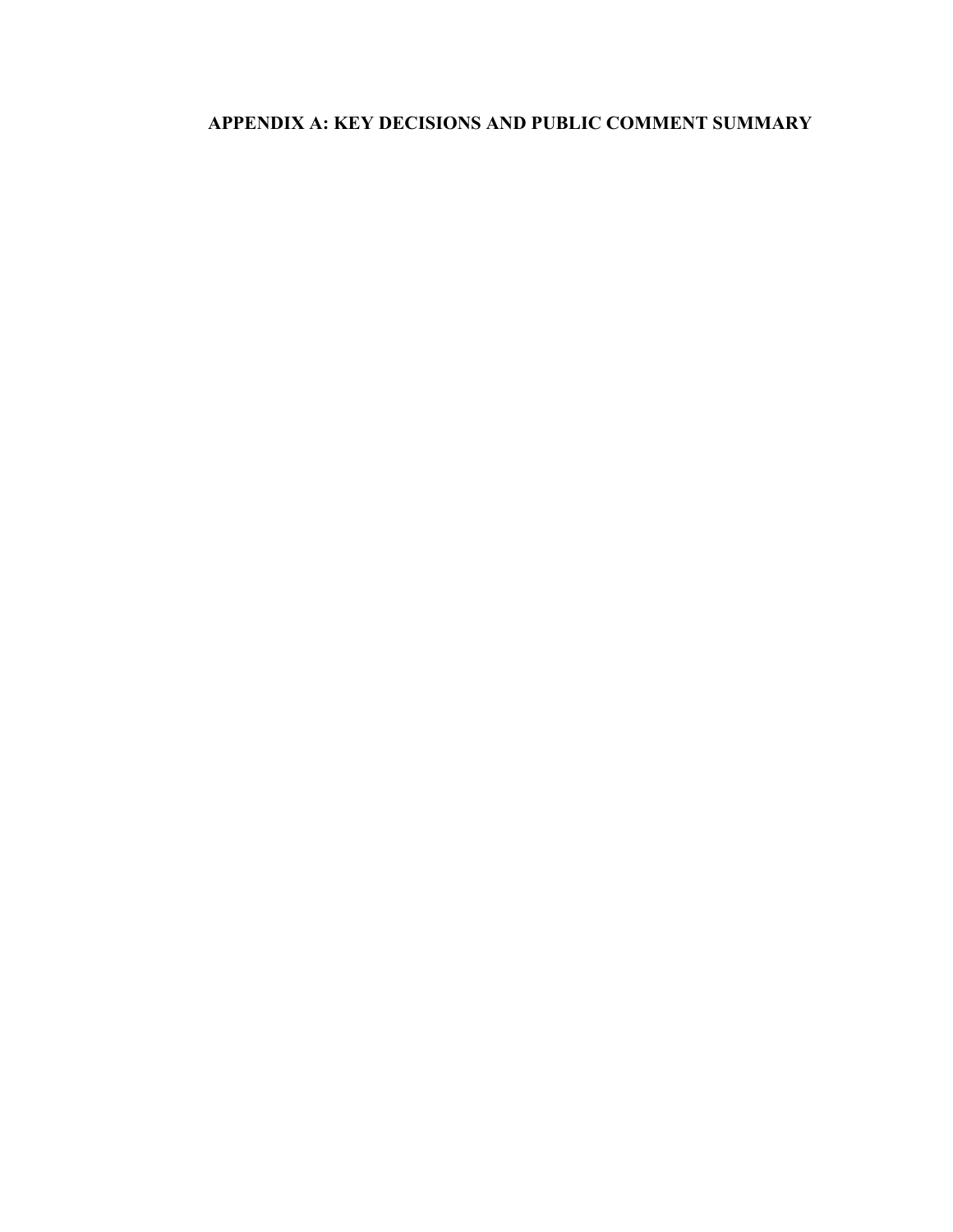# APPENDIX A: KEY DECISIONS AND PUBLIC COMMENT SUMMARY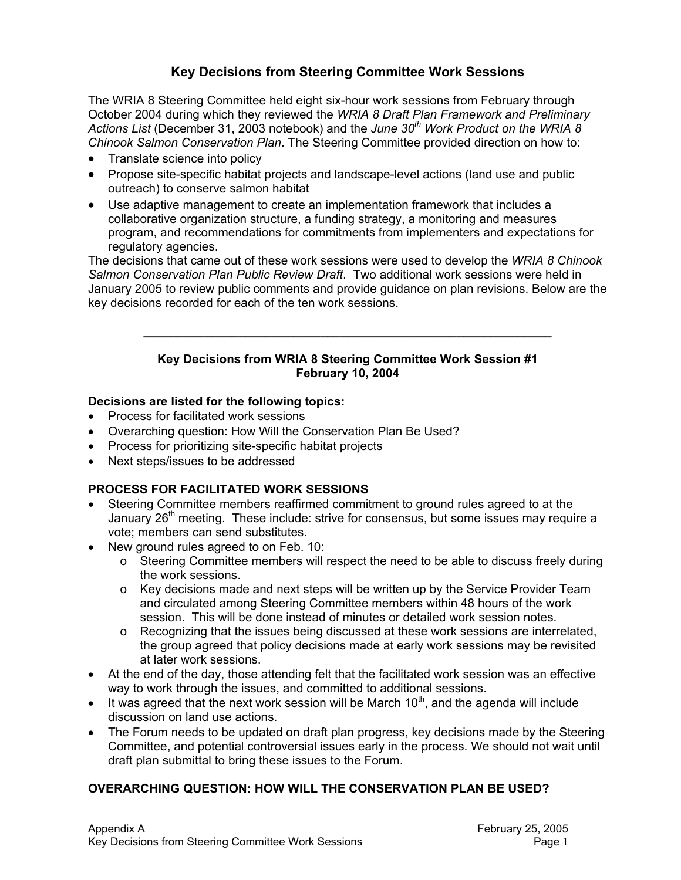# Key Decisions from Steering Committee Work Sessions

The WRIA 8 Steering Committee held eight six-hour work sessions from February through October 2004 during which they reviewed the *WRIA 8 Draft Plan Framework and Preliminary Actions List* (December 31, 2003 notebook) and the *June 30th Work Product on the WRIA 8 Chinook Salmon Conservation Plan*. The Steering Committee provided direction on how to:

- Translate science into policy
- Propose site-specific habitat projects and landscape-level actions (land use and public outreach) to conserve salmon habitat
- Use adaptive management to create an implementation framework that includes a collaborative organization structure, a funding strategy, a monitoring and measures program, and recommendations for commitments from implementers and expectations for regulatory agencies.

The decisions that came out of these work sessions were used to develop the *WRIA 8 Chinook Salmon Conservation Plan Public Review Draft*. Two additional work sessions were held in January 2005 to review public comments and provide guidance on plan revisions. Below are the key decisions recorded for each of the ten work sessions.

---

## Key Decisions from WRIA 8 Steering Committee Work Session #1
## February 10, 2004

**Decisions are listed for the following topics:**

- Process for facilitated work sessions
- Overarching question: How Will the Conservation Plan Be Used?
- Process for prioritizing site-specific habitat projects
- Next steps/issues to be addressed

### PROCESS FOR FACILITATED WORK SESSIONS

- Steering Committee members reaffirmed commitment to ground rules agreed to at the January 26th meeting. These include: strive for consensus, but some issues may require a vote; members can send substitutes.
- New ground rules agreed to on Feb. 10:
  - Steering Committee members will respect the need to be able to discuss freely during the work sessions.
  - Key decisions made and next steps will be written up by the Service Provider Team and circulated among Steering Committee members within 48 hours of the work session. This will be done instead of minutes or detailed work session notes.
  - Recognizing that the issues being discussed at these work sessions are interrelated, the group agreed that policy decisions made at early work sessions may be revisited at later work sessions.
- At the end of the day, those attending felt that the facilitated work session was an effective way to work through the issues, and committed to additional sessions.
- It was agreed that the next work session will be March 10th, and the agenda will include discussion on land use actions.
- The Forum needs to be updated on draft plan progress, key decisions made by the Steering Committee, and potential controversial issues early in the process. We should not wait until draft plan submittal to bring these issues to the Forum.

### OVERARCHING QUESTION: HOW WILL THE CONSERVATION PLAN BE USED?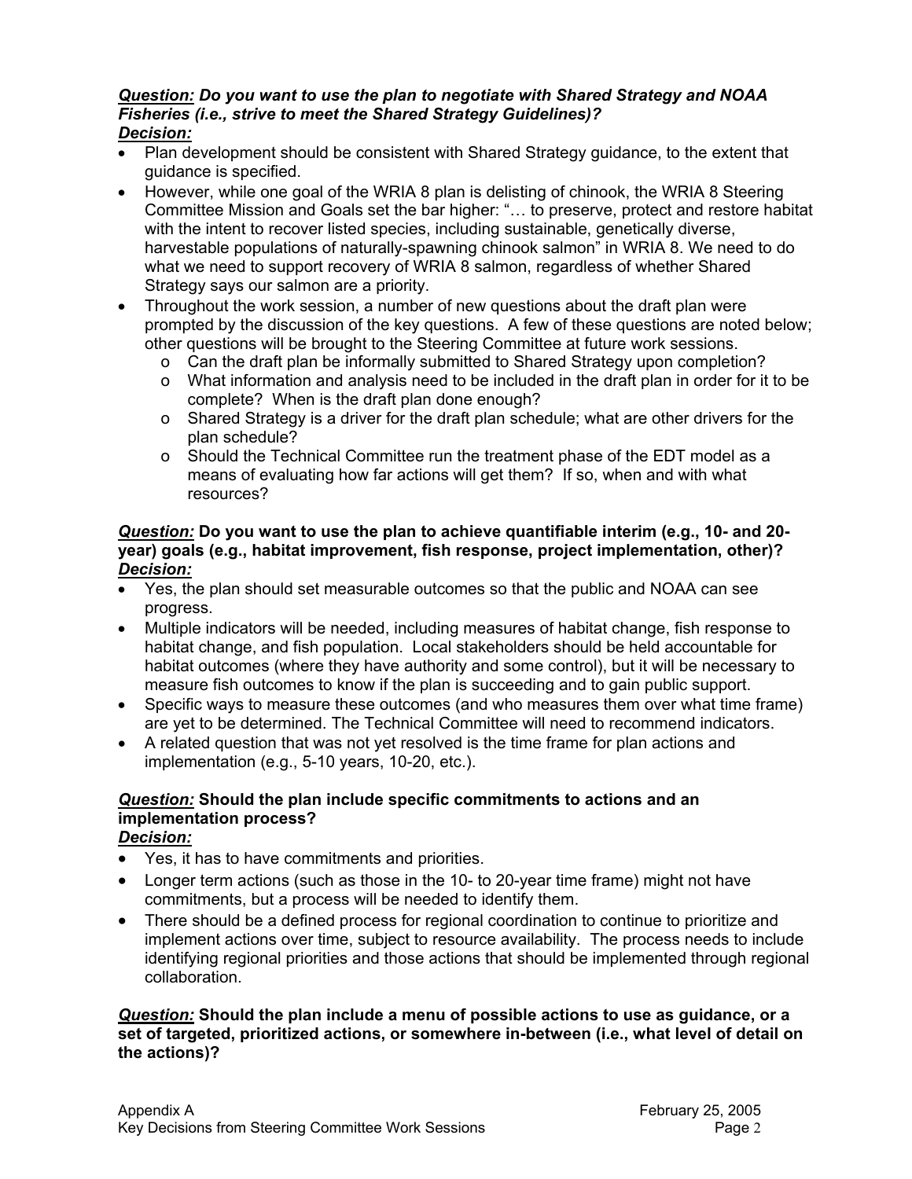***Question:* Do you want to use the plan to negotiate with Shared Strategy and NOAA Fisheries (i.e., strive to meet the Shared Strategy Guidelines)?**
***Decision:***

- Plan development should be consistent with Shared Strategy guidance, to the extent that guidance is specified.
- However, while one goal of the WRIA 8 plan is delisting of chinook, the WRIA 8 Steering Committee Mission and Goals set the bar higher: "… to preserve, protect and restore habitat with the intent to recover listed species, including sustainable, genetically diverse, harvestable populations of naturally-spawning chinook salmon" in WRIA 8. We need to do what we need to support recovery of WRIA 8 salmon, regardless of whether Shared Strategy says our salmon are a priority.
- Throughout the work session, a number of new questions about the draft plan were prompted by the discussion of the key questions. A few of these questions are noted below; other questions will be brought to the Steering Committee at future work sessions.
  - Can the draft plan be informally submitted to Shared Strategy upon completion?
  - What information and analysis need to be included in the draft plan in order for it to be complete? When is the draft plan done enough?
  - Shared Strategy is a driver for the draft plan schedule; what are other drivers for the plan schedule?
  - Should the Technical Committee run the treatment phase of the EDT model as a means of evaluating how far actions will get them? If so, when and with what resources?

***Question:* Do you want to use the plan to achieve quantifiable interim (e.g., 10- and 20-year) goals (e.g., habitat improvement, fish response, project implementation, other)?**
***Decision:***

- Yes, the plan should set measurable outcomes so that the public and NOAA can see progress.
- Multiple indicators will be needed, including measures of habitat change, fish response to habitat change, and fish population. Local stakeholders should be held accountable for habitat outcomes (where they have authority and some control), but it will be necessary to measure fish outcomes to know if the plan is succeeding and to gain public support.
- Specific ways to measure these outcomes (and who measures them over what time frame) are yet to be determined. The Technical Committee will need to recommend indicators.
- A related question that was not yet resolved is the time frame for plan actions and implementation (e.g., 5-10 years, 10-20, etc.).

***Question:* Should the plan include specific commitments to actions and an implementation process?**
***Decision:***

- Yes, it has to have commitments and priorities.
- Longer term actions (such as those in the 10- to 20-year time frame) might not have commitments, but a process will be needed to identify them.
- There should be a defined process for regional coordination to continue to prioritize and implement actions over time, subject to resource availability. The process needs to include identifying regional priorities and those actions that should be implemented through regional collaboration.

***Question:* Should the plan include a menu of possible actions to use as guidance, or a set of targeted, prioritized actions, or somewhere in-between (i.e., what level of detail on the actions)?**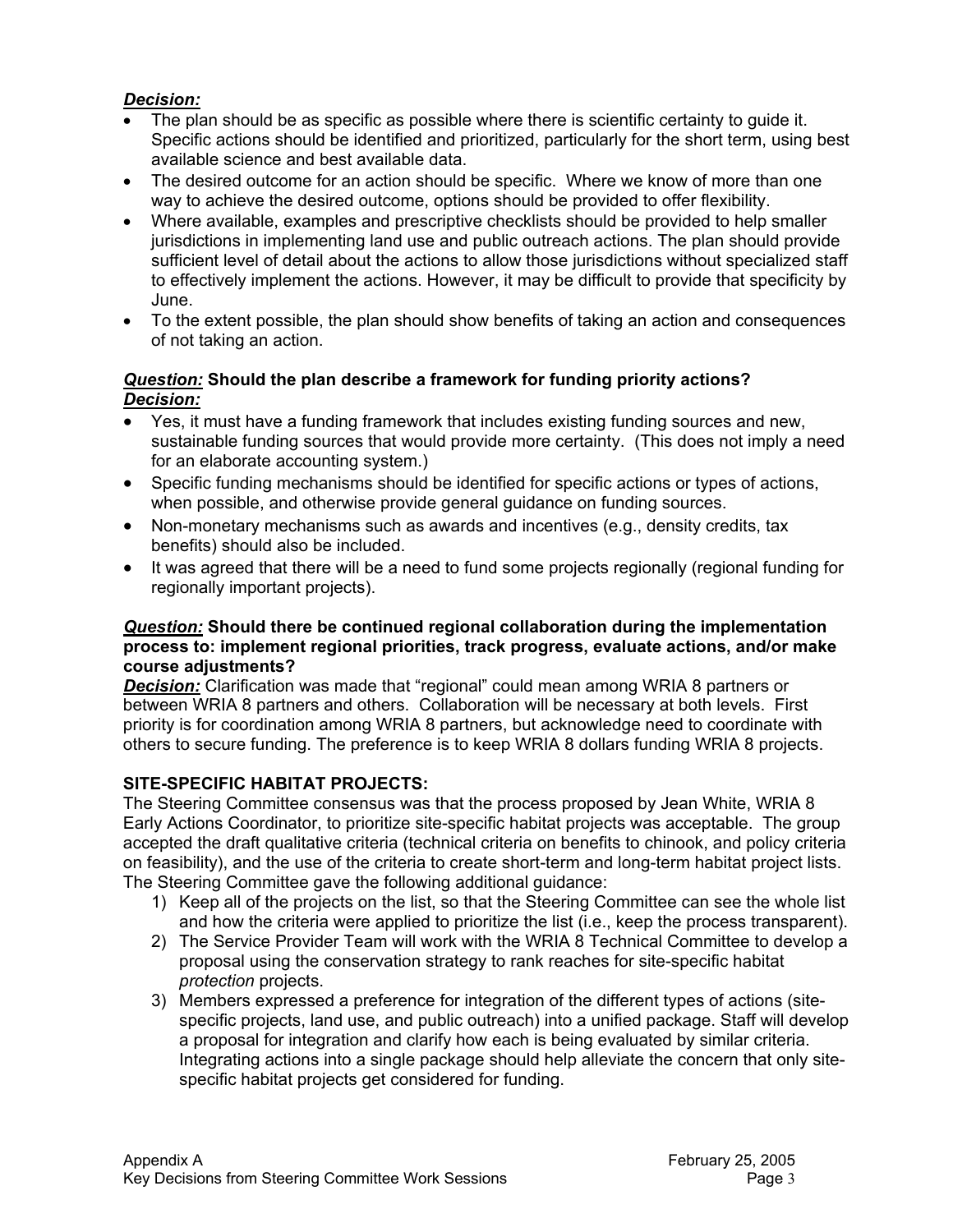***Decision:***

- The plan should be as specific as possible where there is scientific certainty to guide it. Specific actions should be identified and prioritized, particularly for the short term, using best available science and best available data.
- The desired outcome for an action should be specific. Where we know of more than one way to achieve the desired outcome, options should be provided to offer flexibility.
- Where available, examples and prescriptive checklists should be provided to help smaller jurisdictions in implementing land use and public outreach actions. The plan should provide sufficient level of detail about the actions to allow those jurisdictions without specialized staff to effectively implement the actions. However, it may be difficult to provide that specificity by June.
- To the extent possible, the plan should show benefits of taking an action and consequences of not taking an action.

***Question:*** **Should the plan describe a framework for funding priority actions?**
***Decision:***

- Yes, it must have a funding framework that includes existing funding sources and new, sustainable funding sources that would provide more certainty. (This does not imply a need for an elaborate accounting system.)
- Specific funding mechanisms should be identified for specific actions or types of actions, when possible, and otherwise provide general guidance on funding sources.
- Non-monetary mechanisms such as awards and incentives (e.g., density credits, tax benefits) should also be included.
- It was agreed that there will be a need to fund some projects regionally (regional funding for regionally important projects).

***Question:*** **Should there be continued regional collaboration during the implementation process to: implement regional priorities, track progress, evaluate actions, and/or make course adjustments?**
***Decision:*** Clarification was made that "regional" could mean among WRIA 8 partners or between WRIA 8 partners and others. Collaboration will be necessary at both levels. First priority is for coordination among WRIA 8 partners, but acknowledge need to coordinate with others to secure funding. The preference is to keep WRIA 8 dollars funding WRIA 8 projects.

**SITE-SPECIFIC HABITAT PROJECTS:**

The Steering Committee consensus was that the process proposed by Jean White, WRIA 8 Early Actions Coordinator, to prioritize site-specific habitat projects was acceptable. The group accepted the draft qualitative criteria (technical criteria on benefits to chinook, and policy criteria on feasibility), and the use of the criteria to create short-term and long-term habitat project lists. The Steering Committee gave the following additional guidance:

1) Keep all of the projects on the list, so that the Steering Committee can see the whole list and how the criteria were applied to prioritize the list (i.e., keep the process transparent).
2) The Service Provider Team will work with the WRIA 8 Technical Committee to develop a proposal using the conservation strategy to rank reaches for site-specific habitat *protection* projects.
3) Members expressed a preference for integration of the different types of actions (site-specific projects, land use, and public outreach) into a unified package. Staff will develop a proposal for integration and clarify how each is being evaluated by similar criteria. Integrating actions into a single package should help alleviate the concern that only site-specific habitat projects get considered for funding.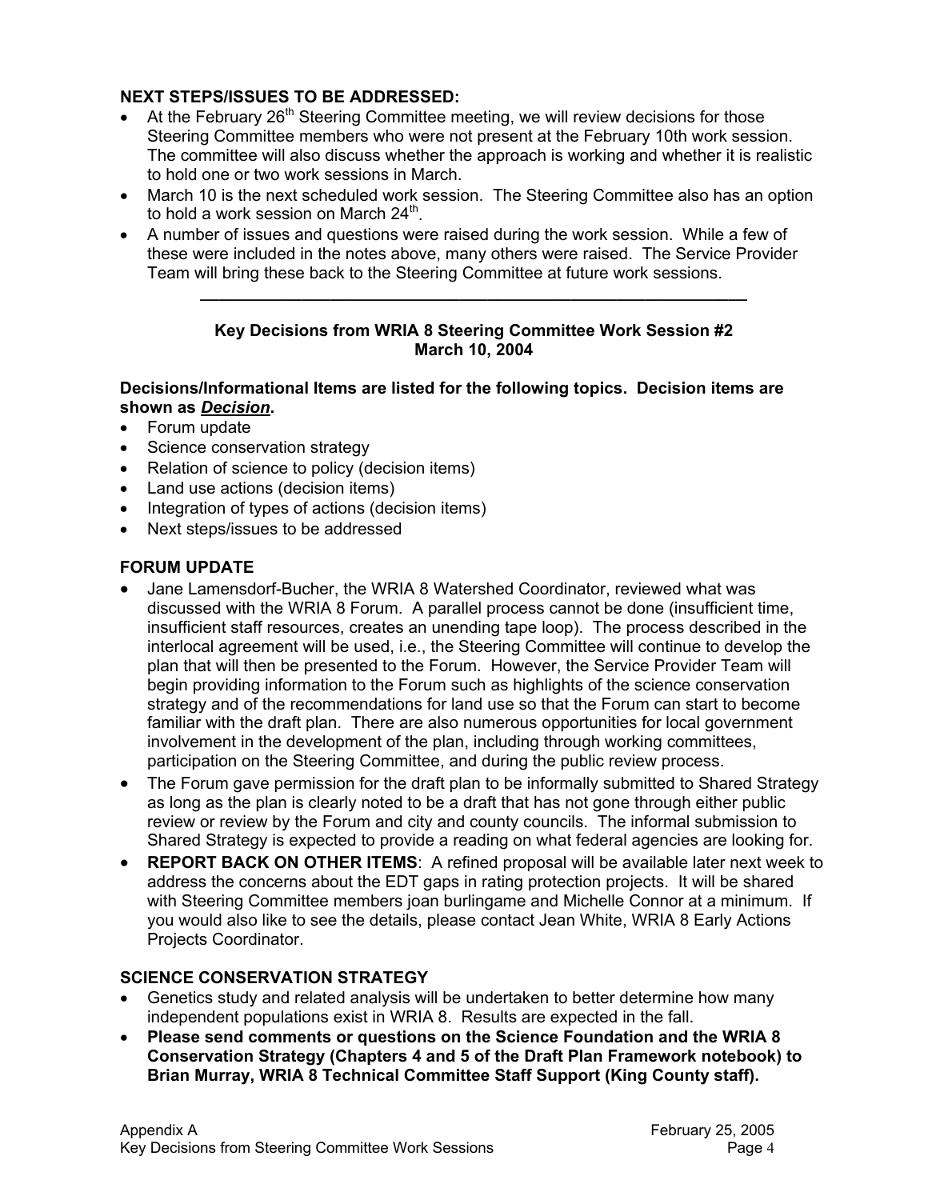**NEXT STEPS/ISSUES TO BE ADDRESSED:**

- At the February 26th Steering Committee meeting, we will review decisions for those Steering Committee members who were not present at the February 10th work session. The committee will also discuss whether the approach is working and whether it is realistic to hold one or two work sessions in March.
- March 10 is the next scheduled work session. The Steering Committee also has an option to hold a work session on March 24th.
- A number of issues and questions were raised during the work session. While a few of these were included in the notes above, many others were raised. The Service Provider Team will bring these back to the Steering Committee at future work sessions.

---

**Key Decisions from WRIA 8 Steering Committee Work Session #2**
**March 10, 2004**

**Decisions/Informational Items are listed for the following topics. Decision items are shown as *__Decision__*.**

- Forum update
- Science conservation strategy
- Relation of science to policy (decision items)
- Land use actions (decision items)
- Integration of types of actions (decision items)
- Next steps/issues to be addressed

**FORUM UPDATE**

- Jane Lamensdorf-Bucher, the WRIA 8 Watershed Coordinator, reviewed what was discussed with the WRIA 8 Forum. A parallel process cannot be done (insufficient time, insufficient staff resources, creates an unending tape loop). The process described in the interlocal agreement will be used, i.e., the Steering Committee will continue to develop the plan that will then be presented to the Forum. However, the Service Provider Team will begin providing information to the Forum such as highlights of the science conservation strategy and of the recommendations for land use so that the Forum can start to become familiar with the draft plan. There are also numerous opportunities for local government involvement in the development of the plan, including through working committees, participation on the Steering Committee, and during the public review process.
- The Forum gave permission for the draft plan to be informally submitted to Shared Strategy as long as the plan is clearly noted to be a draft that has not gone through either public review or review by the Forum and city and county councils. The informal submission to Shared Strategy is expected to provide a reading on what federal agencies are looking for.
- **REPORT BACK ON OTHER ITEMS**: A refined proposal will be available later next week to address the concerns about the EDT gaps in rating protection projects. It will be shared with Steering Committee members joan burlingame and Michelle Connor at a minimum. If you would also like to see the details, please contact Jean White, WRIA 8 Early Actions Projects Coordinator.

**SCIENCE CONSERVATION STRATEGY**

- Genetics study and related analysis will be undertaken to better determine how many independent populations exist in WRIA 8. Results are expected in the fall.
- **Please send comments or questions on the Science Foundation and the WRIA 8 Conservation Strategy (Chapters 4 and 5 of the Draft Plan Framework notebook) to Brian Murray, WRIA 8 Technical Committee Staff Support (King County staff).**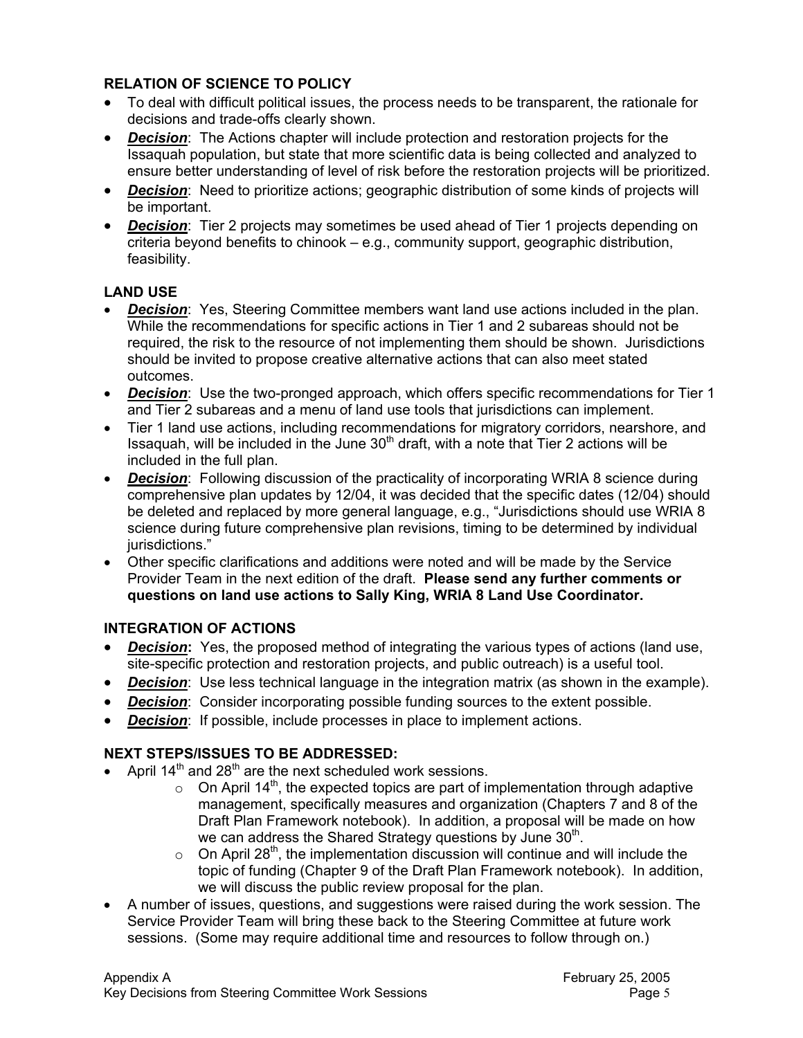### RELATION OF SCIENCE TO POLICY

- To deal with difficult political issues, the process needs to be transparent, the rationale for decisions and trade-offs clearly shown.
- ***Decision***: The Actions chapter will include protection and restoration projects for the Issaquah population, but state that more scientific data is being collected and analyzed to ensure better understanding of level of risk before the restoration projects will be prioritized.
- ***Decision***: Need to prioritize actions; geographic distribution of some kinds of projects will be important.
- ***Decision***: Tier 2 projects may sometimes be used ahead of Tier 1 projects depending on criteria beyond benefits to chinook – e.g., community support, geographic distribution, feasibility.

### LAND USE

- ***Decision***: Yes, Steering Committee members want land use actions included in the plan. While the recommendations for specific actions in Tier 1 and 2 subareas should not be required, the risk to the resource of not implementing them should be shown. Jurisdictions should be invited to propose creative alternative actions that can also meet stated outcomes.
- ***Decision***: Use the two-pronged approach, which offers specific recommendations for Tier 1 and Tier 2 subareas and a menu of land use tools that jurisdictions can implement.
- Tier 1 land use actions, including recommendations for migratory corridors, nearshore, and Issaquah, will be included in the June 30th draft, with a note that Tier 2 actions will be included in the full plan.
- ***Decision***: Following discussion of the practicality of incorporating WRIA 8 science during comprehensive plan updates by 12/04, it was decided that the specific dates (12/04) should be deleted and replaced by more general language, e.g., "Jurisdictions should use WRIA 8 science during future comprehensive plan revisions, timing to be determined by individual jurisdictions."
- Other specific clarifications and additions were noted and will be made by the Service Provider Team in the next edition of the draft. **Please send any further comments or questions on land use actions to Sally King, WRIA 8 Land Use Coordinator.**

### INTEGRATION OF ACTIONS

- ***Decision*****:** Yes, the proposed method of integrating the various types of actions (land use, site-specific protection and restoration projects, and public outreach) is a useful tool.
- ***Decision***: Use less technical language in the integration matrix (as shown in the example).
- ***Decision***: Consider incorporating possible funding sources to the extent possible.
- ***Decision***: If possible, include processes in place to implement actions.

### NEXT STEPS/ISSUES TO BE ADDRESSED:

- April 14th and 28th are the next scheduled work sessions.
  - On April 14th, the expected topics are part of implementation through adaptive management, specifically measures and organization (Chapters 7 and 8 of the Draft Plan Framework notebook). In addition, a proposal will be made on how we can address the Shared Strategy questions by June 30th.
  - On April 28th, the implementation discussion will continue and will include the topic of funding (Chapter 9 of the Draft Plan Framework notebook). In addition, we will discuss the public review proposal for the plan.
- A number of issues, questions, and suggestions were raised during the work session. The Service Provider Team will bring these back to the Steering Committee at future work sessions. (Some may require additional time and resources to follow through on.)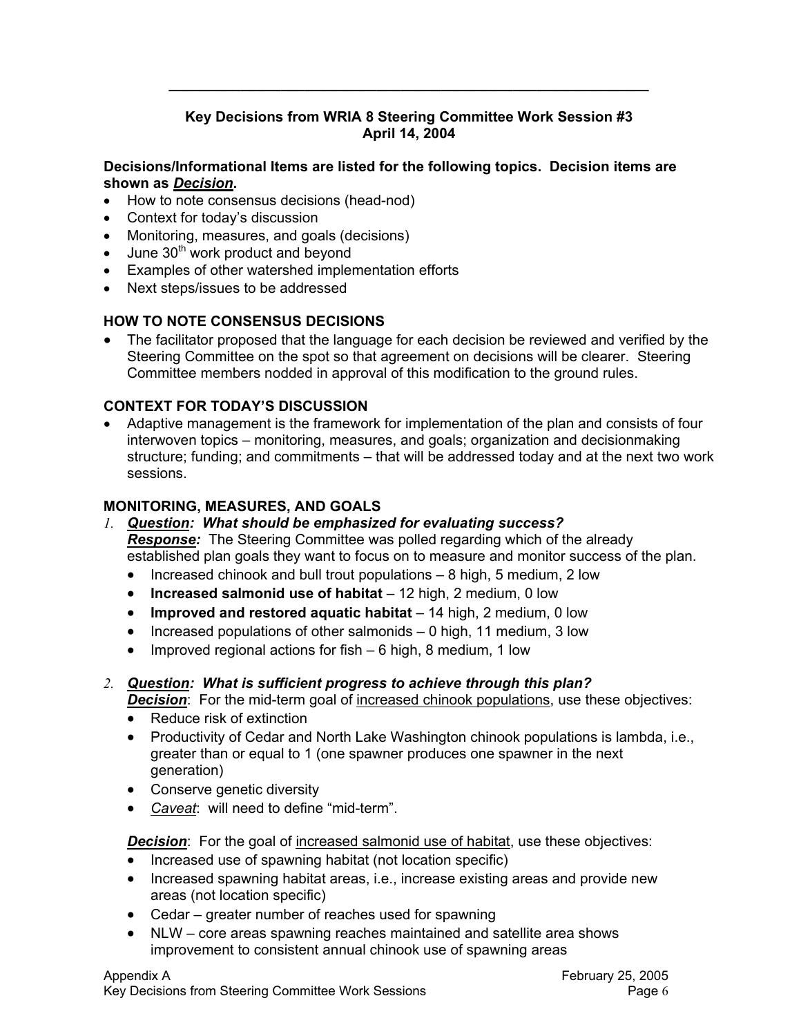## Key Decisions from WRIA 8 Steering Committee Work Session #3
## April 14, 2004

**Decisions/Informational Items are listed for the following topics. Decision items are shown as *Decision*.**

- How to note consensus decisions (head-nod)
- Context for today's discussion
- Monitoring, measures, and goals (decisions)
- June 30th work product and beyond
- Examples of other watershed implementation efforts
- Next steps/issues to be addressed

### HOW TO NOTE CONSENSUS DECISIONS

- The facilitator proposed that the language for each decision be reviewed and verified by the Steering Committee on the spot so that agreement on decisions will be clearer. Steering Committee members nodded in approval of this modification to the ground rules.

### CONTEXT FOR TODAY'S DISCUSSION

- Adaptive management is the framework for implementation of the plan and consists of four interwoven topics – monitoring, measures, and goals; organization and decisionmaking structure; funding; and commitments – that will be addressed today and at the next two work sessions.

### MONITORING, MEASURES, AND GOALS

1. ***Question:* *What should be emphasized for evaluating success?***
   ***Response:*** The Steering Committee was polled regarding which of the already established plan goals they want to focus on to measure and monitor success of the plan.
   - Increased chinook and bull trout populations – 8 high, 5 medium, 2 low
   - **Increased salmonid use of habitat** – 12 high, 2 medium, 0 low
   - **Improved and restored aquatic habitat** – 14 high, 2 medium, 0 low
   - Increased populations of other salmonids – 0 high, 11 medium, 3 low
   - Improved regional actions for fish – 6 high, 8 medium, 1 low

2. ***Question:* *What is sufficient progress to achieve through this plan?***
   ***Decision***: For the mid-term goal of increased chinook populations, use these objectives:
   - Reduce risk of extinction
   - Productivity of Cedar and North Lake Washington chinook populations is lambda, i.e., greater than or equal to 1 (one spawner produces one spawner in the next generation)
   - Conserve genetic diversity
   - *Caveat*: will need to define "mid-term".

   ***Decision***: For the goal of increased salmonid use of habitat, use these objectives:
   - Increased use of spawning habitat (not location specific)
   - Increased spawning habitat areas, i.e., increase existing areas and provide new areas (not location specific)
   - Cedar – greater number of reaches used for spawning
   - NLW – core areas spawning reaches maintained and satellite area shows improvement to consistent annual chinook use of spawning areas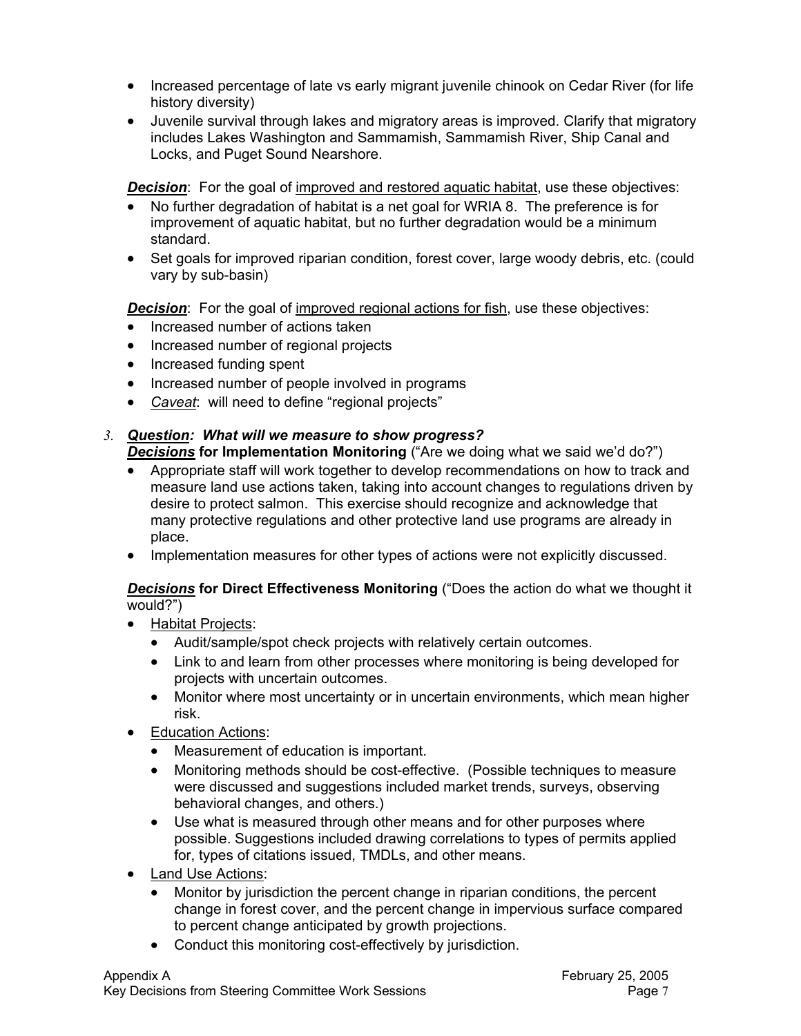- Increased percentage of late vs early migrant juvenile chinook on Cedar River (for life history diversity)
- Juvenile survival through lakes and migratory areas is improved. Clarify that migratory includes Lakes Washington and Sammamish, Sammamish River, Ship Canal and Locks, and Puget Sound Nearshore.

***Decision***: For the goal of improved and restored aquatic habitat, use these objectives:

- No further degradation of habitat is a net goal for WRIA 8. The preference is for improvement of aquatic habitat, but no further degradation would be a minimum standard.
- Set goals for improved riparian condition, forest cover, large woody debris, etc. (could vary by sub-basin)

***Decision***: For the goal of improved regional actions for fish, use these objectives:

- Increased number of actions taken
- Increased number of regional projects
- Increased funding spent
- Increased number of people involved in programs
- *Caveat*: will need to define "regional projects"

3. ***Question: What will we measure to show progress?***
***Decisions*** **for Implementation Monitoring** ("Are we doing what we said we'd do?")
   - Appropriate staff will work together to develop recommendations on how to track and measure land use actions taken, taking into account changes to regulations driven by desire to protect salmon. This exercise should recognize and acknowledge that many protective regulations and other protective land use programs are already in place.
   - Implementation measures for other types of actions were not explicitly discussed.

   ***Decisions*** **for Direct Effectiveness Monitoring** ("Does the action do what we thought it would?")
   - Habitat Projects:
     - Audit/sample/spot check projects with relatively certain outcomes.
     - Link to and learn from other processes where monitoring is being developed for projects with uncertain outcomes.
     - Monitor where most uncertainty or in uncertain environments, which mean higher risk.
   - Education Actions:
     - Measurement of education is important.
     - Monitoring methods should be cost-effective. (Possible techniques to measure were discussed and suggestions included market trends, surveys, observing behavioral changes, and others.)
     - Use what is measured through other means and for other purposes where possible. Suggestions included drawing correlations to types of permits applied for, types of citations issued, TMDLs, and other means.
   - Land Use Actions:
     - Monitor by jurisdiction the percent change in riparian conditions, the percent change in forest cover, and the percent change in impervious surface compared to percent change anticipated by growth projections.
     - Conduct this monitoring cost-effectively by jurisdiction.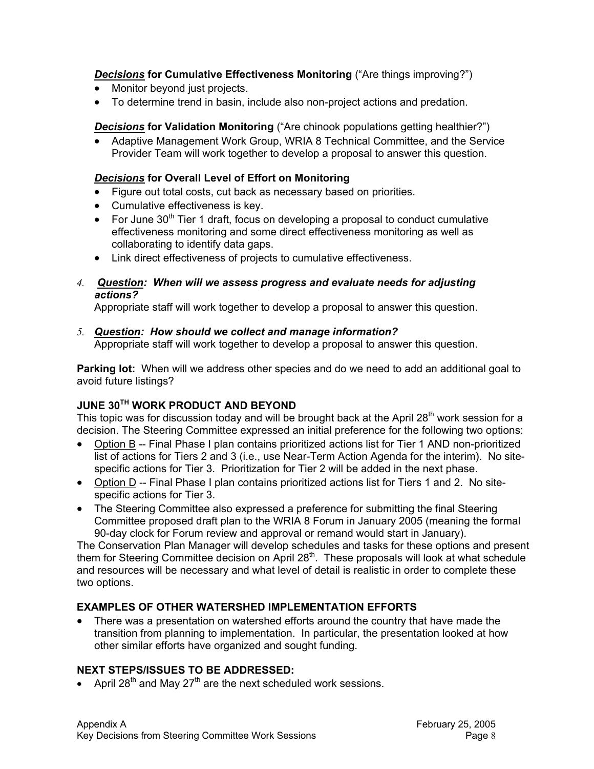***Decisions*** **for Cumulative Effectiveness Monitoring** ("Are things improving?")

- Monitor beyond just projects.
- To determine trend in basin, include also non-project actions and predation.

***Decisions*** **for Validation Monitoring** ("Are chinook populations getting healthier?")

- Adaptive Management Work Group, WRIA 8 Technical Committee, and the Service Provider Team will work together to develop a proposal to answer this question.

***Decisions*** **for Overall Level of Effort on Monitoring**

- Figure out total costs, cut back as necessary based on priorities.
- Cumulative effectiveness is key.
- For June 30th Tier 1 draft, focus on developing a proposal to conduct cumulative effectiveness monitoring and some direct effectiveness monitoring as well as collaborating to identify data gaps.
- Link direct effectiveness of projects to cumulative effectiveness.

4. ***Question*****:** ***When will we assess progress and evaluate needs for adjusting actions?***
   Appropriate staff will work together to develop a proposal to answer this question.

5. ***Question*****:** ***How should we collect and manage information?***
   Appropriate staff will work together to develop a proposal to answer this question.

**Parking lot:** When will we address other species and do we need to add an additional goal to avoid future listings?

**JUNE 30TH WORK PRODUCT AND BEYOND**

This topic was for discussion today and will be brought back at the April 28th work session for a decision. The Steering Committee expressed an initial preference for the following two options:

- Option B -- Final Phase I plan contains prioritized actions list for Tier 1 AND non-prioritized list of actions for Tiers 2 and 3 (i.e., use Near-Term Action Agenda for the interim). No site-specific actions for Tier 3. Prioritization for Tier 2 will be added in the next phase.
- Option D -- Final Phase I plan contains prioritized actions list for Tiers 1 and 2. No site-specific actions for Tier 3.
- The Steering Committee also expressed a preference for submitting the final Steering Committee proposed draft plan to the WRIA 8 Forum in January 2005 (meaning the formal 90-day clock for Forum review and approval or remand would start in January).

The Conservation Plan Manager will develop schedules and tasks for these options and present them for Steering Committee decision on April 28th. These proposals will look at what schedule and resources will be necessary and what level of detail is realistic in order to complete these two options.

**EXAMPLES OF OTHER WATERSHED IMPLEMENTATION EFFORTS**

- There was a presentation on watershed efforts around the country that have made the transition from planning to implementation. In particular, the presentation looked at how other similar efforts have organized and sought funding.

**NEXT STEPS/ISSUES TO BE ADDRESSED:**

- April 28th and May 27th are the next scheduled work sessions.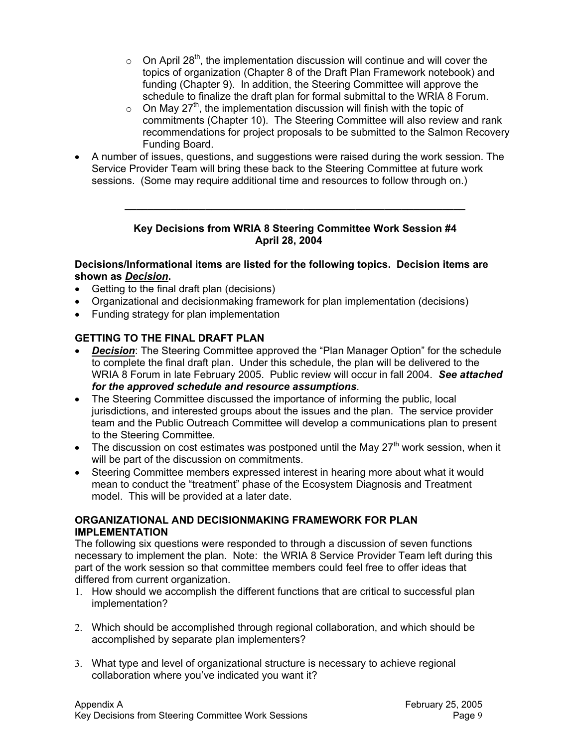- On April 28th, the implementation discussion will continue and will cover the topics of organization (Chapter 8 of the Draft Plan Framework notebook) and funding (Chapter 9). In addition, the Steering Committee will approve the schedule to finalize the draft plan for formal submittal to the WRIA 8 Forum.
  - On May 27th, the implementation discussion will finish with the topic of commitments (Chapter 10). The Steering Committee will also review and rank recommendations for project proposals to be submitted to the Salmon Recovery Funding Board.
- A number of issues, questions, and suggestions were raised during the work session. The Service Provider Team will bring these back to the Steering Committee at future work sessions. (Some may require additional time and resources to follow through on.)

---

## Key Decisions from WRIA 8 Steering Committee Work Session #4
## April 28, 2004

**Decisions/Informational items are listed for the following topics. Decision items are shown as *Decision*.**

- Getting to the final draft plan (decisions)
- Organizational and decisionmaking framework for plan implementation (decisions)
- Funding strategy for plan implementation

### GETTING TO THE FINAL DRAFT PLAN

- ***Decision***: The Steering Committee approved the "Plan Manager Option" for the schedule to complete the final draft plan. Under this schedule, the plan will be delivered to the WRIA 8 Forum in late February 2005. Public review will occur in fall 2004. ***See attached for the approved schedule and resource assumptions***.
- The Steering Committee discussed the importance of informing the public, local jurisdictions, and interested groups about the issues and the plan. The service provider team and the Public Outreach Committee will develop a communications plan to present to the Steering Committee.
- The discussion on cost estimates was postponed until the May 27th work session, when it will be part of the discussion on commitments.
- Steering Committee members expressed interest in hearing more about what it would mean to conduct the "treatment" phase of the Ecosystem Diagnosis and Treatment model. This will be provided at a later date.

### ORGANIZATIONAL AND DECISIONMAKING FRAMEWORK FOR PLAN IMPLEMENTATION

The following six questions were responded to through a discussion of seven functions necessary to implement the plan. Note: the WRIA 8 Service Provider Team left during this part of the work session so that committee members could feel free to offer ideas that differed from current organization.

1. How should we accomplish the different functions that are critical to successful plan implementation?

2. Which should be accomplished through regional collaboration, and which should be accomplished by separate plan implementers?

3. What type and level of organizational structure is necessary to achieve regional collaboration where you've indicated you want it?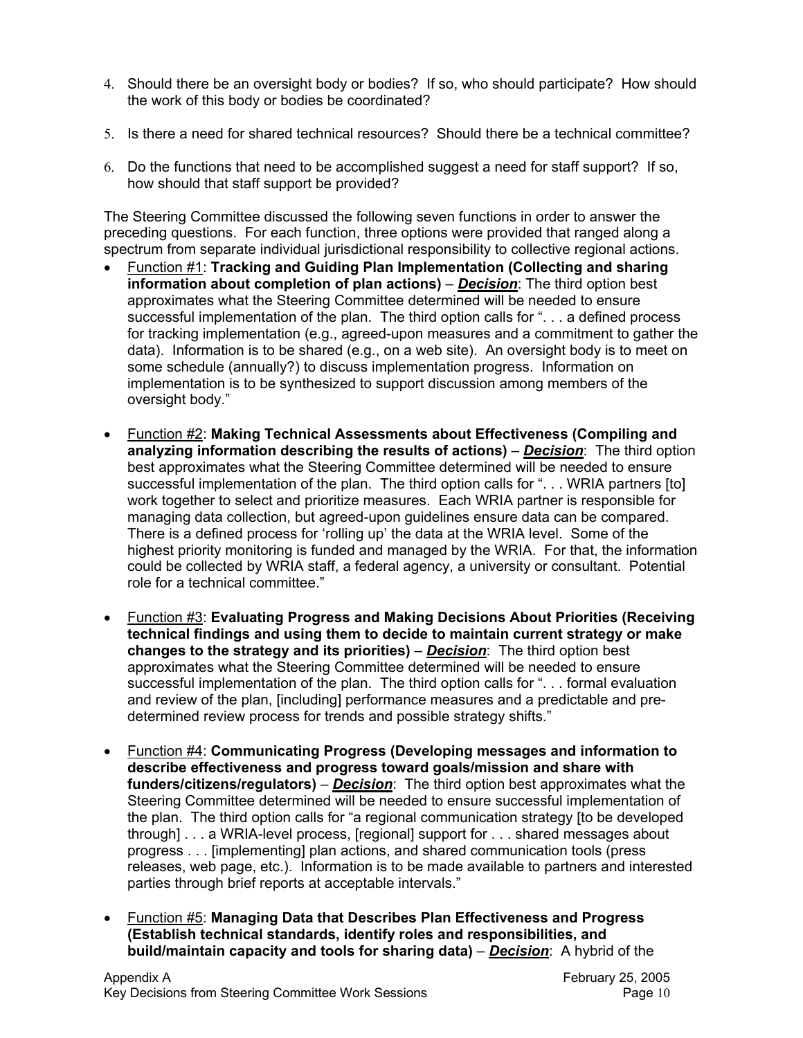4. Should there be an oversight body or bodies? If so, who should participate? How should the work of this body or bodies be coordinated?

5. Is there a need for shared technical resources? Should there be a technical committee?

6. Do the functions that need to be accomplished suggest a need for staff support? If so, how should that staff support be provided?

The Steering Committee discussed the following seven functions in order to answer the preceding questions. For each function, three options were provided that ranged along a spectrum from separate individual jurisdictional responsibility to collective regional actions.

- Function #1: **Tracking and Guiding Plan Implementation (Collecting and sharing information about completion of plan actions)** – ***Decision***: The third option best approximates what the Steering Committee determined will be needed to ensure successful implementation of the plan. The third option calls for ". . . a defined process for tracking implementation (e.g., agreed-upon measures and a commitment to gather the data). Information is to be shared (e.g., on a web site). An oversight body is to meet on some schedule (annually?) to discuss implementation progress. Information on implementation is to be synthesized to support discussion among members of the oversight body."

- Function #2: **Making Technical Assessments about Effectiveness (Compiling and analyzing information describing the results of actions)** – ***Decision***: The third option best approximates what the Steering Committee determined will be needed to ensure successful implementation of the plan. The third option calls for ". . . WRIA partners [to] work together to select and prioritize measures. Each WRIA partner is responsible for managing data collection, but agreed-upon guidelines ensure data can be compared. There is a defined process for 'rolling up' the data at the WRIA level. Some of the highest priority monitoring is funded and managed by the WRIA. For that, the information could be collected by WRIA staff, a federal agency, a university or consultant. Potential role for a technical committee."

- Function #3: **Evaluating Progress and Making Decisions About Priorities (Receiving technical findings and using them to decide to maintain current strategy or make changes to the strategy and its priorities)** – ***Decision***: The third option best approximates what the Steering Committee determined will be needed to ensure successful implementation of the plan. The third option calls for ". . . formal evaluation and review of the plan, [including] performance measures and a predictable and pre-determined review process for trends and possible strategy shifts."

- Function #4: **Communicating Progress (Developing messages and information to describe effectiveness and progress toward goals/mission and share with funders/citizens/regulators)** – ***Decision***: The third option best approximates what the Steering Committee determined will be needed to ensure successful implementation of the plan. The third option calls for "a regional communication strategy [to be developed through] . . . a WRIA-level process, [regional] support for . . . shared messages about progress . . . [implementing] plan actions, and shared communication tools (press releases, web page, etc.). Information is to be made available to partners and interested parties through brief reports at acceptable intervals."

- Function #5: **Managing Data that Describes Plan Effectiveness and Progress (Establish technical standards, identify roles and responsibilities, and build/maintain capacity and tools for sharing data)** – ***Decision***: A hybrid of the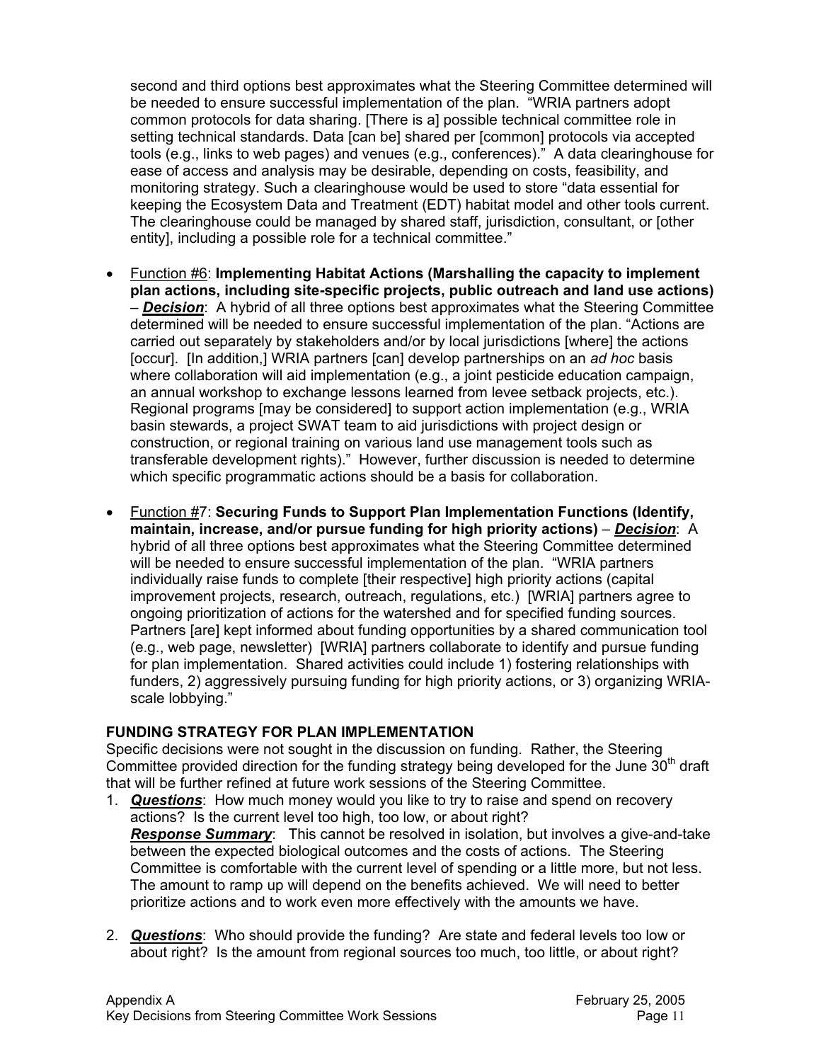second and third options best approximates what the Steering Committee determined will be needed to ensure successful implementation of the plan. "WRIA partners adopt common protocols for data sharing. [There is a] possible technical committee role in setting technical standards. Data [can be] shared per [common] protocols via accepted tools (e.g., links to web pages) and venues (e.g., conferences)." A data clearinghouse for ease of access and analysis may be desirable, depending on costs, feasibility, and monitoring strategy. Such a clearinghouse would be used to store "data essential for keeping the Ecosystem Data and Treatment (EDT) habitat model and other tools current. The clearinghouse could be managed by shared staff, jurisdiction, consultant, or [other entity], including a possible role for a technical committee."

- Function #6: **Implementing Habitat Actions (Marshalling the capacity to implement plan actions, including site-specific projects, public outreach and land use actions)** – ***Decision***: A hybrid of all three options best approximates what the Steering Committee determined will be needed to ensure successful implementation of the plan. "Actions are carried out separately by stakeholders and/or by local jurisdictions [where] the actions [occur]. [In addition,] WRIA partners [can] develop partnerships on an *ad hoc* basis where collaboration will aid implementation (e.g., a joint pesticide education campaign, an annual workshop to exchange lessons learned from levee setback projects, etc.). Regional programs [may be considered] to support action implementation (e.g., WRIA basin stewards, a project SWAT team to aid jurisdictions with project design or construction, or regional training on various land use management tools such as transferable development rights)." However, further discussion is needed to determine which specific programmatic actions should be a basis for collaboration.

- Function #7: **Securing Funds to Support Plan Implementation Functions (Identify, maintain, increase, and/or pursue funding for high priority actions)** – ***Decision***: A hybrid of all three options best approximates what the Steering Committee determined will be needed to ensure successful implementation of the plan. "WRIA partners individually raise funds to complete [their respective] high priority actions (capital improvement projects, research, outreach, regulations, etc.) [WRIA] partners agree to ongoing prioritization of actions for the watershed and for specified funding sources. Partners [are] kept informed about funding opportunities by a shared communication tool (e.g., web page, newsletter) [WRIA] partners collaborate to identify and pursue funding for plan implementation. Shared activities could include 1) fostering relationships with funders, 2) aggressively pursuing funding for high priority actions, or 3) organizing WRIA-scale lobbying."

**FUNDING STRATEGY FOR PLAN IMPLEMENTATION**

Specific decisions were not sought in the discussion on funding. Rather, the Steering Committee provided direction for the funding strategy being developed for the June 30th draft that will be further refined at future work sessions of the Steering Committee.

1. ***Questions***: How much money would you like to try to raise and spend on recovery actions? Is the current level too high, too low, or about right?
   ***Response Summary***: This cannot be resolved in isolation, but involves a give-and-take between the expected biological outcomes and the costs of actions. The Steering Committee is comfortable with the current level of spending or a little more, but not less. The amount to ramp up will depend on the benefits achieved. We will need to better prioritize actions and to work even more effectively with the amounts we have.

2. ***Questions***: Who should provide the funding? Are state and federal levels too low or about right? Is the amount from regional sources too much, too little, or about right?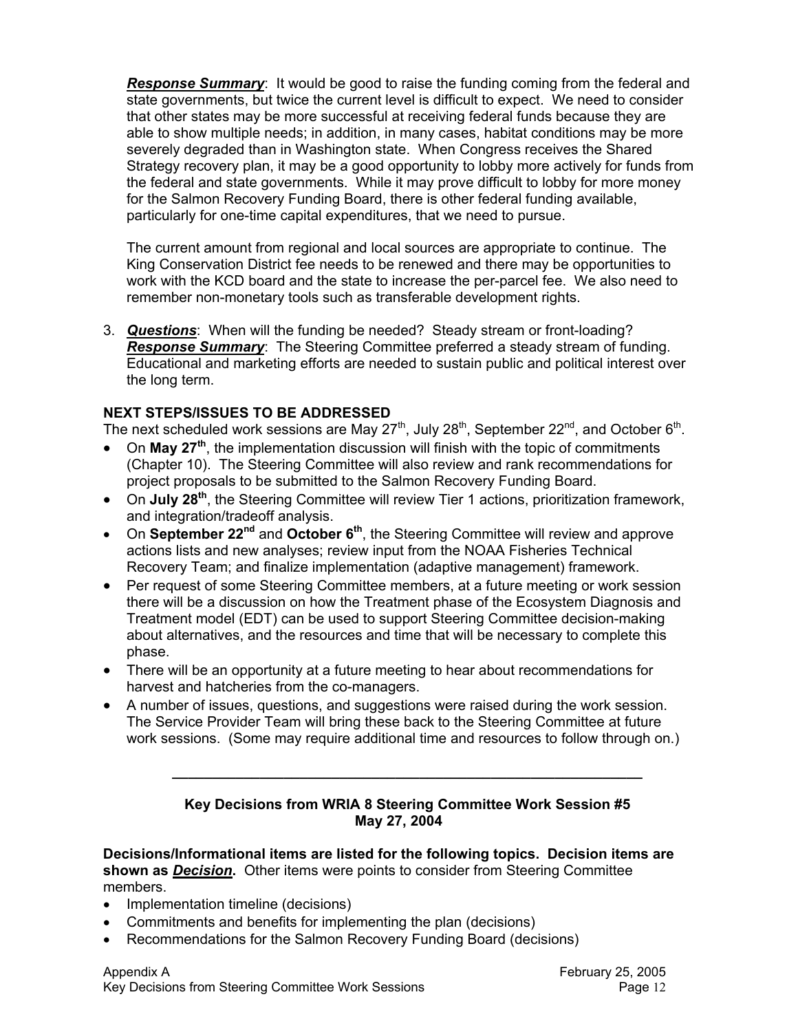***Response Summary***: It would be good to raise the funding coming from the federal and state governments, but twice the current level is difficult to expect. We need to consider that other states may be more successful at receiving federal funds because they are able to show multiple needs; in addition, in many cases, habitat conditions may be more severely degraded than in Washington state. When Congress receives the Shared Strategy recovery plan, it may be a good opportunity to lobby more actively for funds from the federal and state governments. While it may prove difficult to lobby for more money for the Salmon Recovery Funding Board, there is other federal funding available, particularly for one-time capital expenditures, that we need to pursue.

The current amount from regional and local sources are appropriate to continue. The King Conservation District fee needs to be renewed and there may be opportunities to work with the KCD board and the state to increase the per-parcel fee. We also need to remember non-monetary tools such as transferable development rights.

3. ***Questions***: When will the funding be needed? Steady stream or front-loading?
   ***Response Summary***: The Steering Committee preferred a steady stream of funding. Educational and marketing efforts are needed to sustain public and political interest over the long term.

**NEXT STEPS/ISSUES TO BE ADDRESSED**

The next scheduled work sessions are May 27th, July 28th, September 22nd, and October 6th.

- On **May 27th**, the implementation discussion will finish with the topic of commitments (Chapter 10). The Steering Committee will also review and rank recommendations for project proposals to be submitted to the Salmon Recovery Funding Board.
- On **July 28th**, the Steering Committee will review Tier 1 actions, prioritization framework, and integration/tradeoff analysis.
- On **September 22nd** and **October 6th**, the Steering Committee will review and approve actions lists and new analyses; review input from the NOAA Fisheries Technical Recovery Team; and finalize implementation (adaptive management) framework.
- Per request of some Steering Committee members, at a future meeting or work session there will be a discussion on how the Treatment phase of the Ecosystem Diagnosis and Treatment model (EDT) can be used to support Steering Committee decision-making about alternatives, and the resources and time that will be necessary to complete this phase.
- There will be an opportunity at a future meeting to hear about recommendations for harvest and hatcheries from the co-managers.
- A number of issues, questions, and suggestions were raised during the work session. The Service Provider Team will bring these back to the Steering Committee at future work sessions. (Some may require additional time and resources to follow through on.)

---

**Key Decisions from WRIA 8 Steering Committee Work Session #5**
**May 27, 2004**

**Decisions/Informational items are listed for the following topics. Decision items are shown as *<u>Decision</u>*.** Other items were points to consider from Steering Committee members.

- Implementation timeline (decisions)
- Commitments and benefits for implementing the plan (decisions)
- Recommendations for the Salmon Recovery Funding Board (decisions)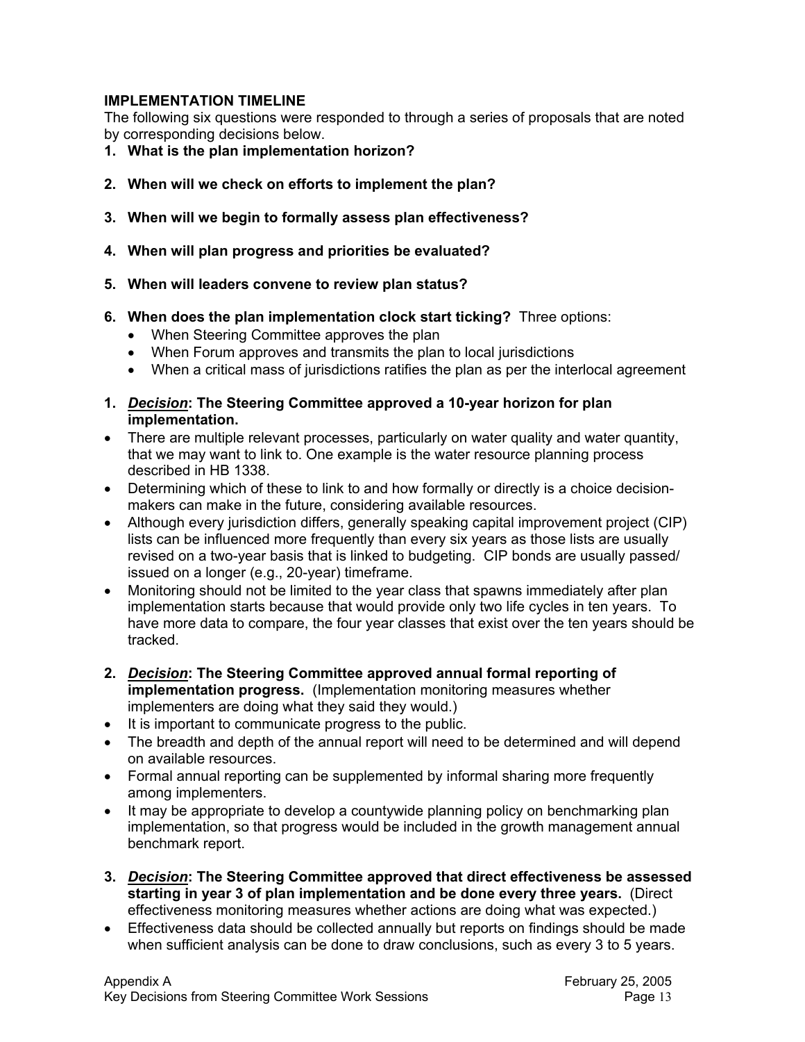**IMPLEMENTATION TIMELINE**

The following six questions were responded to through a series of proposals that are noted by corresponding decisions below.

1. **What is the plan implementation horizon?**

2. **When will we check on efforts to implement the plan?**

3. **When will we begin to formally assess plan effectiveness?**

4. **When will plan progress and priorities be evaluated?**

5. **When will leaders convene to review plan status?**

6. **When does the plan implementation clock start ticking?** Three options:
   - When Steering Committee approves the plan
   - When Forum approves and transmits the plan to local jurisdictions
   - When a critical mass of jurisdictions ratifies the plan as per the interlocal agreement

1. ***Decision*: The Steering Committee approved a 10-year horizon for plan implementation.**

- There are multiple relevant processes, particularly on water quality and water quantity, that we may want to link to. One example is the water resource planning process described in HB 1338.
- Determining which of these to link to and how formally or directly is a choice decision-makers can make in the future, considering available resources.
- Although every jurisdiction differs, generally speaking capital improvement project (CIP) lists can be influenced more frequently than every six years as those lists are usually revised on a two-year basis that is linked to budgeting. CIP bonds are usually passed/ issued on a longer (e.g., 20-year) timeframe.
- Monitoring should not be limited to the year class that spawns immediately after plan implementation starts because that would provide only two life cycles in ten years. To have more data to compare, the four year classes that exist over the ten years should be tracked.

2. ***Decision*: The Steering Committee approved annual formal reporting of implementation progress.** (Implementation monitoring measures whether implementers are doing what they said they would.)

- It is important to communicate progress to the public.
- The breadth and depth of the annual report will need to be determined and will depend on available resources.
- Formal annual reporting can be supplemented by informal sharing more frequently among implementers.
- It may be appropriate to develop a countywide planning policy on benchmarking plan implementation, so that progress would be included in the growth management annual benchmark report.

3. ***Decision*: The Steering Committee approved that direct effectiveness be assessed starting in year 3 of plan implementation and be done every three years.** (Direct effectiveness monitoring measures whether actions are doing what was expected.)

- Effectiveness data should be collected annually but reports on findings should be made when sufficient analysis can be done to draw conclusions, such as every 3 to 5 years.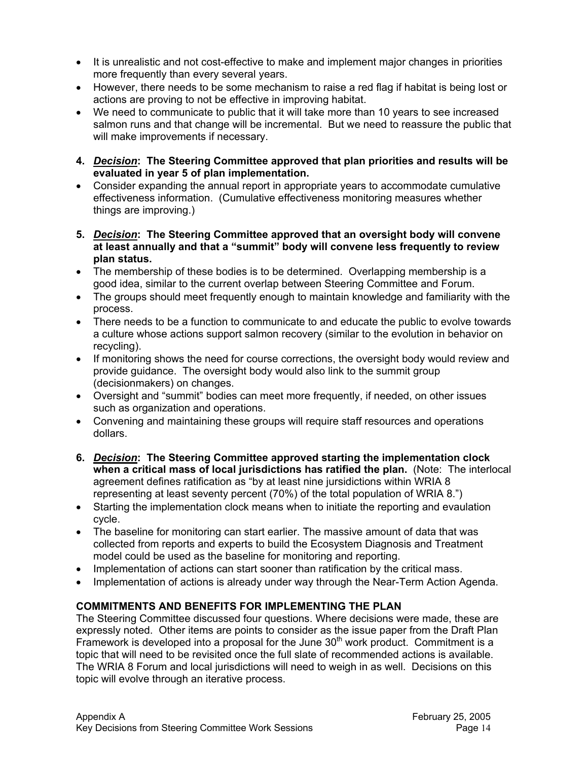- It is unrealistic and not cost-effective to make and implement major changes in priorities more frequently than every several years.
- However, there needs to be some mechanism to raise a red flag if habitat is being lost or actions are proving to not be effective in improving habitat.
- We need to communicate to public that it will take more than 10 years to see increased salmon runs and that change will be incremental. But we need to reassure the public that will make improvements if necessary.

**4. *Decision*: The Steering Committee approved that plan priorities and results will be evaluated in year 5 of plan implementation.**

- Consider expanding the annual report in appropriate years to accommodate cumulative effectiveness information. (Cumulative effectiveness monitoring measures whether things are improving.)

**5. *Decision*: The Steering Committee approved that an oversight body will convene at least annually and that a "summit" body will convene less frequently to review plan status.**

- The membership of these bodies is to be determined. Overlapping membership is a good idea, similar to the current overlap between Steering Committee and Forum.
- The groups should meet frequently enough to maintain knowledge and familiarity with the process.
- There needs to be a function to communicate to and educate the public to evolve towards a culture whose actions support salmon recovery (similar to the evolution in behavior on recycling).
- If monitoring shows the need for course corrections, the oversight body would review and provide guidance. The oversight body would also link to the summit group (decisionmakers) on changes.
- Oversight and "summit" bodies can meet more frequently, if needed, on other issues such as organization and operations.
- Convening and maintaining these groups will require staff resources and operations dollars.

**6. *Decision*: The Steering Committee approved starting the implementation clock when a critical mass of local jurisdictions has ratified the plan.** (Note: The interlocal agreement defines ratification as "by at least nine jursidictions within WRIA 8 representing at least seventy percent (70%) of the total population of WRIA 8.")

- Starting the implementation clock means when to initiate the reporting and evaulation cycle.
- The baseline for monitoring can start earlier. The massive amount of data that was collected from reports and experts to build the Ecosystem Diagnosis and Treatment model could be used as the baseline for monitoring and reporting.
- Implementation of actions can start sooner than ratification by the critical mass.
- Implementation of actions is already under way through the Near-Term Action Agenda.

**COMMITMENTS AND BENEFITS FOR IMPLEMENTING THE PLAN**

The Steering Committee discussed four questions. Where decisions were made, these are expressly noted. Other items are points to consider as the issue paper from the Draft Plan Framework is developed into a proposal for the June 30th work product. Commitment is a topic that will need to be revisited once the full slate of recommended actions is available. The WRIA 8 Forum and local jurisdictions will need to weigh in as well. Decisions on this topic will evolve through an iterative process.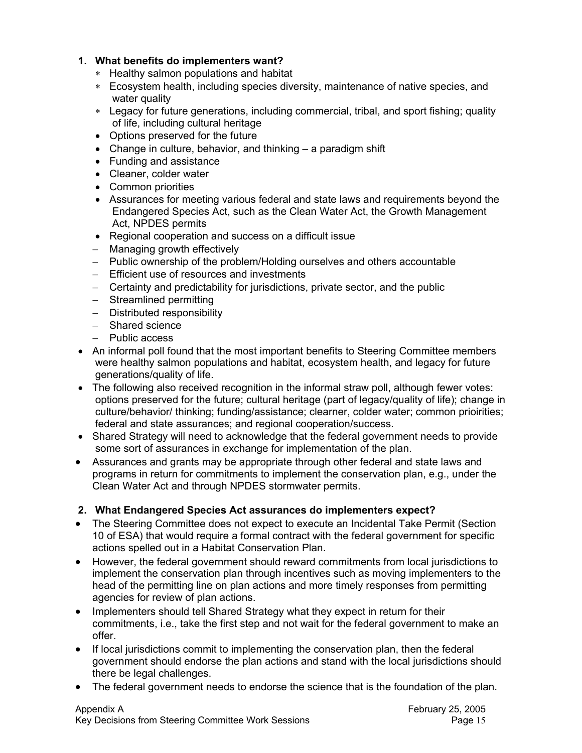**1. What benefits do implementers want?**

- ∗ Healthy salmon populations and habitat
- ∗ Ecosystem health, including species diversity, maintenance of native species, and water quality
- ∗ Legacy for future generations, including commercial, tribal, and sport fishing; quality of life, including cultural heritage
- Options preserved for the future
- Change in culture, behavior, and thinking – a paradigm shift
- Funding and assistance
- Cleaner, colder water
- Common priorities
- Assurances for meeting various federal and state laws and requirements beyond the Endangered Species Act, such as the Clean Water Act, the Growth Management Act, NPDES permits
- Regional cooperation and success on a difficult issue
- – Managing growth effectively
- – Public ownership of the problem/Holding ourselves and others accountable
- – Efficient use of resources and investments
- – Certainty and predictability for jurisdictions, private sector, and the public
- – Streamlined permitting
- – Distributed responsibility
- – Shared science
- – Public access

- An informal poll found that the most important benefits to Steering Committee members were healthy salmon populations and habitat, ecosystem health, and legacy for future generations/quality of life.
- The following also received recognition in the informal straw poll, although fewer votes: options preserved for the future; cultural heritage (part of legacy/quality of life); change in culture/behavior/ thinking; funding/assistance; clearner, colder water; common prioirities; federal and state assurances; and regional cooperation/success.
- Shared Strategy will need to acknowledge that the federal government needs to provide some sort of assurances in exchange for implementation of the plan.
- Assurances and grants may be appropriate through other federal and state laws and programs in return for commitments to implement the conservation plan, e.g., under the Clean Water Act and through NPDES stormwater permits.

**2. What Endangered Species Act assurances do implementers expect?**

- The Steering Committee does not expect to execute an Incidental Take Permit (Section 10 of ESA) that would require a formal contract with the federal government for specific actions spelled out in a Habitat Conservation Plan.
- However, the federal government should reward commitments from local jurisdictions to implement the conservation plan through incentives such as moving implementers to the head of the permitting line on plan actions and more timely responses from permitting agencies for review of plan actions.
- Implementers should tell Shared Strategy what they expect in return for their commitments, i.e., take the first step and not wait for the federal government to make an offer.
- If local jurisdictions commit to implementing the conservation plan, then the federal government should endorse the plan actions and stand with the local jurisdictions should there be legal challenges.
- The federal government needs to endorse the science that is the foundation of the plan.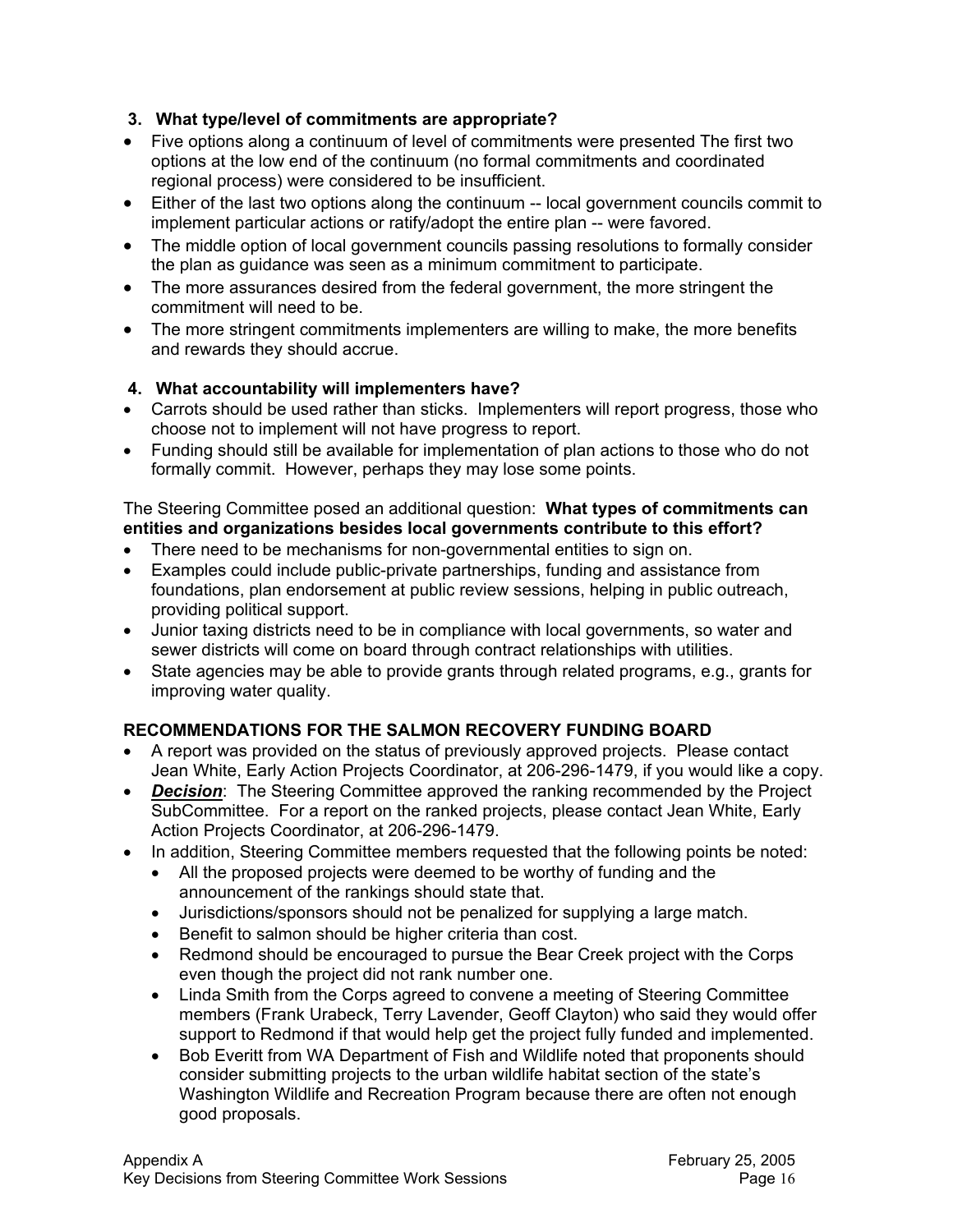**3. What type/level of commitments are appropriate?**

- Five options along a continuum of level of commitments were presented The first two options at the low end of the continuum (no formal commitments and coordinated regional process) were considered to be insufficient.
- Either of the last two options along the continuum -- local government councils commit to implement particular actions or ratify/adopt the entire plan -- were favored.
- The middle option of local government councils passing resolutions to formally consider the plan as guidance was seen as a minimum commitment to participate.
- The more assurances desired from the federal government, the more stringent the commitment will need to be.
- The more stringent commitments implementers are willing to make, the more benefits and rewards they should accrue.

**4. What accountability will implementers have?**

- Carrots should be used rather than sticks. Implementers will report progress, those who choose not to implement will not have progress to report.
- Funding should still be available for implementation of plan actions to those who do not formally commit. However, perhaps they may lose some points.

The Steering Committee posed an additional question: **What types of commitments can entities and organizations besides local governments contribute to this effort?**

- There need to be mechanisms for non-governmental entities to sign on.
- Examples could include public-private partnerships, funding and assistance from foundations, plan endorsement at public review sessions, helping in public outreach, providing political support.
- Junior taxing districts need to be in compliance with local governments, so water and sewer districts will come on board through contract relationships with utilities.
- State agencies may be able to provide grants through related programs, e.g., grants for improving water quality.

**RECOMMENDATIONS FOR THE SALMON RECOVERY FUNDING BOARD**

- A report was provided on the status of previously approved projects. Please contact Jean White, Early Action Projects Coordinator, at 206-296-1479, if you would like a copy.
- ***Decision***: The Steering Committee approved the ranking recommended by the Project SubCommittee. For a report on the ranked projects, please contact Jean White, Early Action Projects Coordinator, at 206-296-1479.
- In addition, Steering Committee members requested that the following points be noted:
  - All the proposed projects were deemed to be worthy of funding and the announcement of the rankings should state that.
  - Jurisdictions/sponsors should not be penalized for supplying a large match.
  - Benefit to salmon should be higher criteria than cost.
  - Redmond should be encouraged to pursue the Bear Creek project with the Corps even though the project did not rank number one.
  - Linda Smith from the Corps agreed to convene a meeting of Steering Committee members (Frank Urabeck, Terry Lavender, Geoff Clayton) who said they would offer support to Redmond if that would help get the project fully funded and implemented.
  - Bob Everitt from WA Department of Fish and Wildlife noted that proponents should consider submitting projects to the urban wildlife habitat section of the state's Washington Wildlife and Recreation Program because there are often not enough good proposals.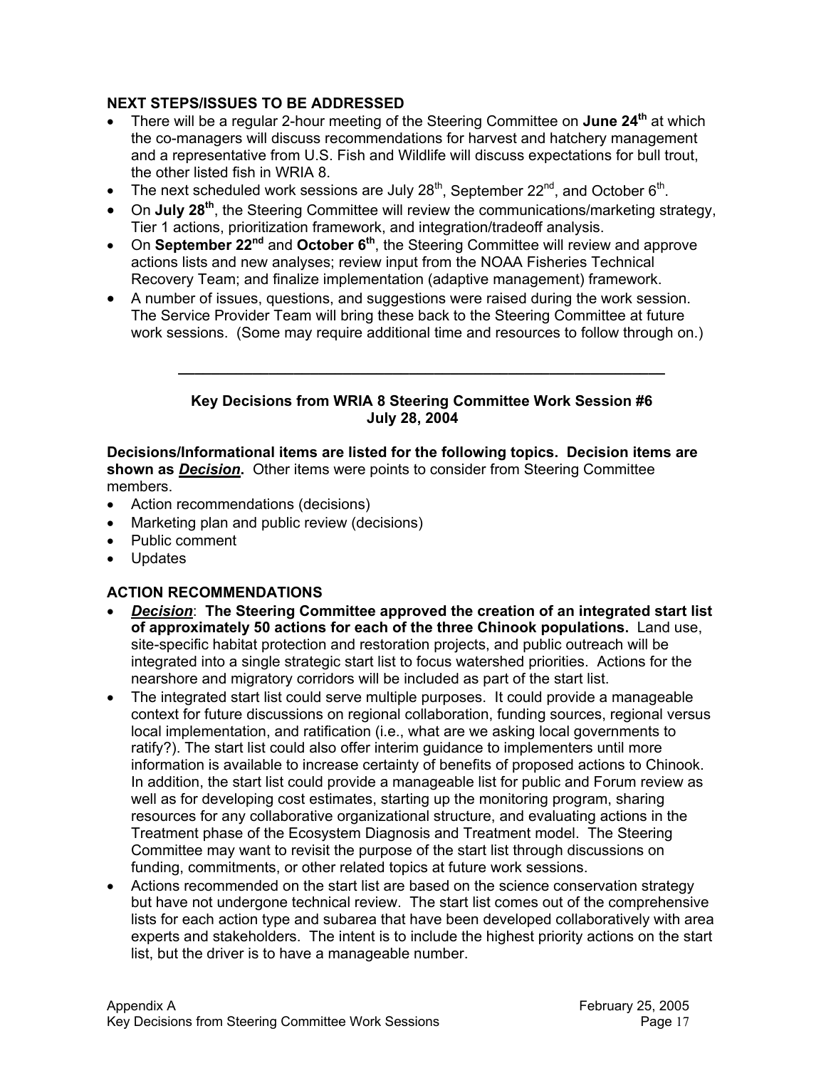**NEXT STEPS/ISSUES TO BE ADDRESSED**

- There will be a regular 2-hour meeting of the Steering Committee on **June 24th** at which the co-managers will discuss recommendations for harvest and hatchery management and a representative from U.S. Fish and Wildlife will discuss expectations for bull trout, the other listed fish in WRIA 8.
- The next scheduled work sessions are July 28th, September 22nd, and October 6th.
- On **July 28th**, the Steering Committee will review the communications/marketing strategy, Tier 1 actions, prioritization framework, and integration/tradeoff analysis.
- On **September 22nd** and **October 6th**, the Steering Committee will review and approve actions lists and new analyses; review input from the NOAA Fisheries Technical Recovery Team; and finalize implementation (adaptive management) framework.
- A number of issues, questions, and suggestions were raised during the work session. The Service Provider Team will bring these back to the Steering Committee at future work sessions. (Some may require additional time and resources to follow through on.)

---

**Key Decisions from WRIA 8 Steering Committee Work Session #6**
**July 28, 2004**

**Decisions/Informational items are listed for the following topics. Decision items are shown as *<u>Decision</u>*.** Other items were points to consider from Steering Committee members.

- Action recommendations (decisions)
- Marketing plan and public review (decisions)
- Public comment
- Updates

**ACTION RECOMMENDATIONS**

- ***<u>Decision</u>***: **The Steering Committee approved the creation of an integrated start list of approximately 50 actions for each of the three Chinook populations.** Land use, site-specific habitat protection and restoration projects, and public outreach will be integrated into a single strategic start list to focus watershed priorities. Actions for the nearshore and migratory corridors will be included as part of the start list.
- The integrated start list could serve multiple purposes. It could provide a manageable context for future discussions on regional collaboration, funding sources, regional versus local implementation, and ratification (i.e., what are we asking local governments to ratify?). The start list could also offer interim guidance to implementers until more information is available to increase certainty of benefits of proposed actions to Chinook. In addition, the start list could provide a manageable list for public and Forum review as well as for developing cost estimates, starting up the monitoring program, sharing resources for any collaborative organizational structure, and evaluating actions in the Treatment phase of the Ecosystem Diagnosis and Treatment model. The Steering Committee may want to revisit the purpose of the start list through discussions on funding, commitments, or other related topics at future work sessions.
- Actions recommended on the start list are based on the science conservation strategy but have not undergone technical review. The start list comes out of the comprehensive lists for each action type and subarea that have been developed collaboratively with area experts and stakeholders. The intent is to include the highest priority actions on the start list, but the driver is to have a manageable number.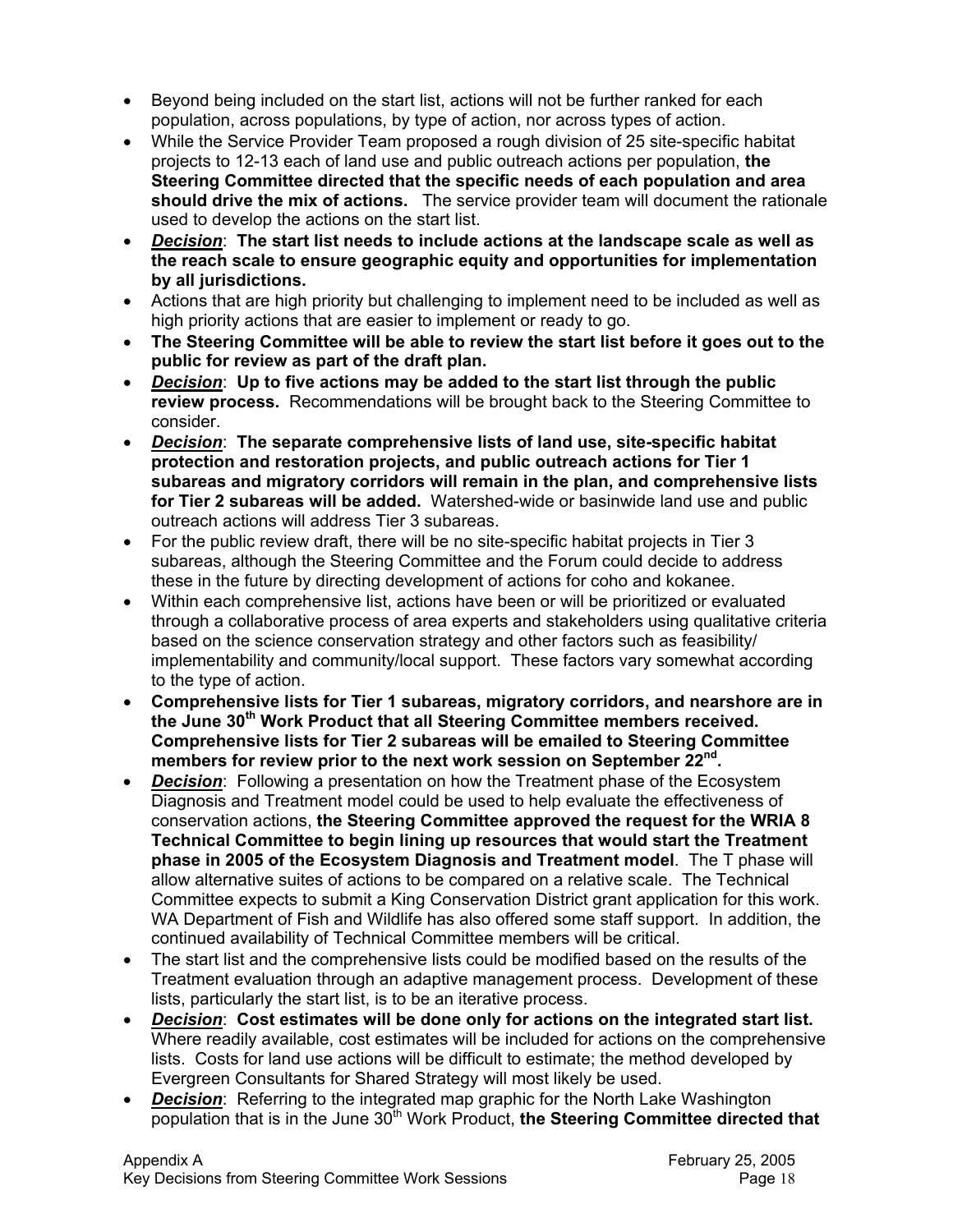- Beyond being included on the start list, actions will not be further ranked for each population, across populations, by type of action, nor across types of action.
- While the Service Provider Team proposed a rough division of 25 site-specific habitat projects to 12-13 each of land use and public outreach actions per population, **the Steering Committee directed that the specific needs of each population and area should drive the mix of actions.** The service provider team will document the rationale used to develop the actions on the start list.
- ***Decision***: **The start list needs to include actions at the landscape scale as well as the reach scale to ensure geographic equity and opportunities for implementation by all jurisdictions.**
- Actions that are high priority but challenging to implement need to be included as well as high priority actions that are easier to implement or ready to go.
- **The Steering Committee will be able to review the start list before it goes out to the public for review as part of the draft plan.**
- ***Decision***: **Up to five actions may be added to the start list through the public review process.** Recommendations will be brought back to the Steering Committee to consider.
- ***Decision***: **The separate comprehensive lists of land use, site-specific habitat protection and restoration projects, and public outreach actions for Tier 1 subareas and migratory corridors will remain in the plan, and comprehensive lists for Tier 2 subareas will be added.** Watershed-wide or basinwide land use and public outreach actions will address Tier 3 subareas.
- For the public review draft, there will be no site-specific habitat projects in Tier 3 subareas, although the Steering Committee and the Forum could decide to address these in the future by directing development of actions for coho and kokanee.
- Within each comprehensive list, actions have been or will be prioritized or evaluated through a collaborative process of area experts and stakeholders using qualitative criteria based on the science conservation strategy and other factors such as feasibility/ implementability and community/local support. These factors vary somewhat according to the type of action.
- **Comprehensive lists for Tier 1 subareas, migratory corridors, and nearshore are in the June 30th Work Product that all Steering Committee members received. Comprehensive lists for Tier 2 subareas will be emailed to Steering Committee members for review prior to the next work session on September 22nd.**
- ***Decision***: Following a presentation on how the Treatment phase of the Ecosystem Diagnosis and Treatment model could be used to help evaluate the effectiveness of conservation actions, **the Steering Committee approved the request for the WRIA 8 Technical Committee to begin lining up resources that would start the Treatment phase in 2005 of the Ecosystem Diagnosis and Treatment model**. The T phase will allow alternative suites of actions to be compared on a relative scale. The Technical Committee expects to submit a King Conservation District grant application for this work. WA Department of Fish and Wildlife has also offered some staff support. In addition, the continued availability of Technical Committee members will be critical.
- The start list and the comprehensive lists could be modified based on the results of the Treatment evaluation through an adaptive management process. Development of these lists, particularly the start list, is to be an iterative process.
- ***Decision***: **Cost estimates will be done only for actions on the integrated start list.** Where readily available, cost estimates will be included for actions on the comprehensive lists. Costs for land use actions will be difficult to estimate; the method developed by Evergreen Consultants for Shared Strategy will most likely be used.
- ***Decision***: Referring to the integrated map graphic for the North Lake Washington population that is in the June 30th Work Product, **the Steering Committee directed that**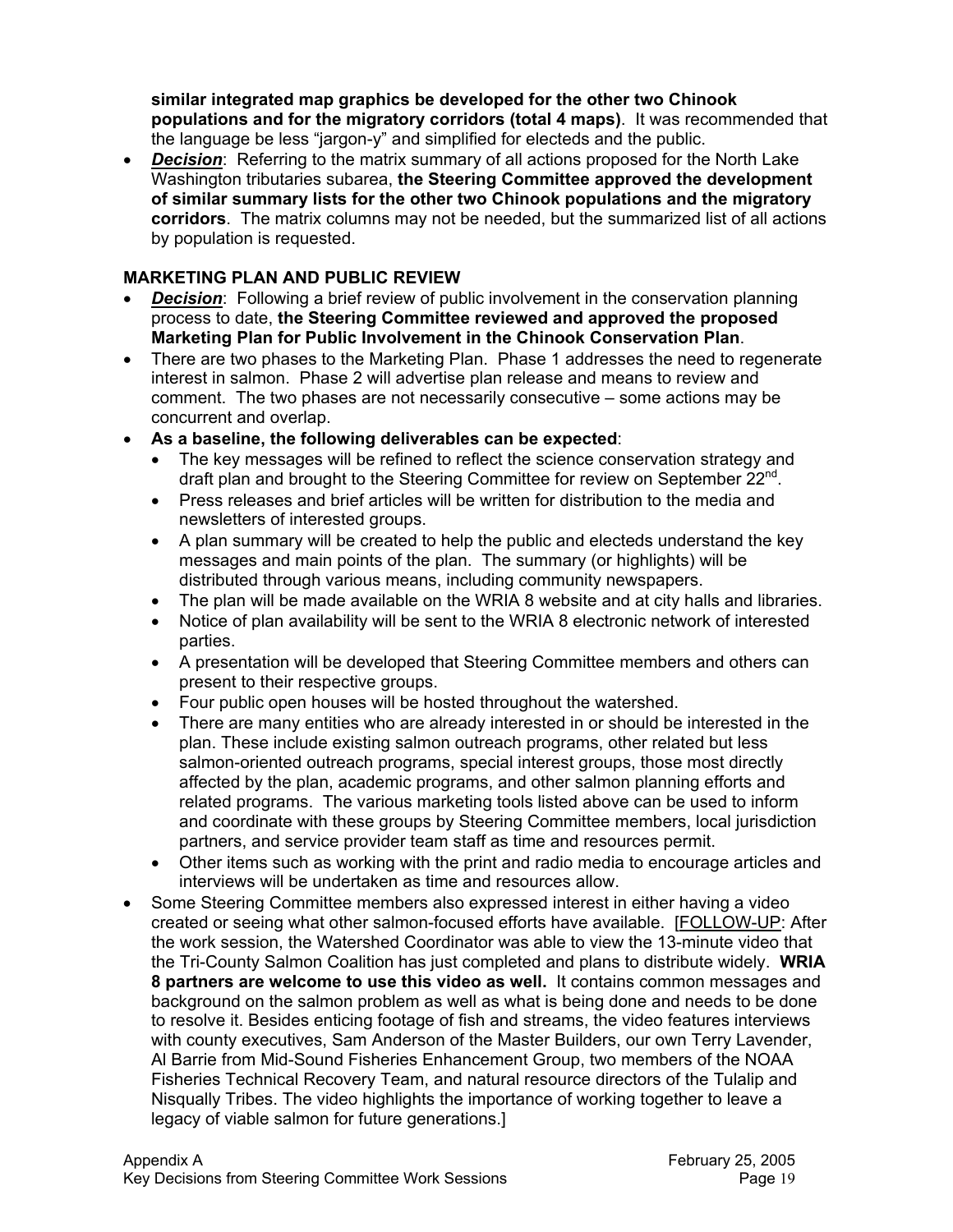**similar integrated map graphics be developed for the other two Chinook populations and for the migratory corridors (total 4 maps)**. It was recommended that the language be less "jargon-y" and simplified for electeds and the public.

- ***Decision***: Referring to the matrix summary of all actions proposed for the North Lake Washington tributaries subarea, **the Steering Committee approved the development of similar summary lists for the other two Chinook populations and the migratory corridors**. The matrix columns may not be needed, but the summarized list of all actions by population is requested.

**MARKETING PLAN AND PUBLIC REVIEW**

- ***Decision***: Following a brief review of public involvement in the conservation planning process to date, **the Steering Committee reviewed and approved the proposed Marketing Plan for Public Involvement in the Chinook Conservation Plan**.
- There are two phases to the Marketing Plan. Phase 1 addresses the need to regenerate interest in salmon. Phase 2 will advertise plan release and means to review and comment. The two phases are not necessarily consecutive – some actions may be concurrent and overlap.
- **As a baseline, the following deliverables can be expected**:
  - The key messages will be refined to reflect the science conservation strategy and draft plan and brought to the Steering Committee for review on September 22nd.
  - Press releases and brief articles will be written for distribution to the media and newsletters of interested groups.
  - A plan summary will be created to help the public and electeds understand the key messages and main points of the plan. The summary (or highlights) will be distributed through various means, including community newspapers.
  - The plan will be made available on the WRIA 8 website and at city halls and libraries.
  - Notice of plan availability will be sent to the WRIA 8 electronic network of interested parties.
  - A presentation will be developed that Steering Committee members and others can present to their respective groups.
  - Four public open houses will be hosted throughout the watershed.
  - There are many entities who are already interested in or should be interested in the plan. These include existing salmon outreach programs, other related but less salmon-oriented outreach programs, special interest groups, those most directly affected by the plan, academic programs, and other salmon planning efforts and related programs. The various marketing tools listed above can be used to inform and coordinate with these groups by Steering Committee members, local jurisdiction partners, and service provider team staff as time and resources permit.
  - Other items such as working with the print and radio media to encourage articles and interviews will be undertaken as time and resources allow.
- Some Steering Committee members also expressed interest in either having a video created or seeing what other salmon-focused efforts have available. [FOLLOW-UP: After the work session, the Watershed Coordinator was able to view the 13-minute video that the Tri-County Salmon Coalition has just completed and plans to distribute widely. **WRIA 8 partners are welcome to use this video as well.** It contains common messages and background on the salmon problem as well as what is being done and needs to be done to resolve it. Besides enticing footage of fish and streams, the video features interviews with county executives, Sam Anderson of the Master Builders, our own Terry Lavender, Al Barrie from Mid-Sound Fisheries Enhancement Group, two members of the NOAA Fisheries Technical Recovery Team, and natural resource directors of the Tulalip and Nisqually Tribes. The video highlights the importance of working together to leave a legacy of viable salmon for future generations.]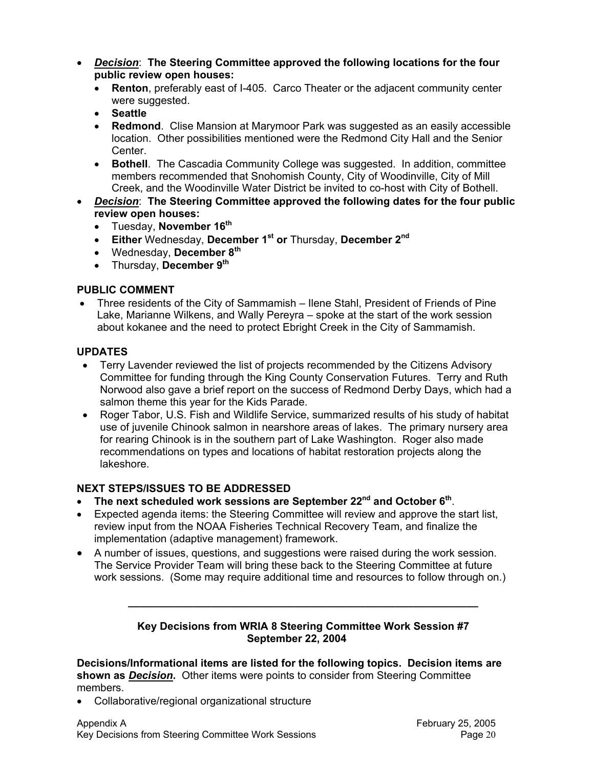- ***Decision***: **The Steering Committee approved the following locations for the four public review open houses:**
  - **Renton**, preferably east of I-405. Carco Theater or the adjacent community center were suggested.
  - **Seattle**
  - **Redmond**. Clise Mansion at Marymoor Park was suggested as an easily accessible location. Other possibilities mentioned were the Redmond City Hall and the Senior Center.
  - **Bothell**. The Cascadia Community College was suggested. In addition, committee members recommended that Snohomish County, City of Woodinville, City of Mill Creek, and the Woodinville Water District be invited to co-host with City of Bothell.
- ***Decision***: **The Steering Committee approved the following dates for the four public review open houses:**
  - Tuesday, **November 16th**
  - **Either** Wednesday, **December 1st or** Thursday, **December 2nd**
  - Wednesday, **December 8th**
  - Thursday, **December 9th**

**PUBLIC COMMENT**

- Three residents of the City of Sammamish – Ilene Stahl, President of Friends of Pine Lake, Marianne Wilkens, and Wally Pereyra – spoke at the start of the work session about kokanee and the need to protect Ebright Creek in the City of Sammamish.

**UPDATES**

- Terry Lavender reviewed the list of projects recommended by the Citizens Advisory Committee for funding through the King County Conservation Futures. Terry and Ruth Norwood also gave a brief report on the success of Redmond Derby Days, which had a salmon theme this year for the Kids Parade.
- Roger Tabor, U.S. Fish and Wildlife Service, summarized results of his study of habitat use of juvenile Chinook salmon in nearshore areas of lakes. The primary nursery area for rearing Chinook is in the southern part of Lake Washington. Roger also made recommendations on types and locations of habitat restoration projects along the lakeshore.

**NEXT STEPS/ISSUES TO BE ADDRESSED**

- **The next scheduled work sessions are September 22nd and October 6th**.
- Expected agenda items: the Steering Committee will review and approve the start list, review input from the NOAA Fisheries Technical Recovery Team, and finalize the implementation (adaptive management) framework.
- A number of issues, questions, and suggestions were raised during the work session. The Service Provider Team will bring these back to the Steering Committee at future work sessions. (Some may require additional time and resources to follow through on.)

---

**Key Decisions from WRIA 8 Steering Committee Work Session #7**
**September 22, 2004**

**Decisions/Informational items are listed for the following topics. Decision items are shown as *Decision*.** Other items were points to consider from Steering Committee members.

- Collaborative/regional organizational structure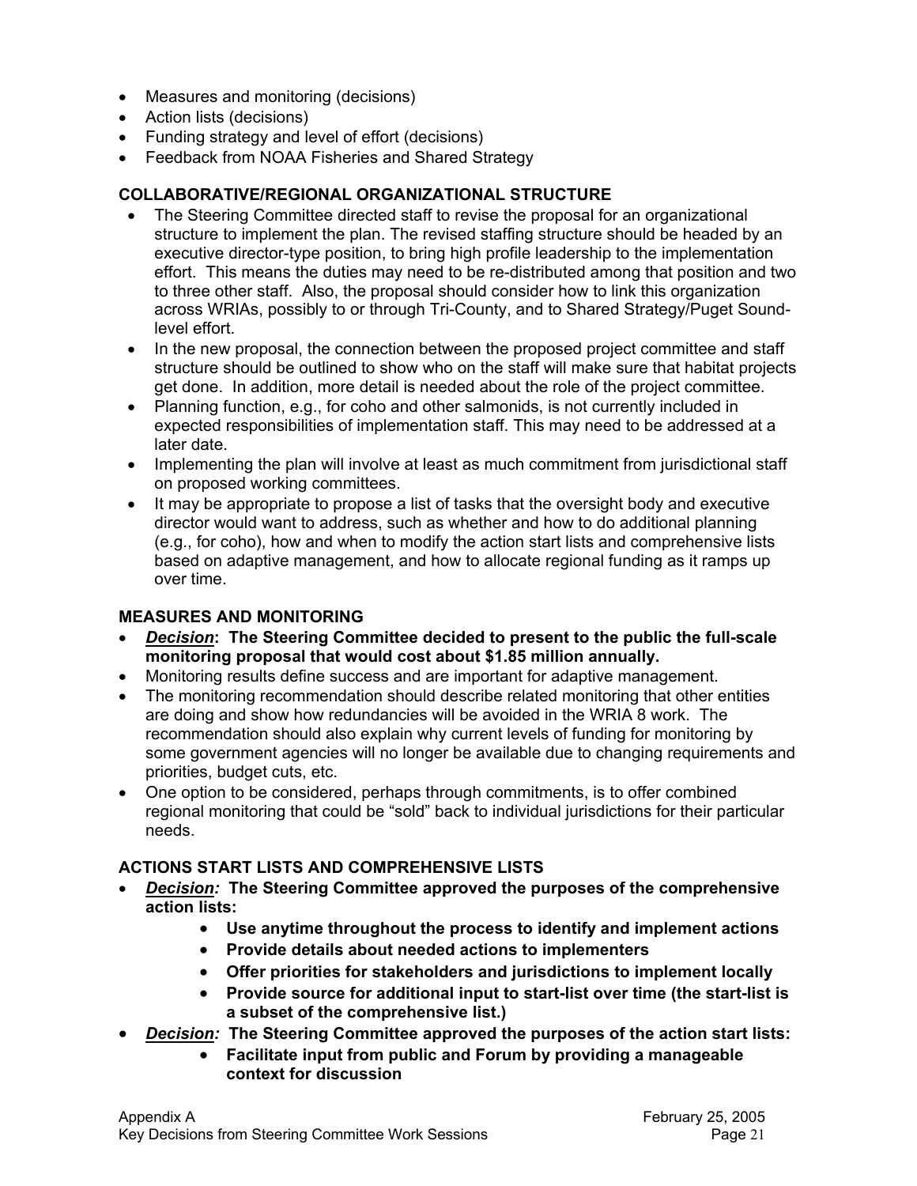- Measures and monitoring (decisions)
- Action lists (decisions)
- Funding strategy and level of effort (decisions)
- Feedback from NOAA Fisheries and Shared Strategy

**COLLABORATIVE/REGIONAL ORGANIZATIONAL STRUCTURE**

- The Steering Committee directed staff to revise the proposal for an organizational structure to implement the plan. The revised staffing structure should be headed by an executive director-type position, to bring high profile leadership to the implementation effort. This means the duties may need to be re-distributed among that position and two to three other staff. Also, the proposal should consider how to link this organization across WRIAs, possibly to or through Tri-County, and to Shared Strategy/Puget Sound-level effort.
- In the new proposal, the connection between the proposed project committee and staff structure should be outlined to show who on the staff will make sure that habitat projects get done. In addition, more detail is needed about the role of the project committee.
- Planning function, e.g., for coho and other salmonids, is not currently included in expected responsibilities of implementation staff. This may need to be addressed at a later date.
- Implementing the plan will involve at least as much commitment from jurisdictional staff on proposed working committees.
- It may be appropriate to propose a list of tasks that the oversight body and executive director would want to address, such as whether and how to do additional planning (e.g., for coho), how and when to modify the action start lists and comprehensive lists based on adaptive management, and how to allocate regional funding as it ramps up over time.

**MEASURES AND MONITORING**

- ***Decision*: The Steering Committee decided to present to the public the full-scale monitoring proposal that would cost about $1.85 million annually.**
- Monitoring results define success and are important for adaptive management.
- The monitoring recommendation should describe related monitoring that other entities are doing and show how redundancies will be avoided in the WRIA 8 work. The recommendation should also explain why current levels of funding for monitoring by some government agencies will no longer be available due to changing requirements and priorities, budget cuts, etc.
- One option to be considered, perhaps through commitments, is to offer combined regional monitoring that could be "sold" back to individual jurisdictions for their particular needs.

**ACTIONS START LISTS AND COMPREHENSIVE LISTS**

- ***Decision:* The Steering Committee approved the purposes of the comprehensive action lists:**
  - **Use anytime throughout the process to identify and implement actions**
  - **Provide details about needed actions to implementers**
  - **Offer priorities for stakeholders and jurisdictions to implement locally**
  - **Provide source for additional input to start-list over time (the start-list is a subset of the comprehensive list.)**
- ***Decision:* The Steering Committee approved the purposes of the action start lists:**
  - **Facilitate input from public and Forum by providing a manageable context for discussion**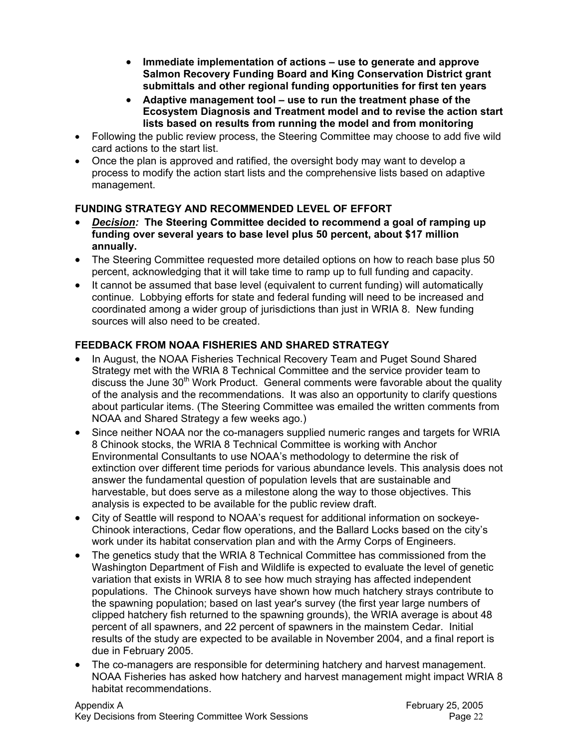- **Immediate implementation of actions – use to generate and approve Salmon Recovery Funding Board and King Conservation District grant submittals and other regional funding opportunities for first ten years**
    - **Adaptive management tool – use to run the treatment phase of the Ecosystem Diagnosis and Treatment model and to revise the action start lists based on results from running the model and from monitoring**
- Following the public review process, the Steering Committee may choose to add five wild card actions to the start list.
- Once the plan is approved and ratified, the oversight body may want to develop a process to modify the action start lists and the comprehensive lists based on adaptive management.

**FUNDING STRATEGY AND RECOMMENDED LEVEL OF EFFORT**

- ***Decision:*** **The Steering Committee decided to recommend a goal of ramping up funding over several years to base level plus 50 percent, about $17 million annually.**
- The Steering Committee requested more detailed options on how to reach base plus 50 percent, acknowledging that it will take time to ramp up to full funding and capacity.
- It cannot be assumed that base level (equivalent to current funding) will automatically continue. Lobbying efforts for state and federal funding will need to be increased and coordinated among a wider group of jurisdictions than just in WRIA 8. New funding sources will also need to be created.

**FEEDBACK FROM NOAA FISHERIES AND SHARED STRATEGY**

- In August, the NOAA Fisheries Technical Recovery Team and Puget Sound Shared Strategy met with the WRIA 8 Technical Committee and the service provider team to discuss the June 30th Work Product. General comments were favorable about the quality of the analysis and the recommendations. It was also an opportunity to clarify questions about particular items. (The Steering Committee was emailed the written comments from NOAA and Shared Strategy a few weeks ago.)
- Since neither NOAA nor the co-managers supplied numeric ranges and targets for WRIA 8 Chinook stocks, the WRIA 8 Technical Committee is working with Anchor Environmental Consultants to use NOAA's methodology to determine the risk of extinction over different time periods for various abundance levels. This analysis does not answer the fundamental question of population levels that are sustainable and harvestable, but does serve as a milestone along the way to those objectives. This analysis is expected to be available for the public review draft.
- City of Seattle will respond to NOAA's request for additional information on sockeye-Chinook interactions, Cedar flow operations, and the Ballard Locks based on the city's work under its habitat conservation plan and with the Army Corps of Engineers.
- The genetics study that the WRIA 8 Technical Committee has commissioned from the Washington Department of Fish and Wildlife is expected to evaluate the level of genetic variation that exists in WRIA 8 to see how much straying has affected independent populations. The Chinook surveys have shown how much hatchery strays contribute to the spawning population; based on last year's survey (the first year large numbers of clipped hatchery fish returned to the spawning grounds), the WRIA average is about 48 percent of all spawners, and 22 percent of spawners in the mainstem Cedar. Initial results of the study are expected to be available in November 2004, and a final report is due in February 2005.
- The co-managers are responsible for determining hatchery and harvest management. NOAA Fisheries has asked how hatchery and harvest management might impact WRIA 8 habitat recommendations.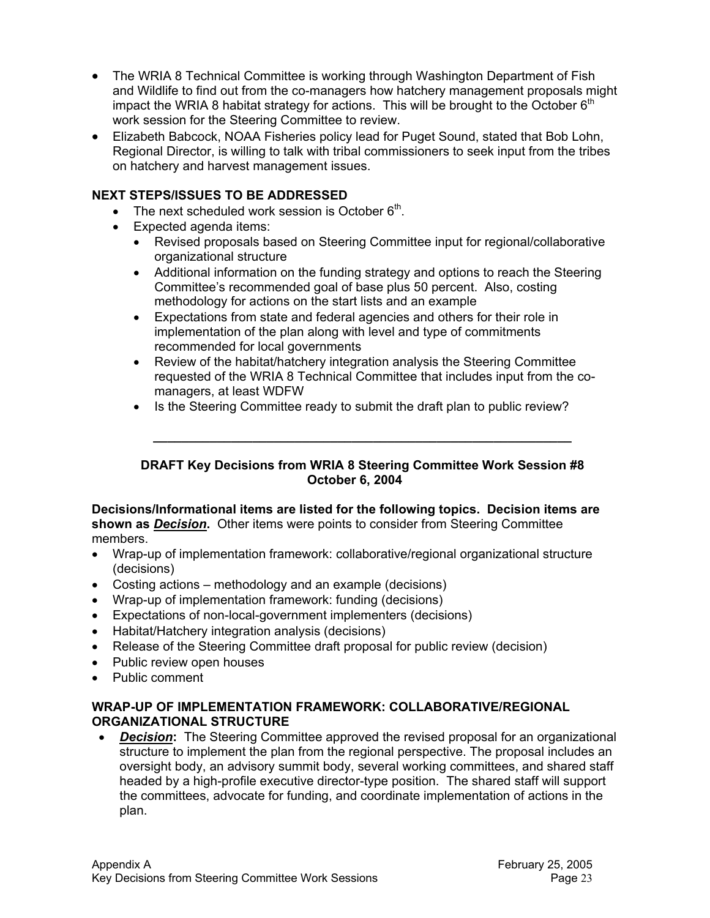- The WRIA 8 Technical Committee is working through Washington Department of Fish and Wildlife to find out from the co-managers how hatchery management proposals might impact the WRIA 8 habitat strategy for actions. This will be brought to the October 6th work session for the Steering Committee to review.
- Elizabeth Babcock, NOAA Fisheries policy lead for Puget Sound, stated that Bob Lohn, Regional Director, is willing to talk with tribal commissioners to seek input from the tribes on hatchery and harvest management issues.

**NEXT STEPS/ISSUES TO BE ADDRESSED**

- The next scheduled work session is October 6th.
- Expected agenda items:
  - Revised proposals based on Steering Committee input for regional/collaborative organizational structure
  - Additional information on the funding strategy and options to reach the Steering Committee's recommended goal of base plus 50 percent. Also, costing methodology for actions on the start lists and an example
  - Expectations from state and federal agencies and others for their role in implementation of the plan along with level and type of commitments recommended for local governments
  - Review of the habitat/hatchery integration analysis the Steering Committee requested of the WRIA 8 Technical Committee that includes input from the co-managers, at least WDFW
  - Is the Steering Committee ready to submit the draft plan to public review?

---

## DRAFT Key Decisions from WRIA 8 Steering Committee Work Session #8
## October 6, 2004

**Decisions/Informational items are listed for the following topics. Decision items are shown as *Decision*.** Other items were points to consider from Steering Committee members.

- Wrap-up of implementation framework: collaborative/regional organizational structure (decisions)
- Costing actions – methodology and an example (decisions)
- Wrap-up of implementation framework: funding (decisions)
- Expectations of non-local-government implementers (decisions)
- Habitat/Hatchery integration analysis (decisions)
- Release of the Steering Committee draft proposal for public review (decision)
- Public review open houses
- Public comment

**WRAP-UP OF IMPLEMENTATION FRAMEWORK: COLLABORATIVE/REGIONAL ORGANIZATIONAL STRUCTURE**

- ***Decision*:** The Steering Committee approved the revised proposal for an organizational structure to implement the plan from the regional perspective. The proposal includes an oversight body, an advisory summit body, several working committees, and shared staff headed by a high-profile executive director-type position. The shared staff will support the committees, advocate for funding, and coordinate implementation of actions in the plan.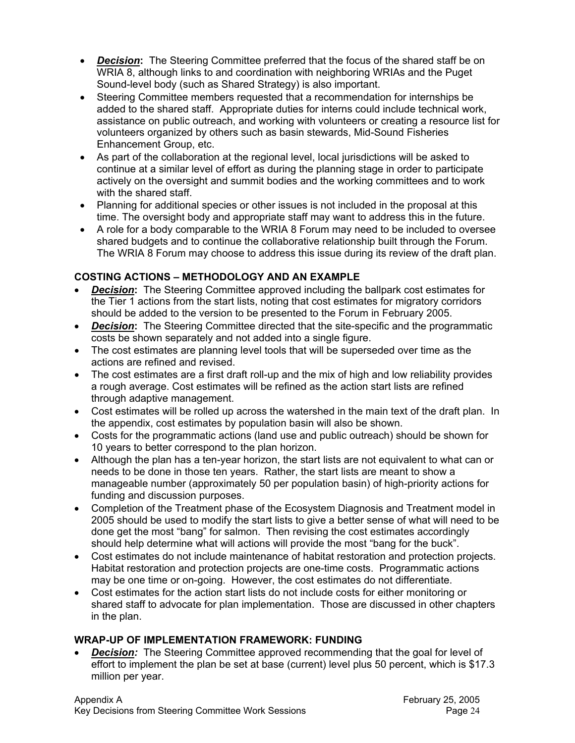- ***Decision*:** The Steering Committee preferred that the focus of the shared staff be on WRIA 8, although links to and coordination with neighboring WRIAs and the Puget Sound-level body (such as Shared Strategy) is also important.
- Steering Committee members requested that a recommendation for internships be added to the shared staff. Appropriate duties for interns could include technical work, assistance on public outreach, and working with volunteers or creating a resource list for volunteers organized by others such as basin stewards, Mid-Sound Fisheries Enhancement Group, etc.
- As part of the collaboration at the regional level, local jurisdictions will be asked to continue at a similar level of effort as during the planning stage in order to participate actively on the oversight and summit bodies and the working committees and to work with the shared staff.
- Planning for additional species or other issues is not included in the proposal at this time. The oversight body and appropriate staff may want to address this in the future.
- A role for a body comparable to the WRIA 8 Forum may need to be included to oversee shared budgets and to continue the collaborative relationship built through the Forum. The WRIA 8 Forum may choose to address this issue during its review of the draft plan.

### COSTING ACTIONS – METHODOLOGY AND AN EXAMPLE

- ***Decision*:** The Steering Committee approved including the ballpark cost estimates for the Tier 1 actions from the start lists, noting that cost estimates for migratory corridors should be added to the version to be presented to the Forum in February 2005.
- ***Decision*:** The Steering Committee directed that the site-specific and the programmatic costs be shown separately and not added into a single figure.
- The cost estimates are planning level tools that will be superseded over time as the actions are refined and revised.
- The cost estimates are a first draft roll-up and the mix of high and low reliability provides a rough average. Cost estimates will be refined as the action start lists are refined through adaptive management.
- Cost estimates will be rolled up across the watershed in the main text of the draft plan. In the appendix, cost estimates by population basin will also be shown.
- Costs for the programmatic actions (land use and public outreach) should be shown for 10 years to better correspond to the plan horizon.
- Although the plan has a ten-year horizon, the start lists are not equivalent to what can or needs to be done in those ten years. Rather, the start lists are meant to show a manageable number (approximately 50 per population basin) of high-priority actions for funding and discussion purposes.
- Completion of the Treatment phase of the Ecosystem Diagnosis and Treatment model in 2005 should be used to modify the start lists to give a better sense of what will need to be done get the most "bang" for salmon. Then revising the cost estimates accordingly should help determine what will actions will provide the most "bang for the buck".
- Cost estimates do not include maintenance of habitat restoration and protection projects. Habitat restoration and protection projects are one-time costs. Programmatic actions may be one time or on-going. However, the cost estimates do not differentiate.
- Cost estimates for the action start lists do not include costs for either monitoring or shared staff to advocate for plan implementation. Those are discussed in other chapters in the plan.

### WRAP-UP OF IMPLEMENTATION FRAMEWORK: FUNDING

- ***Decision:*** The Steering Committee approved recommending that the goal for level of effort to implement the plan be set at base (current) level plus 50 percent, which is $17.3 million per year.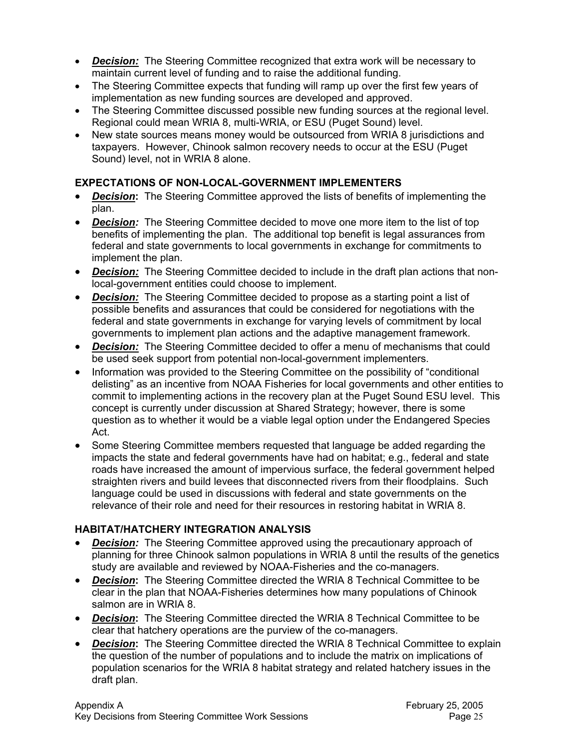- ***Decision:*** The Steering Committee recognized that extra work will be necessary to maintain current level of funding and to raise the additional funding.
- The Steering Committee expects that funding will ramp up over the first few years of implementation as new funding sources are developed and approved.
- The Steering Committee discussed possible new funding sources at the regional level. Regional could mean WRIA 8, multi-WRIA, or ESU (Puget Sound) level.
- New state sources means money would be outsourced from WRIA 8 jurisdictions and taxpayers. However, Chinook salmon recovery needs to occur at the ESU (Puget Sound) level, not in WRIA 8 alone.

**EXPECTATIONS OF NON-LOCAL-GOVERNMENT IMPLEMENTERS**

- ***Decision*:** The Steering Committee approved the lists of benefits of implementing the plan.
- ***Decision:*** The Steering Committee decided to move one more item to the list of top benefits of implementing the plan. The additional top benefit is legal assurances from federal and state governments to local governments in exchange for commitments to implement the plan.
- ***Decision:*** The Steering Committee decided to include in the draft plan actions that non-local-government entities could choose to implement.
- ***Decision:*** The Steering Committee decided to propose as a starting point a list of possible benefits and assurances that could be considered for negotiations with the federal and state governments in exchange for varying levels of commitment by local governments to implement plan actions and the adaptive management framework.
- ***Decision:*** The Steering Committee decided to offer a menu of mechanisms that could be used seek support from potential non-local-government implementers.
- Information was provided to the Steering Committee on the possibility of "conditional delisting" as an incentive from NOAA Fisheries for local governments and other entities to commit to implementing actions in the recovery plan at the Puget Sound ESU level. This concept is currently under discussion at Shared Strategy; however, there is some question as to whether it would be a viable legal option under the Endangered Species Act.
- Some Steering Committee members requested that language be added regarding the impacts the state and federal governments have had on habitat; e.g., federal and state roads have increased the amount of impervious surface, the federal government helped straighten rivers and build levees that disconnected rivers from their floodplains. Such language could be used in discussions with federal and state governments on the relevance of their role and need for their resources in restoring habitat in WRIA 8.

**HABITAT/HATCHERY INTEGRATION ANALYSIS**

- ***Decision:*** The Steering Committee approved using the precautionary approach of planning for three Chinook salmon populations in WRIA 8 until the results of the genetics study are available and reviewed by NOAA-Fisheries and the co-managers.
- ***Decision*:** The Steering Committee directed the WRIA 8 Technical Committee to be clear in the plan that NOAA-Fisheries determines how many populations of Chinook salmon are in WRIA 8.
- ***Decision*:** The Steering Committee directed the WRIA 8 Technical Committee to be clear that hatchery operations are the purview of the co-managers.
- ***Decision*:** The Steering Committee directed the WRIA 8 Technical Committee to explain the question of the number of populations and to include the matrix on implications of population scenarios for the WRIA 8 habitat strategy and related hatchery issues in the draft plan.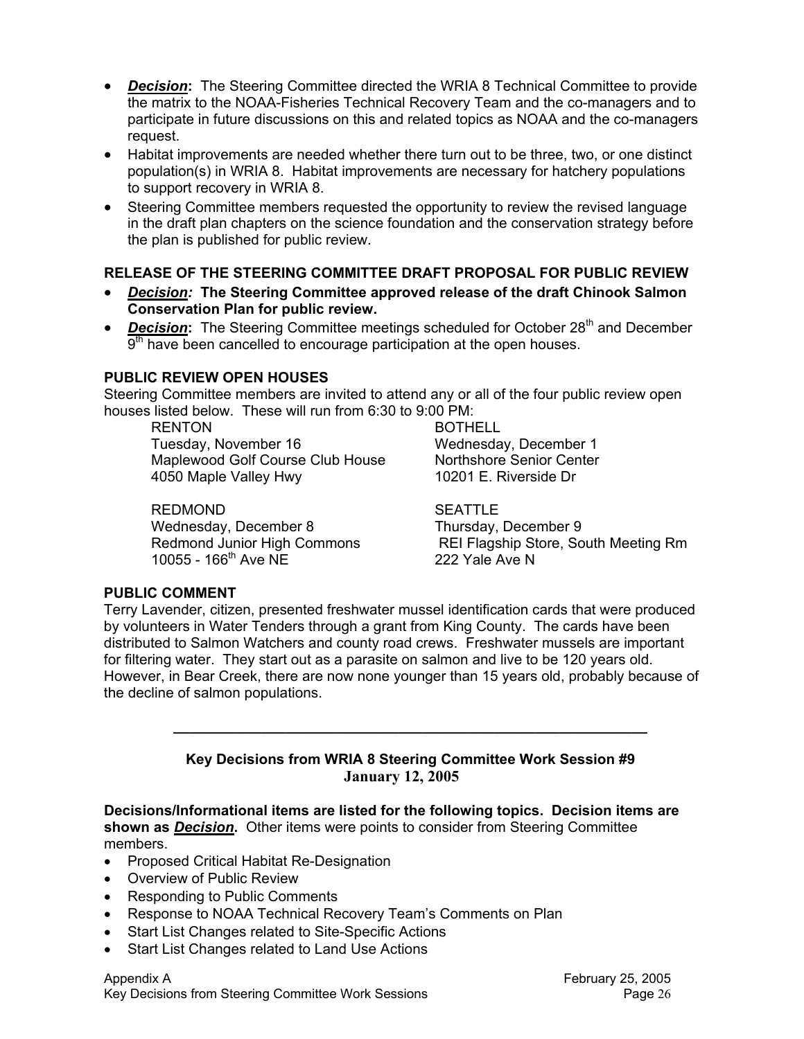- ***Decision*:** The Steering Committee directed the WRIA 8 Technical Committee to provide the matrix to the NOAA-Fisheries Technical Recovery Team and the co-managers and to participate in future discussions on this and related topics as NOAA and the co-managers request.
- Habitat improvements are needed whether there turn out to be three, two, or one distinct population(s) in WRIA 8. Habitat improvements are necessary for hatchery populations to support recovery in WRIA 8.
- Steering Committee members requested the opportunity to review the revised language in the draft plan chapters on the science foundation and the conservation strategy before the plan is published for public review.

**RELEASE OF THE STEERING COMMITTEE DRAFT PROPOSAL FOR PUBLIC REVIEW**

- ***Decision:*** **The Steering Committee approved release of the draft Chinook Salmon Conservation Plan for public review.**
- ***Decision*:** The Steering Committee meetings scheduled for October 28th and December 9th have been cancelled to encourage participation at the open houses.

**PUBLIC REVIEW OPEN HOUSES**

Steering Committee members are invited to attend any or all of the four public review open houses listed below. These will run from 6:30 to 9:00 PM:

RENTON
Tuesday, November 16
Maplewood Golf Course Club House
4050 Maple Valley Hwy

BOTHELL
Wednesday, December 1
Northshore Senior Center
10201 E. Riverside Dr

REDMOND
Wednesday, December 8
Redmond Junior High Commons
10055 - 166th Ave NE

SEATTLE
Thursday, December 9
REI Flagship Store, South Meeting Rm
222 Yale Ave N

**PUBLIC COMMENT**

Terry Lavender, citizen, presented freshwater mussel identification cards that were produced by volunteers in Water Tenders through a grant from King County. The cards have been distributed to Salmon Watchers and county road crews. Freshwater mussels are important for filtering water. They start out as a parasite on salmon and live to be 120 years old. However, in Bear Creek, there are now none younger than 15 years old, probably because of the decline of salmon populations.

---

**Key Decisions from WRIA 8 Steering Committee Work Session #9**
**January 12, 2005**

**Decisions/Informational items are listed for the following topics. Decision items are shown as *Decision*.** Other items were points to consider from Steering Committee members.

- Proposed Critical Habitat Re-Designation
- Overview of Public Review
- Responding to Public Comments
- Response to NOAA Technical Recovery Team's Comments on Plan
- Start List Changes related to Site-Specific Actions
- Start List Changes related to Land Use Actions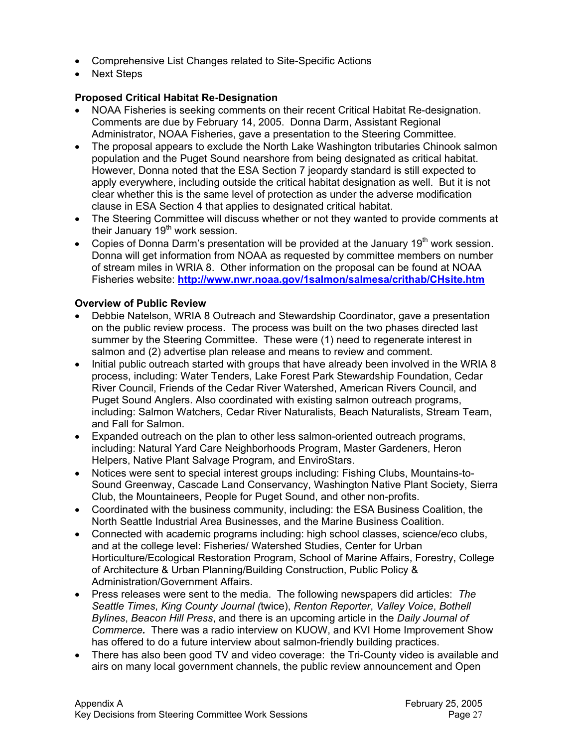- Comprehensive List Changes related to Site-Specific Actions
- Next Steps

**Proposed Critical Habitat Re-Designation**

- NOAA Fisheries is seeking comments on their recent Critical Habitat Re-designation. Comments are due by February 14, 2005. Donna Darm, Assistant Regional Administrator, NOAA Fisheries, gave a presentation to the Steering Committee.
- The proposal appears to exclude the North Lake Washington tributaries Chinook salmon population and the Puget Sound nearshore from being designated as critical habitat. However, Donna noted that the ESA Section 7 jeopardy standard is still expected to apply everywhere, including outside the critical habitat designation as well. But it is not clear whether this is the same level of protection as under the adverse modification clause in ESA Section 4 that applies to designated critical habitat.
- The Steering Committee will discuss whether or not they wanted to provide comments at their January 19th work session.
- Copies of Donna Darm's presentation will be provided at the January 19th work session. Donna will get information from NOAA as requested by committee members on number of stream miles in WRIA 8. Other information on the proposal can be found at NOAA Fisheries website: **http://www.nwr.noaa.gov/1salmon/salmesa/crithab/CHsite.htm**

**Overview of Public Review**

- Debbie Natelson, WRIA 8 Outreach and Stewardship Coordinator, gave a presentation on the public review process. The process was built on the two phases directed last summer by the Steering Committee. These were (1) need to regenerate interest in salmon and (2) advertise plan release and means to review and comment.
- Initial public outreach started with groups that have already been involved in the WRIA 8 process, including: Water Tenders, Lake Forest Park Stewardship Foundation, Cedar River Council, Friends of the Cedar River Watershed, American Rivers Council, and Puget Sound Anglers. Also coordinated with existing salmon outreach programs, including: Salmon Watchers, Cedar River Naturalists, Beach Naturalists, Stream Team, and Fall for Salmon.
- Expanded outreach on the plan to other less salmon-oriented outreach programs, including: Natural Yard Care Neighborhoods Program, Master Gardeners, Heron Helpers, Native Plant Salvage Program, and EnviroStars.
- Notices were sent to special interest groups including: Fishing Clubs, Mountains-to-Sound Greenway, Cascade Land Conservancy, Washington Native Plant Society, Sierra Club, the Mountaineers, People for Puget Sound, and other non-profits.
- Coordinated with the business community, including: the ESA Business Coalition, the North Seattle Industrial Area Businesses, and the Marine Business Coalition.
- Connected with academic programs including: high school classes, science/eco clubs, and at the college level: Fisheries/ Watershed Studies, Center for Urban Horticulture/Ecological Restoration Program, School of Marine Affairs, Forestry, College of Architecture & Urban Planning/Building Construction, Public Policy & Administration/Government Affairs.
- Press releases were sent to the media. The following newspapers did articles: *The Seattle Times*, *King County Journal (*twice), *Renton Reporter*, *Valley Voice*, *Bothell Bylines*, *Beacon Hill Press*, and there is an upcoming article in the *Daily Journal of Commerce.* There was a radio interview on KUOW, and KVI Home Improvement Show has offered to do a future interview about salmon-friendly building practices.
- There has also been good TV and video coverage: the Tri-County video is available and airs on many local government channels, the public review announcement and Open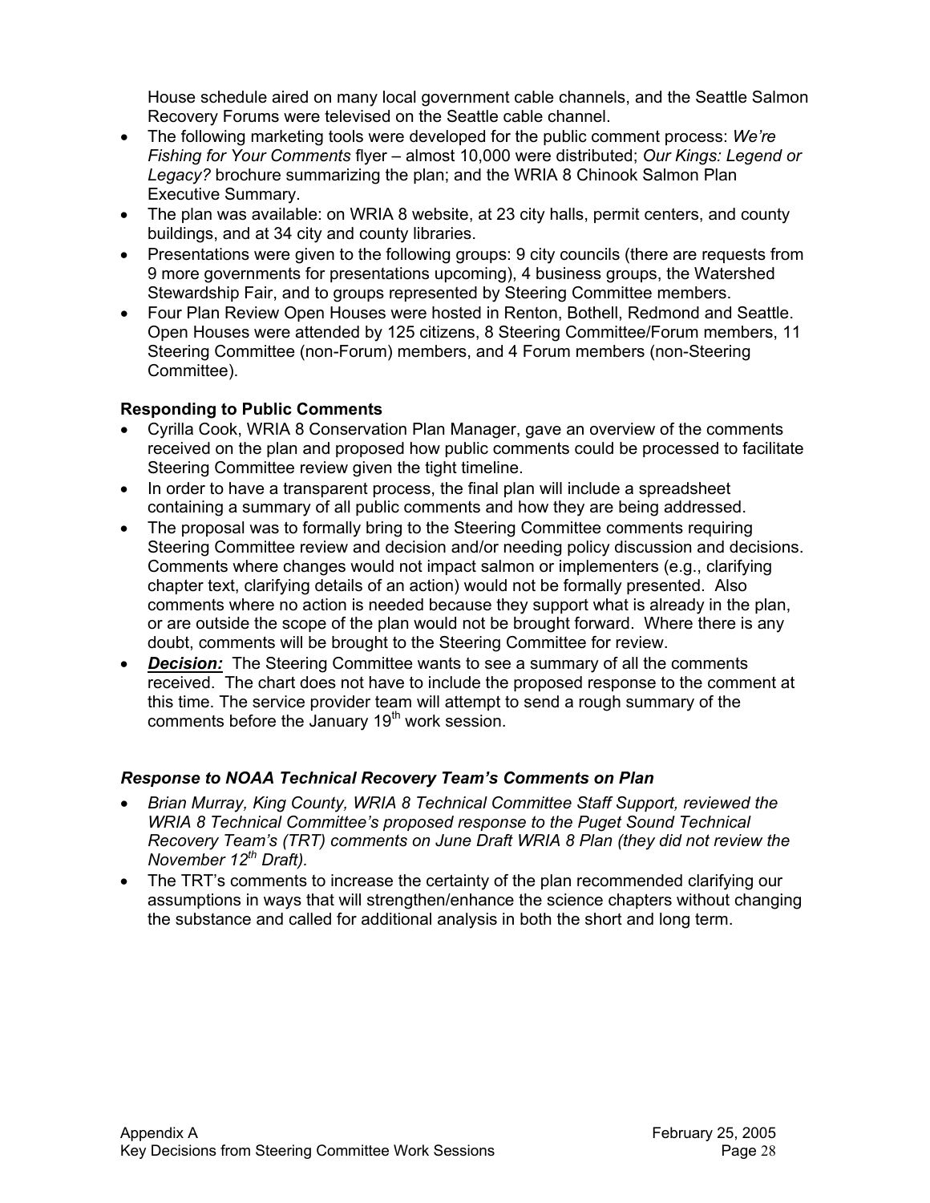House schedule aired on many local government cable channels, and the Seattle Salmon Recovery Forums were televised on the Seattle cable channel.

- The following marketing tools were developed for the public comment process: *We're Fishing for Your Comments* flyer – almost 10,000 were distributed; *Our Kings: Legend or Legacy?* brochure summarizing the plan; and the WRIA 8 Chinook Salmon Plan Executive Summary.
- The plan was available: on WRIA 8 website, at 23 city halls, permit centers, and county buildings, and at 34 city and county libraries.
- Presentations were given to the following groups: 9 city councils (there are requests from 9 more governments for presentations upcoming), 4 business groups, the Watershed Stewardship Fair, and to groups represented by Steering Committee members.
- Four Plan Review Open Houses were hosted in Renton, Bothell, Redmond and Seattle. Open Houses were attended by 125 citizens, 8 Steering Committee/Forum members, 11 Steering Committee (non-Forum) members, and 4 Forum members (non-Steering Committee).

**Responding to Public Comments**

- Cyrilla Cook, WRIA 8 Conservation Plan Manager, gave an overview of the comments received on the plan and proposed how public comments could be processed to facilitate Steering Committee review given the tight timeline.
- In order to have a transparent process, the final plan will include a spreadsheet containing a summary of all public comments and how they are being addressed.
- The proposal was to formally bring to the Steering Committee comments requiring Steering Committee review and decision and/or needing policy discussion and decisions. Comments where changes would not impact salmon or implementers (e.g., clarifying chapter text, clarifying details of an action) would not be formally presented. Also comments where no action is needed because they support what is already in the plan, or are outside the scope of the plan would not be brought forward. Where there is any doubt, comments will be brought to the Steering Committee for review.
- ***Decision:*** The Steering Committee wants to see a summary of all the comments received. The chart does not have to include the proposed response to the comment at this time. The service provider team will attempt to send a rough summary of the comments before the January 19th work session.

### *Response to NOAA Technical Recovery Team's Comments on Plan*

- *Brian Murray, King County, WRIA 8 Technical Committee Staff Support, reviewed the WRIA 8 Technical Committee's proposed response to the Puget Sound Technical Recovery Team's (TRT) comments on June Draft WRIA 8 Plan (they did not review the November 12th Draft).*
- The TRT's comments to increase the certainty of the plan recommended clarifying our assumptions in ways that will strengthen/enhance the science chapters without changing the substance and called for additional analysis in both the short and long term.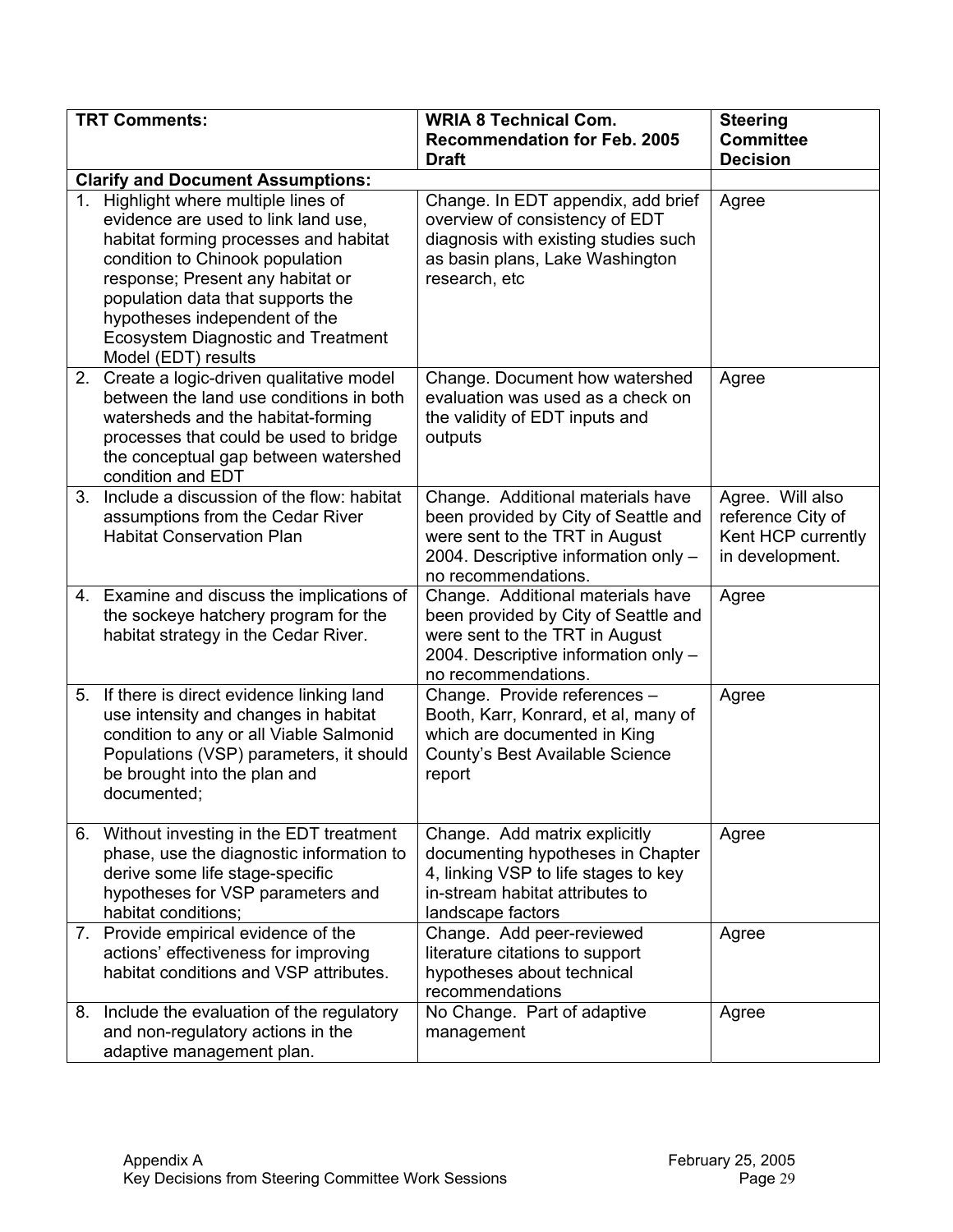| TRT Comments: | WRIA 8 Technical Com. Recommendation for Feb. 2005 Draft | Steering Committee Decision |
|---|---|---|
| **Clarify and Document Assumptions:** | | |
| 1. Highlight where multiple lines of evidence are used to link land use, habitat forming processes and habitat condition to Chinook population response; Present any habitat or population data that supports the hypotheses independent of the Ecosystem Diagnostic and Treatment Model (EDT) results | Change. In EDT appendix, add brief overview of consistency of EDT diagnosis with existing studies such as basin plans, Lake Washington research, etc | Agree |
| 2. Create a logic-driven qualitative model between the land use conditions in both watersheds and the habitat-forming processes that could be used to bridge the conceptual gap between watershed condition and EDT | Change. Document how watershed evaluation was used as a check on the validity of EDT inputs and outputs | Agree |
| 3. Include a discussion of the flow: habitat assumptions from the Cedar River Habitat Conservation Plan | Change. Additional materials have been provided by City of Seattle and were sent to the TRT in August 2004. Descriptive information only – no recommendations. | Agree. Will also reference City of Kent HCP currently in development. |
| 4. Examine and discuss the implications of the sockeye hatchery program for the habitat strategy in the Cedar River. | Change. Additional materials have been provided by City of Seattle and were sent to the TRT in August 2004. Descriptive information only – no recommendations. | Agree |
| 5. If there is direct evidence linking land use intensity and changes in habitat condition to any or all Viable Salmonid Populations (VSP) parameters, it should be brought into the plan and documented; | Change. Provide references – Booth, Karr, Konrard, et al, many of which are documented in King County's Best Available Science report | Agree |
| 6. Without investing in the EDT treatment phase, use the diagnostic information to derive some life stage-specific hypotheses for VSP parameters and habitat conditions; | Change. Add matrix explicitly documenting hypotheses in Chapter 4, linking VSP to life stages to key in-stream habitat attributes to landscape factors | Agree |
| 7. Provide empirical evidence of the actions' effectiveness for improving habitat conditions and VSP attributes. | Change. Add peer-reviewed literature citations to support hypotheses about technical recommendations | Agree |
| 8. Include the evaluation of the regulatory and non-regulatory actions in the adaptive management plan. | No Change. Part of adaptive management | Agree |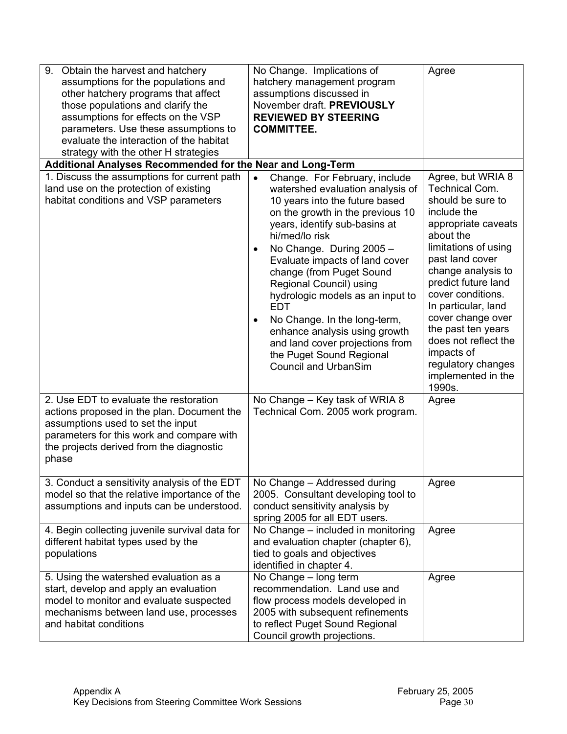| | | |
|---|---|---|
| 9. Obtain the harvest and hatchery assumptions for the populations and other hatchery programs that affect those populations and clarify the assumptions for effects on the VSP parameters. Use these assumptions to evaluate the interaction of the habitat strategy with the other H strategies | No Change. Implications of hatchery management program assumptions discussed in November draft. **PREVIOUSLY REVIEWED BY STEERING COMMITTEE.** | Agree |
| **Additional Analyses Recommended for the Near and Long-Term** | | |
| 1. Discuss the assumptions for current path land use on the protection of existing habitat conditions and VSP parameters | • Change. For February, include watershed evaluation analysis of 10 years into the future based on the growth in the previous 10 years, identify sub-basins at hi/med/lo risk<br>• No Change. During 2005 – Evaluate impacts of land cover change (from Puget Sound Regional Council) using hydrologic models as an input to EDT<br>• No Change. In the long-term, enhance analysis using growth and land cover projections from the Puget Sound Regional Council and UrbanSim | Agree, but WRIA 8 Technical Com. should be sure to include the appropriate caveats about the limitations of using past land cover change analysis to predict future land cover conditions. In particular, land cover change over the past ten years does not reflect the impacts of regulatory changes implemented in the 1990s. |
| 2. Use EDT to evaluate the restoration actions proposed in the plan. Document the assumptions used to set the input parameters for this work and compare with the projects derived from the diagnostic phase | No Change – Key task of WRIA 8 Technical Com. 2005 work program. | Agree |
| 3. Conduct a sensitivity analysis of the EDT model so that the relative importance of the assumptions and inputs can be understood. | No Change – Addressed during 2005. Consultant developing tool to conduct sensitivity analysis by spring 2005 for all EDT users. | Agree |
| 4. Begin collecting juvenile survival data for different habitat types used by the populations | No Change – included in monitoring and evaluation chapter (chapter 6), tied to goals and objectives identified in chapter 4. | Agree |
| 5. Using the watershed evaluation as a start, develop and apply an evaluation model to monitor and evaluate suspected mechanisms between land use, processes and habitat conditions | No Change – long term recommendation. Land use and flow process models developed in 2005 with subsequent refinements to reflect Puget Sound Regional Council growth projections. | Agree |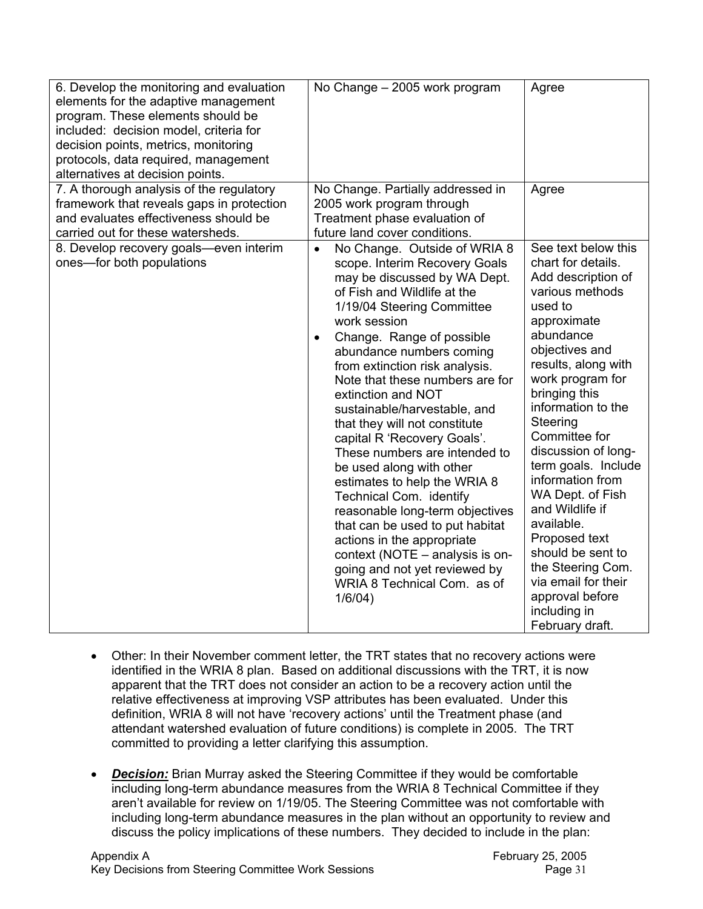| | | |
|---|---|---|
| 6. Develop the monitoring and evaluation elements for the adaptive management program. These elements should be included: decision model, criteria for decision points, metrics, monitoring protocols, data required, management alternatives at decision points. | No Change – 2005 work program | Agree |
| 7. A thorough analysis of the regulatory framework that reveals gaps in protection and evaluates effectiveness should be carried out for these watersheds. | No Change. Partially addressed in 2005 work program through Treatment phase evaluation of future land cover conditions. | Agree |
| 8. Develop recovery goals—even interim ones—for both populations | • No Change. Outside of WRIA 8 scope. Interim Recovery Goals may be discussed by WA Dept. of Fish and Wildlife at the 1/19/04 Steering Committee work session<br>• Change. Range of possible abundance numbers coming from extinction risk analysis. Note that these numbers are for extinction and NOT sustainable/harvestable, and that they will not constitute capital R 'Recovery Goals'. These numbers are intended to be used along with other estimates to help the WRIA 8 Technical Com. identify reasonable long-term objectives that can be used to put habitat actions in the appropriate context (NOTE – analysis is on-going and not yet reviewed by WRIA 8 Technical Com. as of 1/6/04) | See text below this chart for details. Add description of various methods used to approximate abundance objectives and results, along with work program for bringing this information to the Steering Committee for discussion of long-term goals. Include information from WA Dept. of Fish and Wildlife if available. Proposed text should be sent to the Steering Com. via email for their approval before including in February draft. |

- Other: In their November comment letter, the TRT states that no recovery actions were identified in the WRIA 8 plan. Based on additional discussions with the TRT, it is now apparent that the TRT does not consider an action to be a recovery action until the relative effectiveness at improving VSP attributes has been evaluated. Under this definition, WRIA 8 will not have 'recovery actions' until the Treatment phase (and attendant watershed evaluation of future conditions) is complete in 2005. The TRT committed to providing a letter clarifying this assumption.

- ***Decision:*** Brian Murray asked the Steering Committee if they would be comfortable including long-term abundance measures from the WRIA 8 Technical Committee if they aren't available for review on 1/19/05. The Steering Committee was not comfortable with including long-term abundance measures in the plan without an opportunity to review and discuss the policy implications of these numbers. They decided to include in the plan: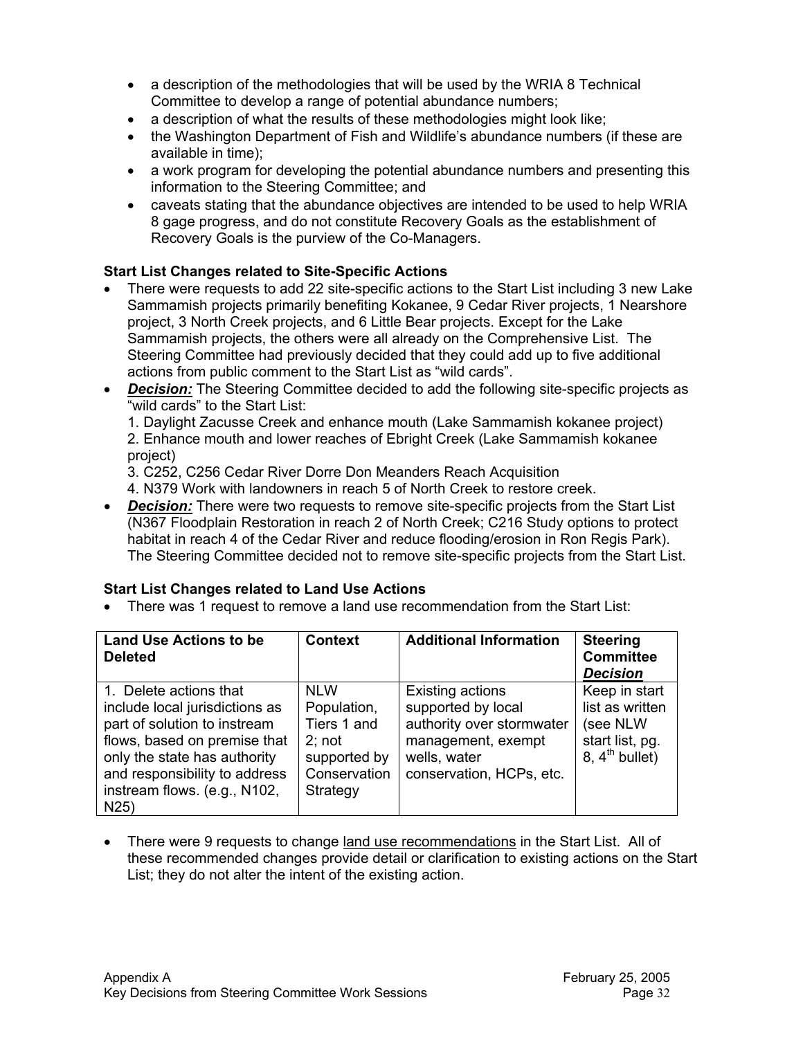- a description of the methodologies that will be used by the WRIA 8 Technical Committee to develop a range of potential abundance numbers;
- a description of what the results of these methodologies might look like;
- the Washington Department of Fish and Wildlife's abundance numbers (if these are available in time);
- a work program for developing the potential abundance numbers and presenting this information to the Steering Committee; and
- caveats stating that the abundance objectives are intended to be used to help WRIA 8 gage progress, and do not constitute Recovery Goals as the establishment of Recovery Goals is the purview of the Co-Managers.

**Start List Changes related to Site-Specific Actions**

- There were requests to add 22 site-specific actions to the Start List including 3 new Lake Sammamish projects primarily benefiting Kokanee, 9 Cedar River projects, 1 Nearshore project, 3 North Creek projects, and 6 Little Bear projects. Except for the Lake Sammamish projects, the others were all already on the Comprehensive List. The Steering Committee had previously decided that they could add up to five additional actions from public comment to the Start List as "wild cards".
- ***Decision:*** The Steering Committee decided to add the following site-specific projects as "wild cards" to the Start List:
  1. Daylight Zacusse Creek and enhance mouth (Lake Sammamish kokanee project)
  2. Enhance mouth and lower reaches of Ebright Creek (Lake Sammamish kokanee project)
  3. C252, C256 Cedar River Dorre Don Meanders Reach Acquisition
  4. N379 Work with landowners in reach 5 of North Creek to restore creek.
- ***Decision:*** There were two requests to remove site-specific projects from the Start List (N367 Floodplain Restoration in reach 2 of North Creek; C216 Study options to protect habitat in reach 4 of the Cedar River and reduce flooding/erosion in Ron Regis Park). The Steering Committee decided not to remove site-specific projects from the Start List.

**Start List Changes related to Land Use Actions**

- There was 1 request to remove a land use recommendation from the Start List:

| Land Use Actions to be Deleted | Context | Additional Information | Steering Committee ***Decision*** |
|---|---|---|---|
| 1. Delete actions that include local jurisdictions as part of solution to instream flows, based on premise that only the state has authority and responsibility to address instream flows. (e.g., N102, N25) | NLW Population, Tiers 1 and 2; not supported by Conservation Strategy | Existing actions supported by local authority over stormwater management, exempt wells, water conservation, HCPs, etc. | Keep in start list as written (see NLW start list, pg. 8, 4th bullet) |

- There were 9 requests to change <u>land use recommendations</u> in the Start List. All of these recommended changes provide detail or clarification to existing actions on the Start List; they do not alter the intent of the existing action.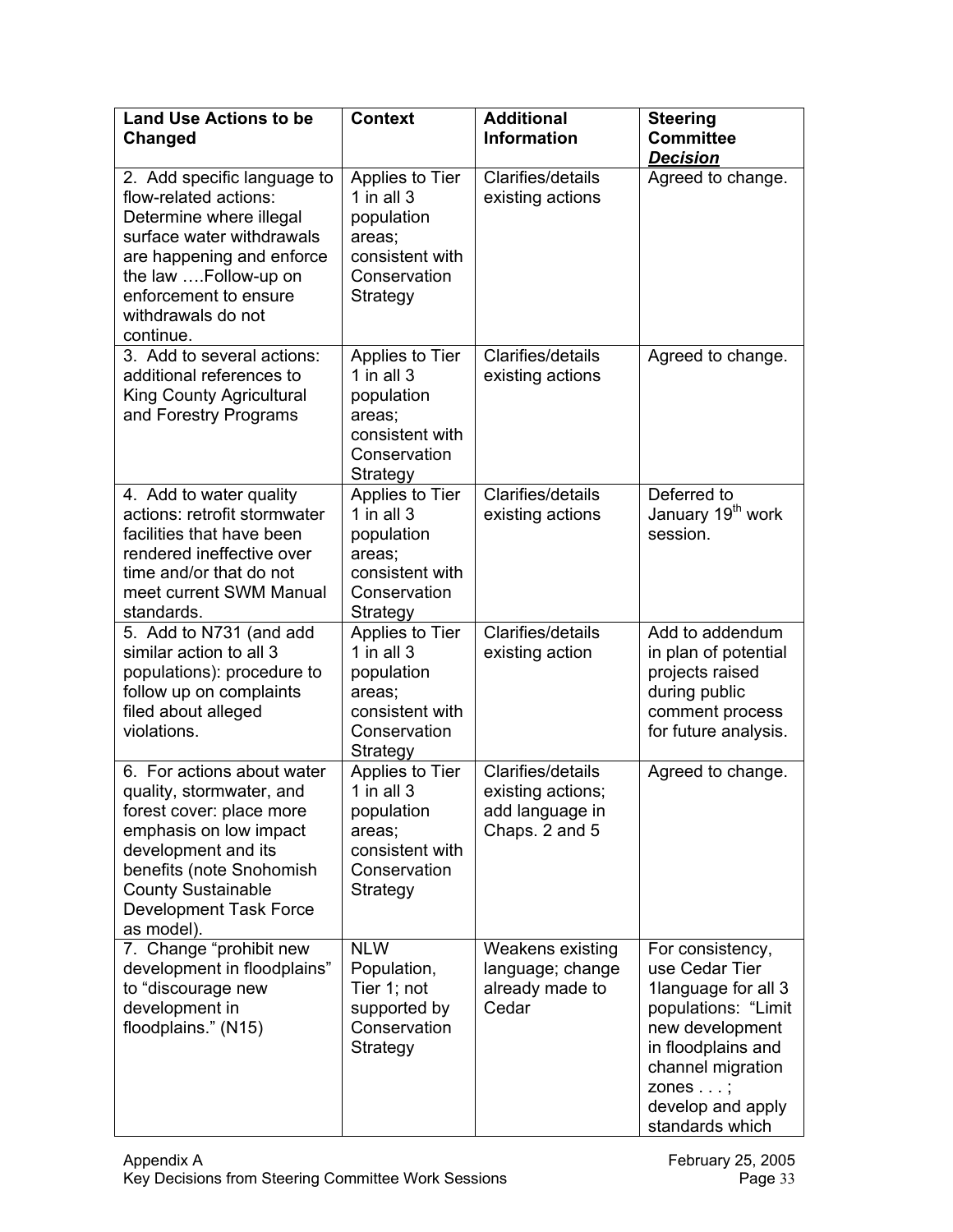| Land Use Actions to be Changed | Context | Additional Information | Steering Committee ***Decision*** |
|---|---|---|---|
| 2. Add specific language to flow-related actions: Determine where illegal surface water withdrawals are happening and enforce the law ….Follow-up on enforcement to ensure withdrawals do not continue. | Applies to Tier 1 in all 3 population areas; consistent with Conservation Strategy | Clarifies/details existing actions | Agreed to change. |
| 3. Add to several actions: additional references to King County Agricultural and Forestry Programs | Applies to Tier 1 in all 3 population areas; consistent with Conservation Strategy | Clarifies/details existing actions | Agreed to change. |
| 4. Add to water quality actions: retrofit stormwater facilities that have been rendered ineffective over time and/or that do not meet current SWM Manual standards. | Applies to Tier 1 in all 3 population areas; consistent with Conservation Strategy | Clarifies/details existing actions | Deferred to January 19th work session. |
| 5. Add to N731 (and add similar action to all 3 populations): procedure to follow up on complaints filed about alleged violations. | Applies to Tier 1 in all 3 population areas; consistent with Conservation Strategy | Clarifies/details existing action | Add to addendum in plan of potential projects raised during public comment process for future analysis. |
| 6. For actions about water quality, stormwater, and forest cover: place more emphasis on low impact development and its benefits (note Snohomish County Sustainable Development Task Force as model). | Applies to Tier 1 in all 3 population areas; consistent with Conservation Strategy | Clarifies/details existing actions; add language in Chaps. 2 and 5 | Agreed to change. |
| 7. Change "prohibit new development in floodplains" to "discourage new development in floodplains." (N15) | NLW Population, Tier 1; not supported by Conservation Strategy | Weakens existing language; change already made to Cedar | For consistency, use Cedar Tier 1language for all 3 populations: "Limit new development in floodplains and channel migration zones . . . ; develop and apply standards which |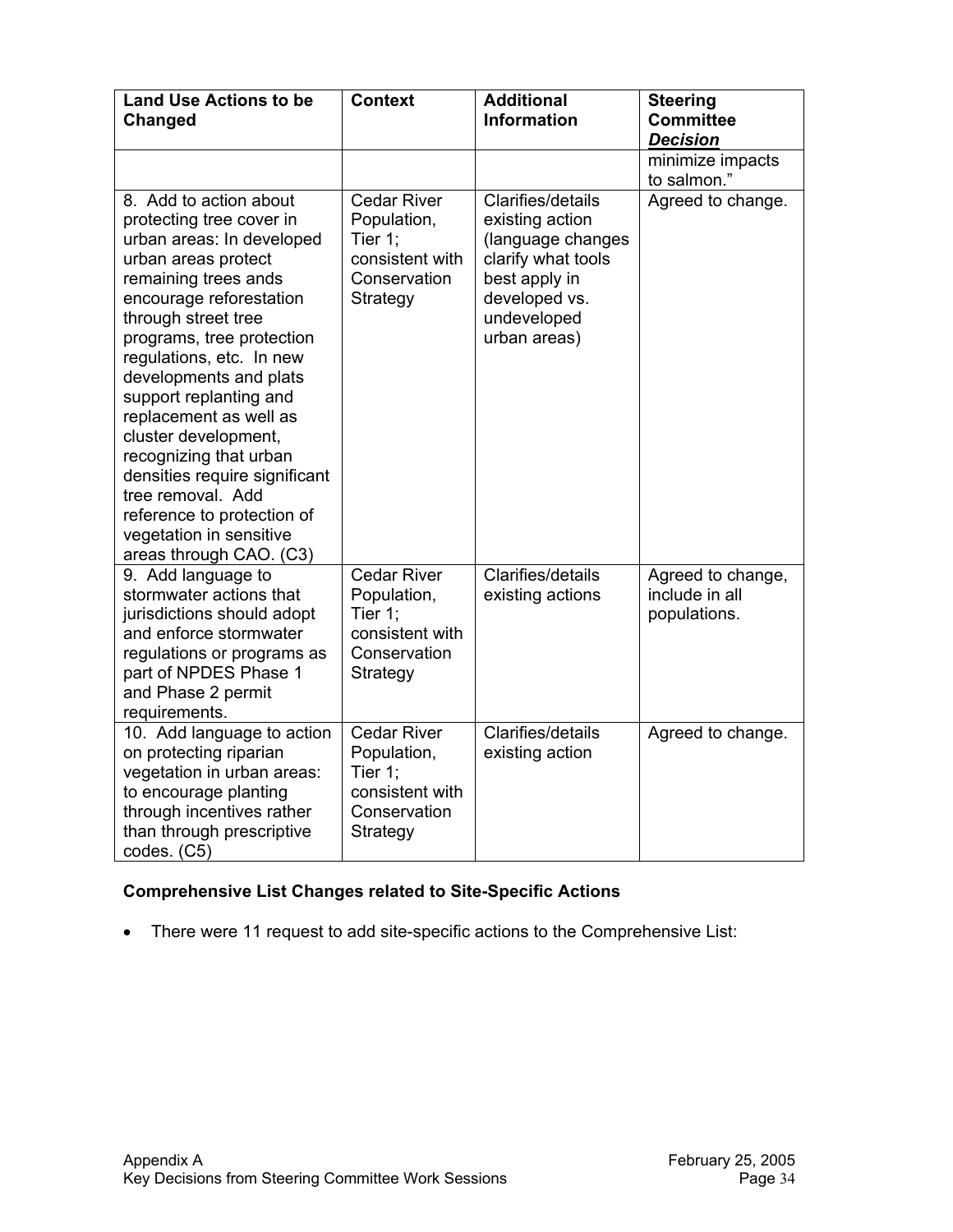| Land Use Actions to be Changed | Context | Additional Information | Steering Committee ***Decision*** |
|---|---|---|---|
| | | | minimize impacts to salmon." |
| 8. Add to action about protecting tree cover in urban areas: In developed urban areas protect remaining trees and encourage reforestation through street tree programs, tree protection regulations, etc. In new developments and plats support replanting and replacement as well as cluster development, recognizing that urban densities require significant tree removal. Add reference to protection of vegetation in sensitive areas through CAO. (C3) | Cedar River Population, Tier 1; consistent with Conservation Strategy | Clarifies/details existing action (language changes clarify what tools best apply in developed vs. undeveloped urban areas) | Agreed to change. |
| 9. Add language to stormwater actions that jurisdictions should adopt and enforce stormwater regulations or programs as part of NPDES Phase 1 and Phase 2 permit requirements. | Cedar River Population, Tier 1; consistent with Conservation Strategy | Clarifies/details existing actions | Agreed to change, include in all populations. |
| 10. Add language to action on protecting riparian vegetation in urban areas: to encourage planting through incentives rather than through prescriptive codes. (C5) | Cedar River Population, Tier 1; consistent with Conservation Strategy | Clarifies/details existing action | Agreed to change. |

**Comprehensive List Changes related to Site-Specific Actions**

- There were 11 request to add site-specific actions to the Comprehensive List: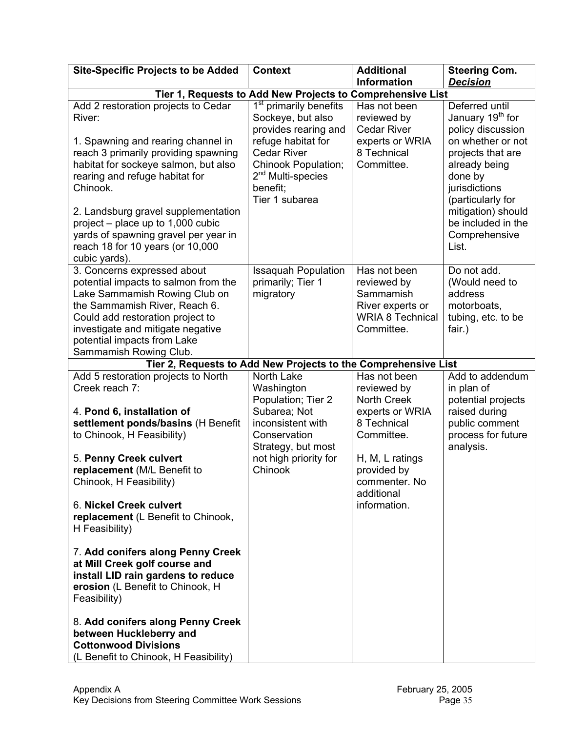| Site-Specific Projects to be Added | Context | Additional Information | Steering Com. ***Decision*** |
|---|---|---|---|
| **Tier 1, Requests to Add New Projects to Comprehensive List** | | | |
| Add 2 restoration projects to Cedar River:<br><br>1. Spawning and rearing channel in reach 3 primarily providing spawning habitat for sockeye salmon, but also rearing and refuge habitat for Chinook.<br><br>2. Landsburg gravel supplementation project – place up to 1,000 cubic yards of spawning gravel per year in reach 18 for 10 years (or 10,000 cubic yards). | 1st primarily benefits Sockeye, but also provides rearing and refuge habitat for Cedar River Chinook Population; 2nd Multi-species benefit; Tier 1 subarea | Has not been reviewed by Cedar River experts or WRIA 8 Technical Committee. | Deferred until January 19th for policy discussion on whether or not projects that are already being done by jurisdictions (particularly for mitigation) should be included in the Comprehensive List. |
| 3. Concerns expressed about potential impacts to salmon from the Lake Sammamish Rowing Club on the Sammamish River, Reach 6. Could add restoration project to investigate and mitigate negative potential impacts from Lake Sammamish Rowing Club. | Issaquah Population primarily; Tier 1 migratory | Has not been reviewed by Sammamish River experts or WRIA 8 Technical Committee. | Do not add. (Would need to address motorboats, tubing, etc. to be fair.) |
| **Tier 2, Requests to Add New Projects to the Comprehensive List** | | | |
| Add 5 restoration projects to North Creek reach 7:<br><br>4. **Pond 6, installation of settlement ponds/basins** (H Benefit to Chinook, H Feasibility)<br><br>5. **Penny Creek culvert replacement** (M/L Benefit to Chinook, H Feasibility)<br><br>6. **Nickel Creek culvert replacement** (L Benefit to Chinook, H Feasibility)<br><br>7. **Add conifers along Penny Creek at Mill Creek golf course and install LID rain gardens to reduce erosion** (L Benefit to Chinook, H Feasibility)<br><br>8. **Add conifers along Penny Creek between Huckleberry and Cottonwood Divisions** (L Benefit to Chinook, H Feasibility) | North Lake Washington Population; Tier 2 Subarea; Not inconsistent with Conservation Strategy, but most not high priority for Chinook | Has not been reviewed by North Creek experts or WRIA 8 Technical Committee.<br><br>H, M, L ratings provided by commenter. No additional information. | Add to addendum in plan of potential projects raised during public comment process for future analysis. |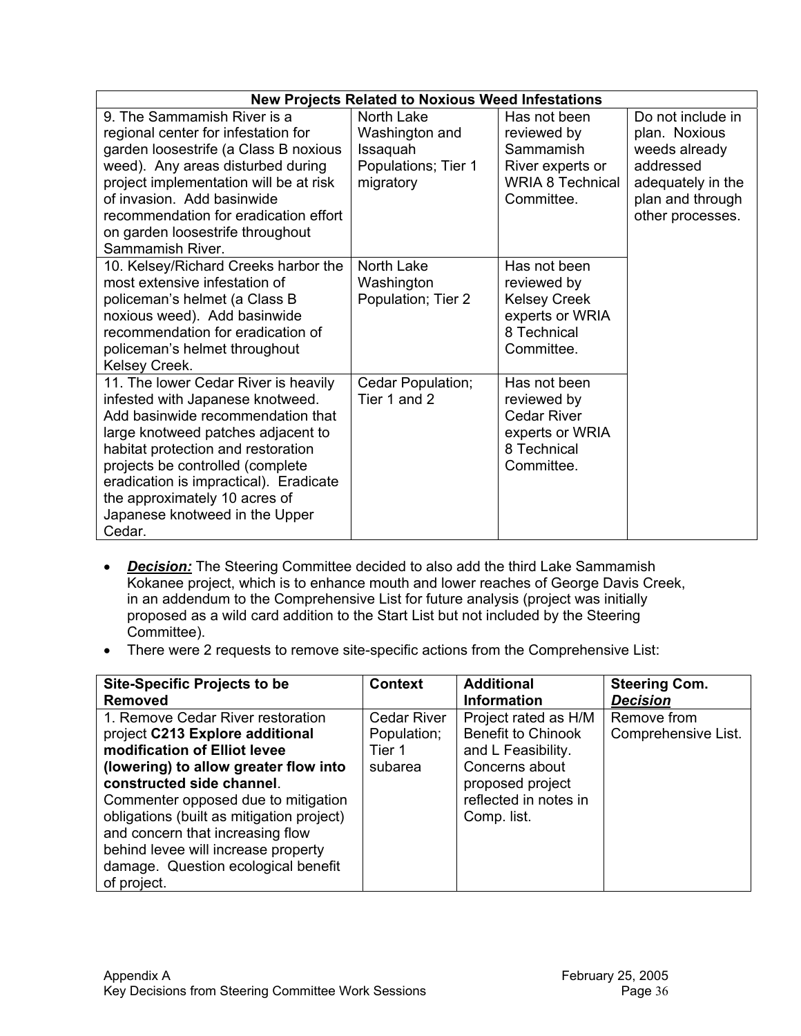| New Projects Related to Noxious Weed Infestations | | | |
|---|---|---|---|
| 9. The Sammamish River is a regional center for infestation for garden loosestrife (a Class B noxious weed). Any areas disturbed during project implementation will be at risk of invasion. Add basinwide recommendation for eradication effort on garden loosestrife throughout Sammamish River. | North Lake Washington and Issaquah Populations; Tier 1 migratory | Has not been reviewed by Sammamish River experts or WRIA 8 Technical Committee. | Do not include in plan. Noxious weeds already addressed adequately in the plan and through other processes. |
| 10. Kelsey/Richard Creeks harbor the most extensive infestation of policeman's helmet (a Class B noxious weed). Add basinwide recommendation for eradication of policeman's helmet throughout Kelsey Creek. | North Lake Washington Population; Tier 2 | Has not been reviewed by Kelsey Creek experts or WRIA 8 Technical Committee. | |
| 11. The lower Cedar River is heavily infested with Japanese knotweed. Add basinwide recommendation that large knotweed patches adjacent to habitat protection and restoration projects be controlled (complete eradication is impractical). Eradicate the approximately 10 acres of Japanese knotweed in the Upper Cedar. | Cedar Population; Tier 1 and 2 | Has not been reviewed by Cedar River experts or WRIA 8 Technical Committee. | |

- ***Decision:*** The Steering Committee decided to also add the third Lake Sammamish Kokanee project, which is to enhance mouth and lower reaches of George Davis Creek, in an addendum to the Comprehensive List for future analysis (project was initially proposed as a wild card addition to the Start List but not included by the Steering Committee).
- There were 2 requests to remove site-specific actions from the Comprehensive List:

| Site-Specific Projects to be Removed | Context | Additional Information | Steering Com. ***Decision*** |
|---|---|---|---|
| 1. Remove Cedar River restoration project **C213 Explore additional modification of Elliot levee (lowering) to allow greater flow into constructed side channel**. Commenter opposed due to mitigation obligations (built as mitigation project) and concern that increasing flow behind levee will increase property damage. Question ecological benefit of project. | Cedar River Population; Tier 1 subarea | Project rated as H/M Benefit to Chinook and L Feasibility. Concerns about proposed project reflected in notes in Comp. list. | Remove from Comprehensive List. |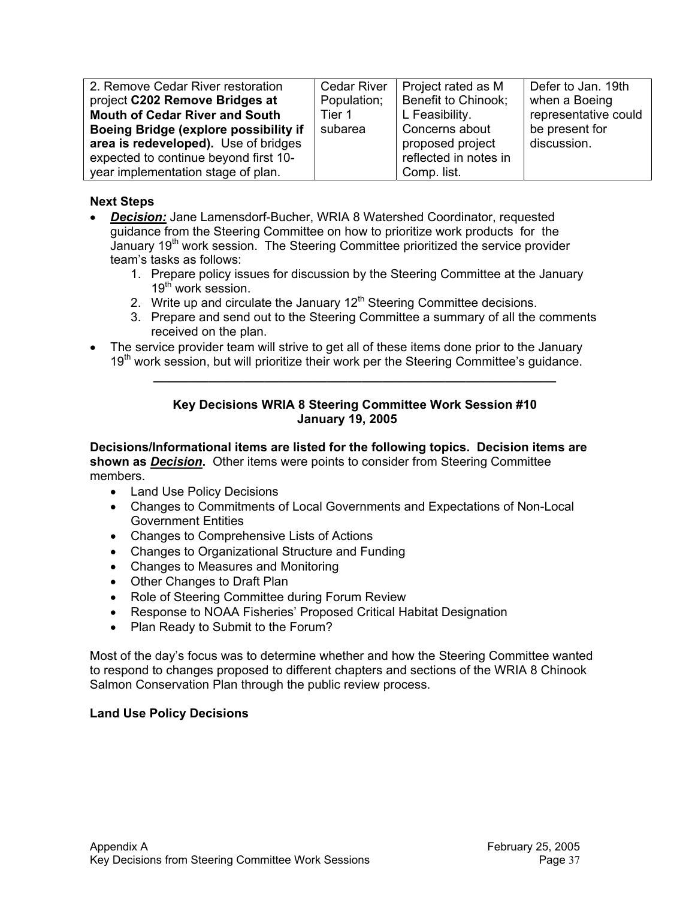| 2. Remove Cedar River restoration project **C202 Remove Bridges at Mouth of Cedar River and South Boeing Bridge (explore possibility if area is redeveloped).** Use of bridges expected to continue beyond first 10-year implementation stage of plan. | Cedar River Population; Tier 1 subarea | Project rated as M Benefit to Chinook; L Feasibility. Concerns about proposed project reflected in notes in Comp. list. | Defer to Jan. 19th when a Boeing representative could be present for discussion. |
|---|---|---|---|

**Next Steps**

- ***Decision:*** Jane Lamensdorf-Bucher, WRIA 8 Watershed Coordinator, requested guidance from the Steering Committee on how to prioritize work products for the January 19th work session. The Steering Committee prioritized the service provider team's tasks as follows:
    1. Prepare policy issues for discussion by the Steering Committee at the January 19th work session.
    2. Write up and circulate the January 12th Steering Committee decisions.
    3. Prepare and send out to the Steering Committee a summary of all the comments received on the plan.
- The service provider team will strive to get all of these items done prior to the January 19th work session, but will prioritize their work per the Steering Committee's guidance.

---

**Key Decisions WRIA 8 Steering Committee Work Session #10**
**January 19, 2005**

**Decisions/Informational items are listed for the following topics. Decision items are shown as *Decision*.** Other items were points to consider from Steering Committee members.

- Land Use Policy Decisions
- Changes to Commitments of Local Governments and Expectations of Non-Local Government Entities
- Changes to Comprehensive Lists of Actions
- Changes to Organizational Structure and Funding
- Changes to Measures and Monitoring
- Other Changes to Draft Plan
- Role of Steering Committee during Forum Review
- Response to NOAA Fisheries' Proposed Critical Habitat Designation
- Plan Ready to Submit to the Forum?

Most of the day's focus was to determine whether and how the Steering Committee wanted to respond to changes proposed to different chapters and sections of the WRIA 8 Chinook Salmon Conservation Plan through the public review process.

**Land Use Policy Decisions**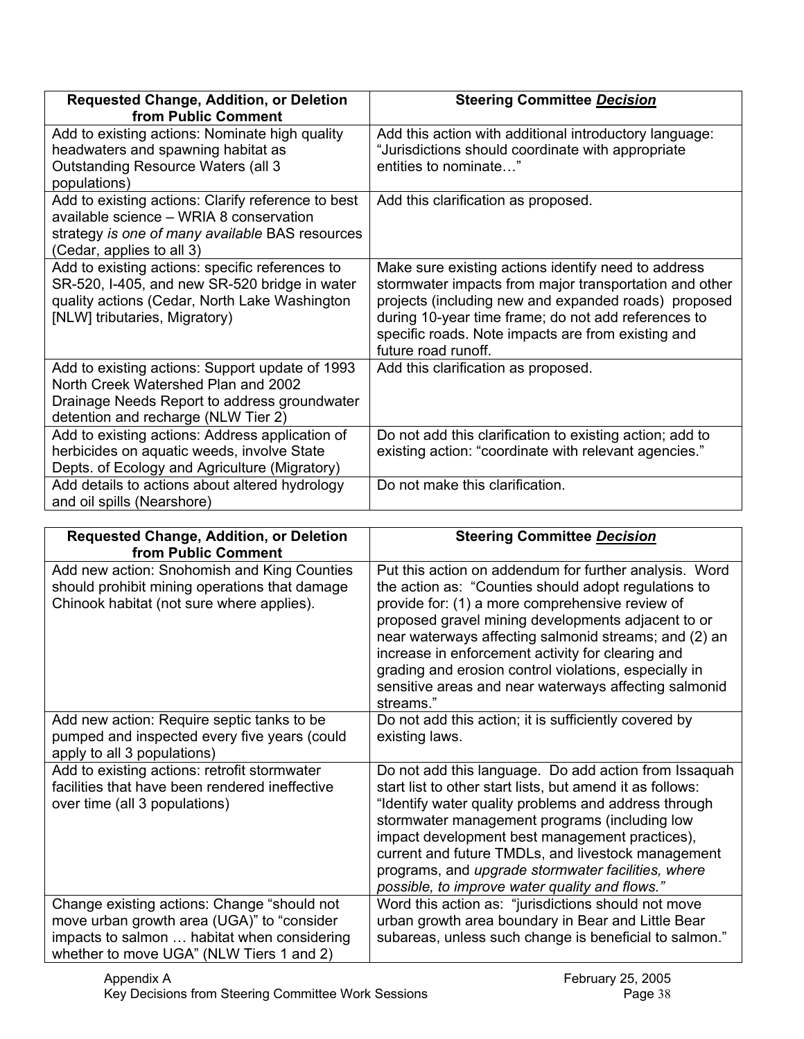| Requested Change, Addition, or Deletion from Public Comment | Steering Committee ***Decision*** |
|---|---|
| Add to existing actions: Nominate high quality headwaters and spawning habitat as Outstanding Resource Waters (all 3 populations) | Add this action with additional introductory language: "Jurisdictions should coordinate with appropriate entities to nominate…" |
| Add to existing actions: Clarify reference to best available science – WRIA 8 conservation strategy *is one of many available* BAS resources (Cedar, applies to all 3) | Add this clarification as proposed. |
| Add to existing actions: specific references to SR-520, I-405, and new SR-520 bridge in water quality actions (Cedar, North Lake Washington [NLW] tributaries, Migratory) | Make sure existing actions identify need to address stormwater impacts from major transportation and other projects (including new and expanded roads) proposed during 10-year time frame; do not add references to specific roads. Note impacts are from existing and future road runoff. |
| Add to existing actions: Support update of 1993 North Creek Watershed Plan and 2002 Drainage Needs Report to address groundwater detention and recharge (NLW Tier 2) | Add this clarification as proposed. |
| Add to existing actions: Address application of herbicides on aquatic weeds, involve State Depts. of Ecology and Agriculture (Migratory) | Do not add this clarification to existing action; add to existing action: "coordinate with relevant agencies." |
| Add details to actions about altered hydrology and oil spills (Nearshore) | Do not make this clarification. |

| Requested Change, Addition, or Deletion from Public Comment | Steering Committee ***Decision*** |
|---|---|
| Add new action: Snohomish and King Counties should prohibit mining operations that damage Chinook habitat (not sure where applies). | Put this action on addendum for further analysis. Word the action as: "Counties should adopt regulations to provide for: (1) a more comprehensive review of proposed gravel mining developments adjacent to or near waterways affecting salmonid streams; and (2) an increase in enforcement activity for clearing and grading and erosion control violations, especially in sensitive areas and near waterways affecting salmonid streams." |
| Add new action: Require septic tanks to be pumped and inspected every five years (could apply to all 3 populations) | Do not add this action; it is sufficiently covered by existing laws. |
| Add to existing actions: retrofit stormwater facilities that have been rendered ineffective over time (all 3 populations) | Do not add this language. Do add action from Issaquah start list to other start lists, but amend it as follows: "Identify water quality problems and address through stormwater management programs (including low impact development best management practices), current and future TMDLs, and livestock management programs, and *upgrade stormwater facilities, where possible, to improve water quality and flows."* |
| Change existing actions: Change "should not move urban growth area (UGA)" to "consider impacts to salmon … habitat when considering whether to move UGA" (NLW Tiers 1 and 2) | Word this action as: "jurisdictions should not move urban growth area boundary in Bear and Little Bear subareas, unless such change is beneficial to salmon." |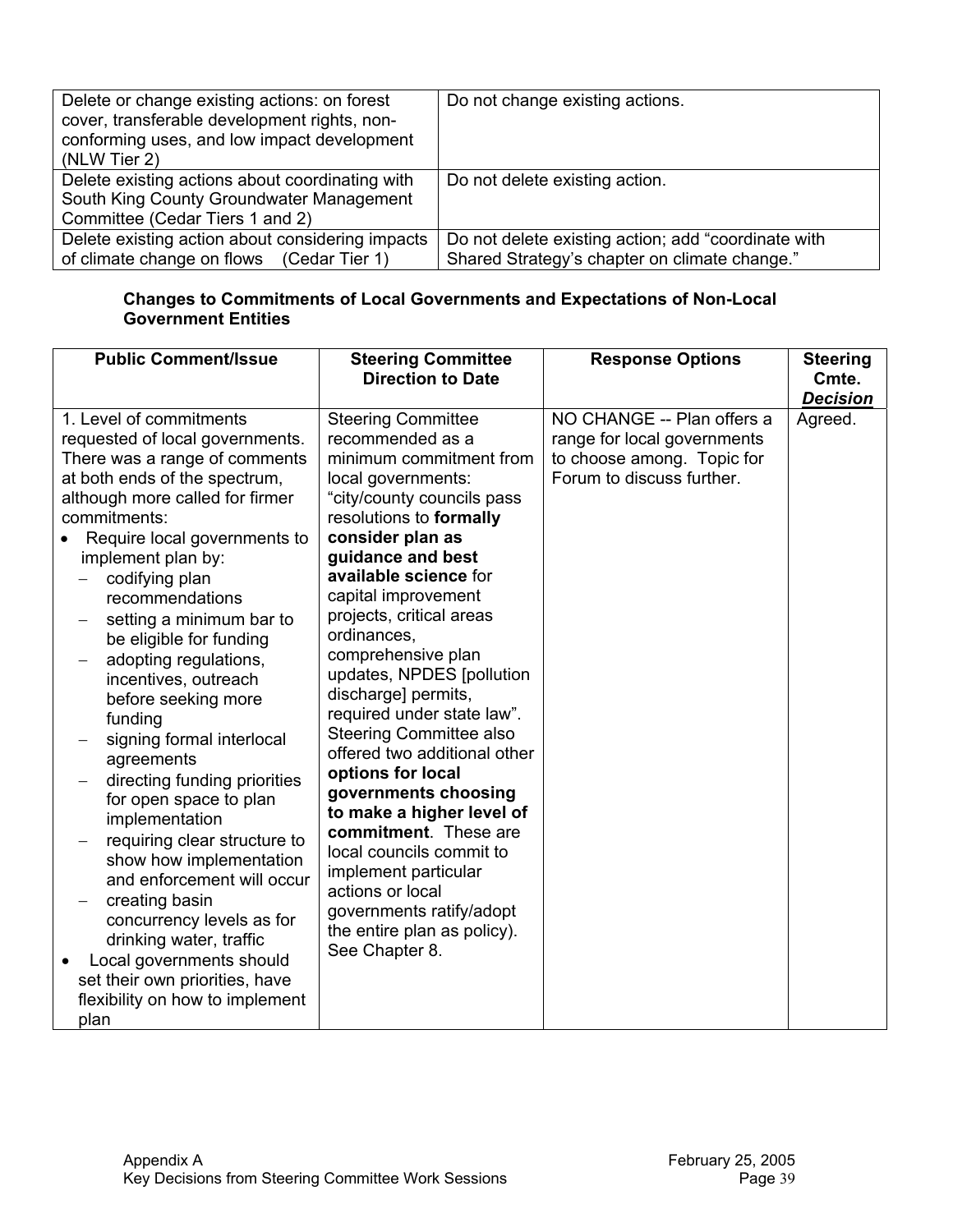| | |
|---|---|
| Delete or change existing actions: on forest cover, transferable development rights, non-conforming uses, and low impact development (NLW Tier 2) | Do not change existing actions. |
| Delete existing actions about coordinating with South King County Groundwater Management Committee (Cedar Tiers 1 and 2) | Do not delete existing action. |
| Delete existing action about considering impacts of climate change on flows (Cedar Tier 1) | Do not delete existing action; add "coordinate with Shared Strategy's chapter on climate change." |

**Changes to Commitments of Local Governments and Expectations of Non-Local Government Entities**

| Public Comment/Issue | Steering Committee Direction to Date | Response Options | Steering Cmte. ***Decision*** |
|---|---|---|---|
| 1. Level of commitments requested of local governments. There was a range of comments at both ends of the spectrum, although more called for firmer commitments:<br>• Require local governments to implement plan by:<br>– codifying plan recommendations<br>– setting a minimum bar to be eligible for funding<br>– adopting regulations, incentives, outreach before seeking more funding<br>– signing formal interlocal agreements<br>– directing funding priorities for open space to plan implementation<br>– requiring clear structure to show how implementation and enforcement will occur<br>– creating basin concurrency levels as for drinking water, traffic<br>• Local governments should set their own priorities, have flexibility on how to implement plan | Steering Committee recommended as a minimum commitment from local governments: "city/county councils pass resolutions to **formally consider plan as guidance and best available science** for capital improvement projects, critical areas ordinances, comprehensive plan updates, NPDES [pollution discharge] permits, required under state law". Steering Committee also offered two additional other **options for local governments choosing to make a higher level of commitment**. These are local councils commit to implement particular actions or local governments ratify/adopt the entire plan as policy). See Chapter 8. | NO CHANGE -- Plan offers a range for local governments to choose among. Topic for Forum to discuss further. | Agreed. |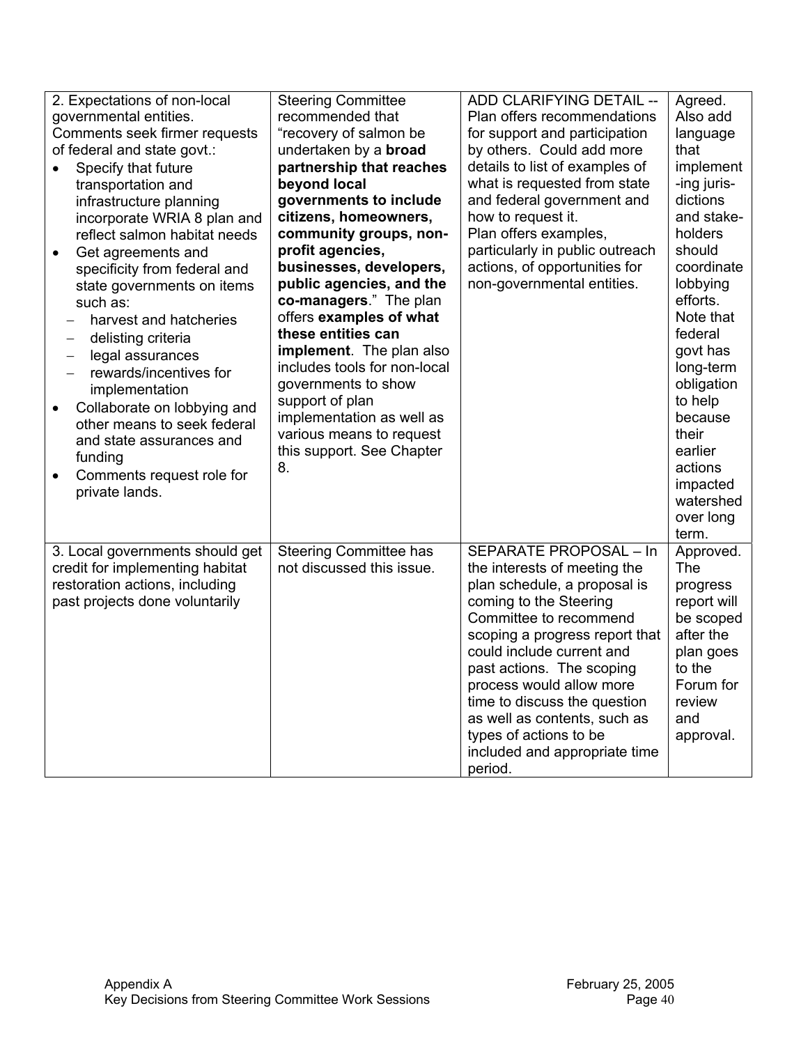| | | | |
|---|---|---|---|
| 2. Expectations of non-local governmental entities. Comments seek firmer requests of federal and state govt.:<br>• Specify that future transportation and infrastructure planning incorporate WRIA 8 plan and reflect salmon habitat needs<br>• Get agreements and specificity from federal and state governments on items such as:<br>  – harvest and hatcheries<br>  – delisting criteria<br>  – legal assurances<br>  – rewards/incentives for implementation<br>• Collaborate on lobbying and other means to seek federal and state assurances and funding<br>• Comments request role for private lands. | Steering Committee recommended that "recovery of salmon be undertaken by a **broad partnership that reaches beyond local governments to include citizens, homeowners, community groups, non-profit agencies, businesses, developers, public agencies, and the co-managers**." The plan offers **examples of what these entities can implement**. The plan also includes tools for non-local governments to show support of plan implementation as well as various means to request this support. See Chapter 8. | ADD CLARIFYING DETAIL -- Plan offers recommendations for support and participation by others. Could add more details to list of examples of what is requested from state and federal government and how to request it.<br>Plan offers examples, particularly in public outreach actions, of opportunities for non-governmental entities. | Agreed. Also add language that implementing jurisdictions and stakeholders should coordinate lobbying efforts. Note that federal govt has long-term obligation to help because their earlier actions impacted watershed over long term. |
| 3. Local governments should get credit for implementing habitat restoration actions, including past projects done voluntarily | Steering Committee has not discussed this issue. | SEPARATE PROPOSAL – In the interests of meeting the plan schedule, a proposal is coming to the Steering Committee to recommend scoping a progress report that could include current and past actions. The scoping process would allow more time to discuss the question as well as contents, such as types of actions to be included and appropriate time period. | Approved. The progress report will be scoped after the plan goes to the Forum for review and approval. |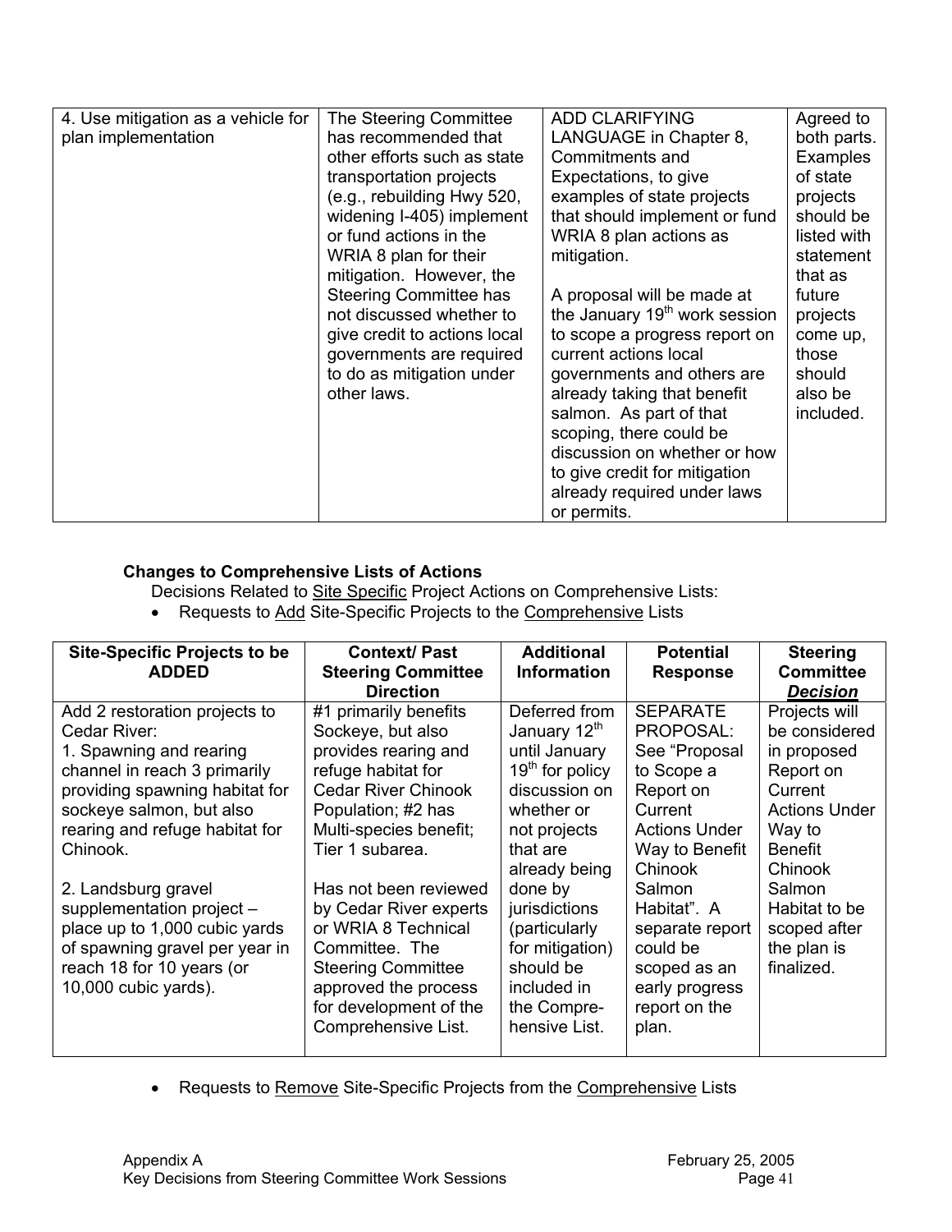| 4. Use mitigation as a vehicle for plan implementation | The Steering Committee has recommended that other efforts such as state transportation projects (e.g., rebuilding Hwy 520, widening I-405) implement or fund actions in the WRIA 8 plan for their mitigation. However, the Steering Committee has not discussed whether to give credit to actions local governments are required to do as mitigation under other laws. | ADD CLARIFYING LANGUAGE in Chapter 8, Commitments and Expectations, to give examples of state projects that should implement or fund WRIA 8 plan actions as mitigation.<br><br>A proposal will be made at the January 19th work session to scope a progress report on current actions local governments and others are already taking that benefit salmon. As part of that scoping, there could be discussion on whether or how to give credit for mitigation already required under laws or permits. | Agreed to both parts. Examples of state projects should be listed with statement that as future projects come up, those should also be included. |
|---|---|---|---|

**Changes to Comprehensive Lists of Actions**

Decisions Related to Site Specific Project Actions on Comprehensive Lists:

- Requests to Add Site-Specific Projects to the Comprehensive Lists

| Site-Specific Projects to be ADDED | Context/ Past Steering Committee Direction | Additional Information | Potential Response | Steering Committee *Decision* |
|---|---|---|---|---|
| Add 2 restoration projects to Cedar River:<br>1. Spawning and rearing channel in reach 3 primarily providing spawning habitat for sockeye salmon, but also rearing and refuge habitat for Chinook.<br><br>2. Landsburg gravel supplementation project – place up to 1,000 cubic yards of spawning gravel per year in reach 18 for 10 years (or 10,000 cubic yards). | #1 primarily benefits Sockeye, but also provides rearing and refuge habitat for Cedar River Chinook Population; #2 has Multi-species benefit; Tier 1 subarea.<br><br>Has not been reviewed by Cedar River experts or WRIA 8 Technical Committee. The Steering Committee approved the process for development of the Comprehensive List. | Deferred from January 12th until January 19th for policy discussion on whether or not projects that are already being done by jurisdictions (particularly for mitigation) should be included in the Compre-hensive List. | SEPARATE PROPOSAL: See "Proposal to Scope a Report on Current Actions Under Way to Benefit Chinook Salmon Habitat". A separate report could be scoped as an early progress report on the plan. | Projects will be considered in proposed Report on Current Actions Under Way to Benefit Chinook Salmon Habitat to be scoped after the plan is finalized. |

- Requests to Remove Site-Specific Projects from the Comprehensive Lists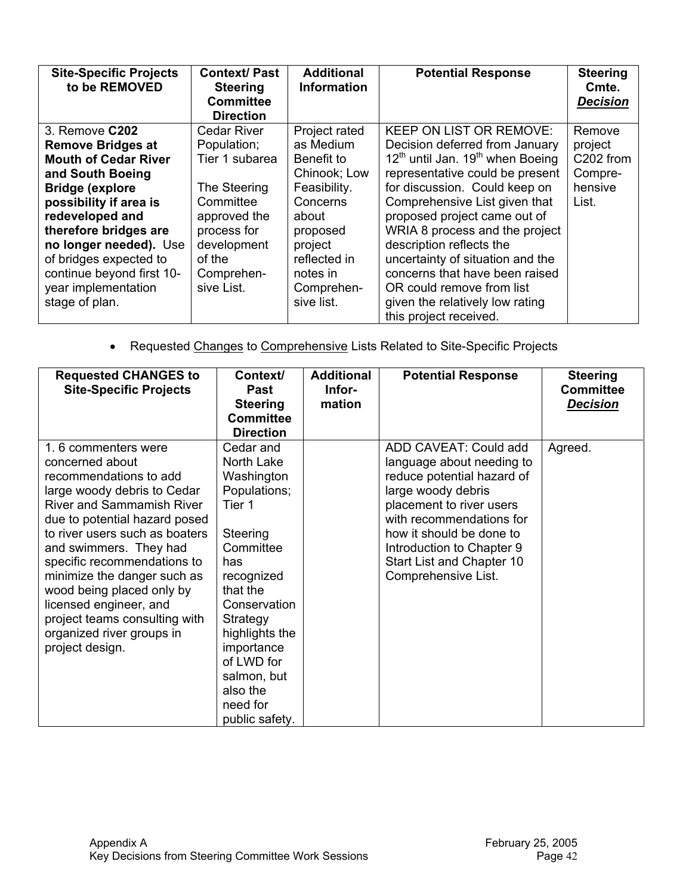| Site-Specific Projects to be REMOVED | Context/ Past Steering Committee Direction | Additional Information | Potential Response | Steering Cmte. ***Decision*** |
|---|---|---|---|---|
| 3. Remove **C202 Remove Bridges at Mouth of Cedar River and South Boeing Bridge (explore possibility if area is redeveloped and therefore bridges are no longer needed).** Use of bridges expected to continue beyond first 10-year implementation stage of plan. | Cedar River Population; Tier 1 subarea<br><br>The Steering Committee approved the process for development of the Comprehensive List. | Project rated as Medium Benefit to Chinook; Low Feasibility. Concerns about proposed project reflected in notes in Comprehensive list. | KEEP ON LIST OR REMOVE: Decision deferred from January 12th until Jan. 19th when Boeing representative could be present for discussion. Could keep on Comprehensive List given that proposed project came out of WRIA 8 process and the project description reflects the uncertainty of situation and the concerns that have been raised OR could remove from list given the relatively low rating this project received. | Remove project C202 from Comprehensive List. |

- Requested Changes to Comprehensive Lists Related to Site-Specific Projects

| Requested CHANGES to Site-Specific Projects | Context/ Past Steering Committee Direction | Additional Information | Potential Response | Steering Committee ***Decision*** |
|---|---|---|---|---|
| 1. 6 commenters were concerned about recommendations to add large woody debris to Cedar River and Sammamish River due to potential hazard posed to river users such as boaters and swimmers. They had specific recommendations to minimize the danger such as wood being placed only by licensed engineer, and project teams consulting with organized river groups in project design. | Cedar and North Lake Washington Populations; Tier 1<br><br>Steering Committee has recognized that the Conservation Strategy highlights the importance of LWD for salmon, but also the need for public safety. | | ADD CAVEAT: Could add language about needing to reduce potential hazard of large woody debris placement to river users with recommendations for how it should be done to Introduction to Chapter 9 Start List and Chapter 10 Comprehensive List. | Agreed. |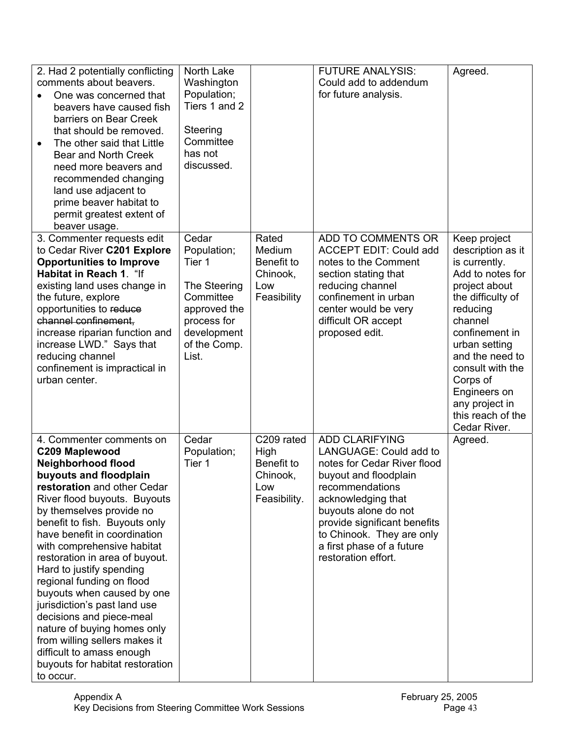| | | | | |
|---|---|---|---|---|
| 2. Had 2 potentially conflicting comments about beavers.<br>• One was concerned that beavers have caused fish barriers on Bear Creek that should be removed.<br>• The other said that Little Bear and North Creek need more beavers and recommended changing land use adjacent to prime beaver habitat to permit greatest extent of beaver usage. | North Lake Washington Population; Tiers 1 and 2<br><br>Steering Committee has not discussed. | | FUTURE ANALYSIS: Could add to addendum for future analysis. | Agreed. |
| 3. Commenter requests edit to Cedar River **C201 Explore Opportunities to Improve Habitat in Reach 1**. "If existing land uses change in the future, explore opportunities to ~~reduce channel confinement,~~ increase riparian function and increase LWD." Says that reducing channel confinement is impractical in urban center. | Cedar Population; Tier 1<br><br>The Steering Committee approved the process for development of the Comp. List. | Rated Medium Benefit to Chinook, Low Feasibility | ADD TO COMMENTS OR ACCEPT EDIT: Could add notes to the Comment section stating that reducing channel confinement in urban center would be very difficult OR accept proposed edit. | Keep project description as it is currently. Add to notes for project about the difficulty of reducing channel confinement in urban setting and the need to consult with the Corps of Engineers on any project in this reach of the Cedar River. |
| 4. Commenter comments on **C209 Maplewood Neighborhood flood buyouts and floodplain restoration** and other Cedar River flood buyouts. Buyouts by themselves provide no benefit to fish. Buyouts only have benefit in coordination with comprehensive habitat restoration in area of buyout. Hard to justify spending regional funding on flood buyouts when caused by one jurisdiction's past land use decisions and piece-meal nature of buying homes only from willing sellers makes it difficult to amass enough buyouts for habitat restoration to occur. | Cedar Population; Tier 1 | C209 rated High Benefit to Chinook, Low Feasibility. | ADD CLARIFYING LANGUAGE: Could add to notes for Cedar River flood buyout and floodplain recommendations acknowledging that buyouts alone do not provide significant benefits to Chinook. They are only a first phase of a future restoration effort. | Agreed. |

Appendix A
Key Decisions from Steering Committee Work Sessions

February 25, 2005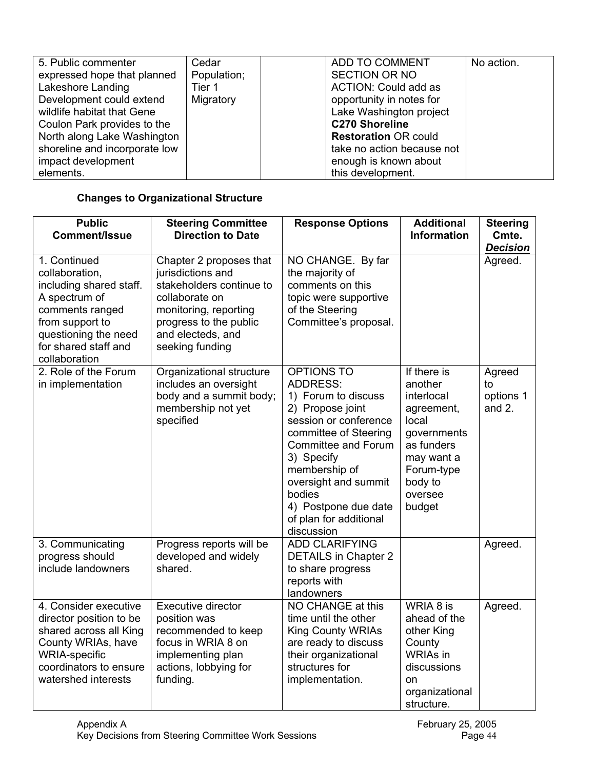| 5. Public commenter expressed hope that planned Lakeshore Landing Development could extend wildlife habitat that Gene Coulon Park provides to the North along Lake Washington shoreline and incorporate low impact development elements. | Cedar Population; Tier 1 Migratory | | ADD TO COMMENT SECTION OR NO ACTION: Could add as opportunity in notes for Lake Washington project **C270 Shoreline Restoration** OR could take no action because not enough is known about this development. | No action. |
|---|---|---|---|---|

**Changes to Organizational Structure**

| Public Comment/Issue | Steering Committee Direction to Date | Response Options | Additional Information | Steering Cmte. ***Decision*** |
|---|---|---|---|---|
| 1. Continued collaboration, including shared staff. A spectrum of comments ranged from support to questioning the need for shared staff and collaboration | Chapter 2 proposes that jurisdictions and stakeholders continue to collaborate on monitoring, reporting progress to the public and electeds, and seeking funding | NO CHANGE. By far the majority of comments on this topic were supportive of the Steering Committee's proposal. | | Agreed. |
| 2. Role of the Forum in implementation | Organizational structure includes an oversight body and a summit body; membership not yet specified | OPTIONS TO ADDRESS: 1) Forum to discuss 2) Propose joint session or conference committee of Steering Committee and Forum 3) Specify membership of oversight and summit bodies 4) Postpone due date of plan for additional discussion | If there is another interlocal agreement, local governments as funders may want a Forum-type body to oversee budget | Agreed to options 1 and 2. |
| 3. Communicating progress should include landowners | Progress reports will be developed and widely shared. | ADD CLARIFYING DETAILS in Chapter 2 to share progress reports with landowners | | Agreed. |
| 4. Consider executive director position to be shared across all King County WRIAs, have WRIA-specific coordinators to ensure watershed interests | Executive director position was recommended to keep focus in WRIA 8 on implementing plan actions, lobbying for funding. | NO CHANGE at this time until the other King County WRIAs are ready to discuss their organizational structures for implementation. | WRIA 8 is ahead of the other King County WRIAs in discussions on organizational structure. | Agreed. |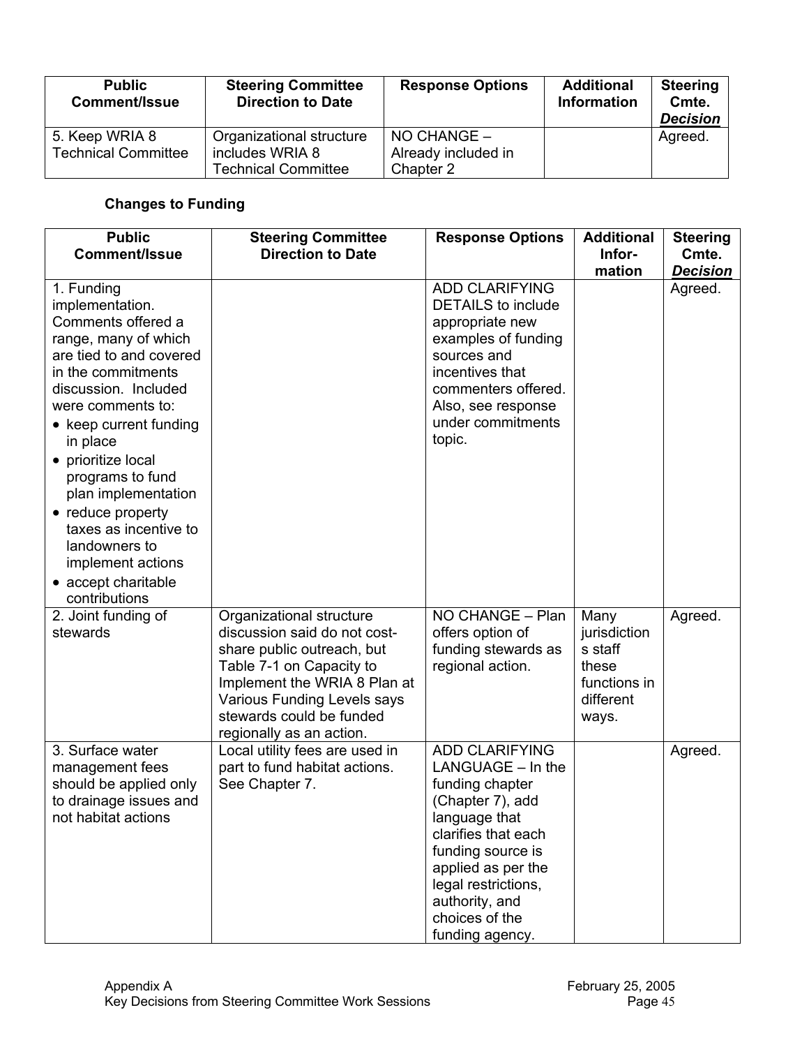| Public Comment/Issue | Steering Committee Direction to Date | Response Options | Additional Information | Steering Cmte. ***Decision*** |
|---|---|---|---|---|
| 5. Keep WRIA 8 Technical Committee | Organizational structure includes WRIA 8 Technical Committee | NO CHANGE – Already included in Chapter 2 | | Agreed. |

**Changes to Funding**

| Public Comment/Issue | Steering Committee Direction to Date | Response Options | Additional Infor-mation | Steering Cmte. ***Decision*** |
|---|---|---|---|---|
| 1. Funding implementation. Comments offered a range, many of which are tied to and covered in the commitments discussion. Included were comments to: <br>• keep current funding in place <br>• prioritize local programs to fund plan implementation <br>• reduce property taxes as incentive to landowners to implement actions <br>• accept charitable contributions | | ADD CLARIFYING DETAILS to include appropriate new examples of funding sources and incentives that commenters offered. Also, see response under commitments topic. | | Agreed. |
| 2. Joint funding of stewards | Organizational structure discussion said do not cost-share public outreach, but Table 7-1 on Capacity to Implement the WRIA 8 Plan at Various Funding Levels says stewards could be funded regionally as an action. | NO CHANGE – Plan offers option of funding stewards as regional action. | Many jurisdictions staff these functions in different ways. | Agreed. |
| 3. Surface water management fees should be applied only to drainage issues and not habitat actions | Local utility fees are used in part to fund habitat actions. See Chapter 7. | ADD CLARIFYING LANGUAGE – In the funding chapter (Chapter 7), add language that clarifies that each funding source is applied as per the legal restrictions, authority, and choices of the funding agency. | | Agreed. |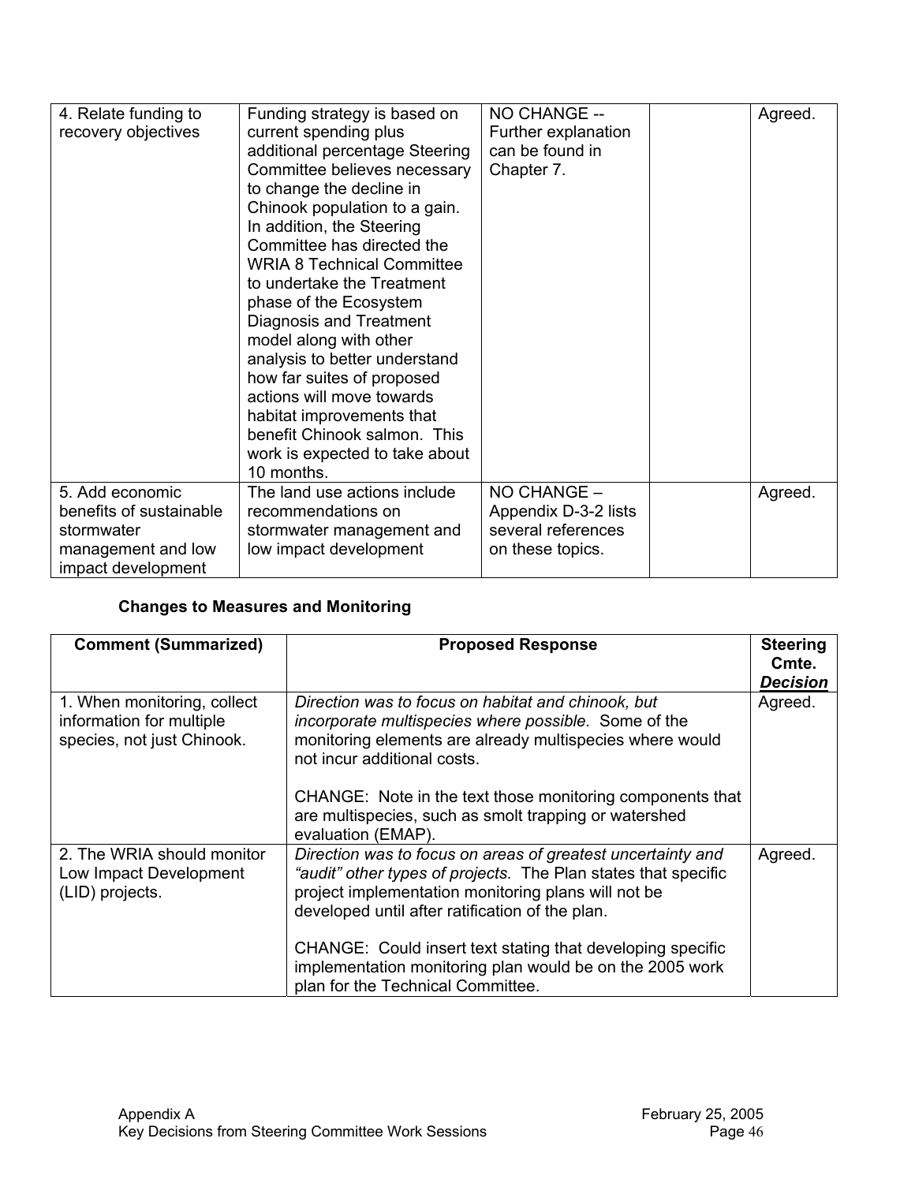| | | | | |
|---|---|---|---|---|
| 4. Relate funding to recovery objectives | Funding strategy is based on current spending plus additional percentage Steering Committee believes necessary to change the decline in Chinook population to a gain. In addition, the Steering Committee has directed the WRIA 8 Technical Committee to undertake the Treatment phase of the Ecosystem Diagnosis and Treatment model along with other analysis to better understand how far suites of proposed actions will move towards habitat improvements that benefit Chinook salmon. This work is expected to take about 10 months. | NO CHANGE -- Further explanation can be found in Chapter 7. | | Agreed. |
| 5. Add economic benefits of sustainable stormwater management and low impact development | The land use actions include recommendations on stormwater management and low impact development | NO CHANGE – Appendix D-3-2 lists several references on these topics. | | Agreed. |

**Changes to Measures and Monitoring**

| Comment (Summarized) | Proposed Response | Steering Cmte. ***Decision*** |
|---|---|---|
| 1. When monitoring, collect information for multiple species, not just Chinook. | *Direction was to focus on habitat and chinook, but incorporate multispecies where possible.* Some of the monitoring elements are already multispecies where would not incur additional costs.<br><br>CHANGE: Note in the text those monitoring components that are multispecies, such as smolt trapping or watershed evaluation (EMAP). | Agreed. |
| 2. The WRIA should monitor Low Impact Development (LID) projects. | *Direction was to focus on areas of greatest uncertainty and "audit" other types of projects.* The Plan states that specific project implementation monitoring plans will not be developed until after ratification of the plan.<br><br>CHANGE: Could insert text stating that developing specific implementation monitoring plan would be on the 2005 work plan for the Technical Committee. | Agreed. |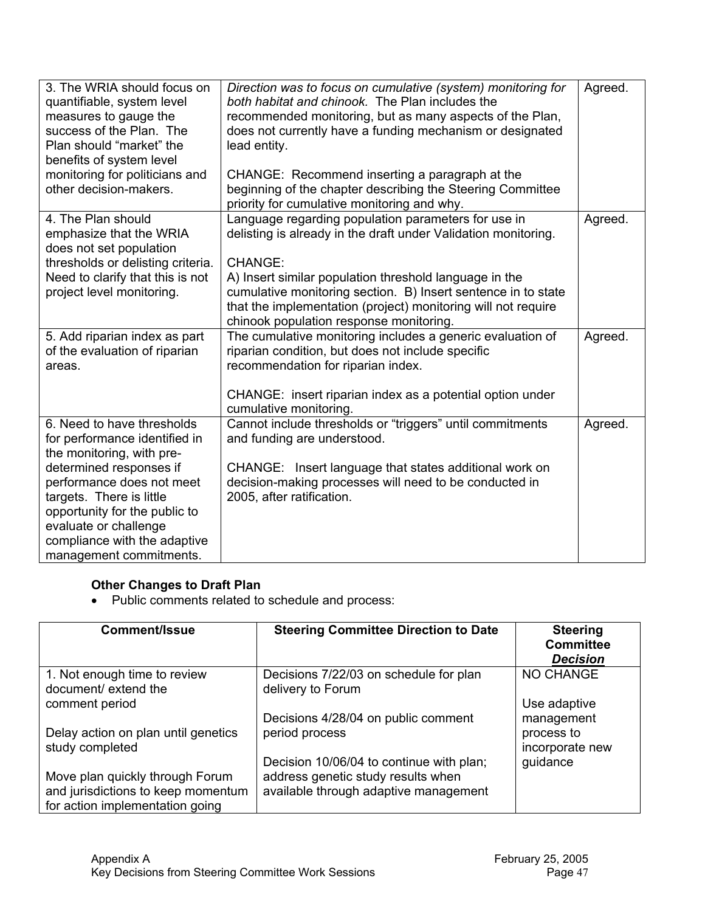| | | |
|---|---|---|
| 3. The WRIA should focus on quantifiable, system level measures to gauge the success of the Plan. The Plan should "market" the benefits of system level monitoring for politicians and other decision-makers. | *Direction was to focus on cumulative (system) monitoring for both habitat and chinook.* The Plan includes the recommended monitoring, but as many aspects of the Plan, does not currently have a funding mechanism or designated lead entity.<br><br>CHANGE: Recommend inserting a paragraph at the beginning of the chapter describing the Steering Committee priority for cumulative monitoring and why. | Agreed. |
| 4. The Plan should emphasize that the WRIA does not set population thresholds or delisting criteria. Need to clarify that this is not project level monitoring. | Language regarding population parameters for use in delisting is already in the draft under Validation monitoring.<br><br>CHANGE:<br>A) Insert similar population threshold language in the cumulative monitoring section. B) Insert sentence in to state that the implementation (project) monitoring will not require chinook population response monitoring. | Agreed. |
| 5. Add riparian index as part of the evaluation of riparian areas. | The cumulative monitoring includes a generic evaluation of riparian condition, but does not include specific recommendation for riparian index.<br><br>CHANGE: insert riparian index as a potential option under cumulative monitoring. | Agreed. |
| 6. Need to have thresholds for performance identified in the monitoring, with pre-determined responses if performance does not meet targets. There is little opportunity for the public to evaluate or challenge compliance with the adaptive management commitments. | Cannot include thresholds or "triggers" until commitments and funding are understood.<br><br>CHANGE: Insert language that states additional work on decision-making processes will need to be conducted in 2005, after ratification. | Agreed. |

**Other Changes to Draft Plan**

- Public comments related to schedule and process:

| Comment/Issue | Steering Committee Direction to Date | Steering Committee ***Decision*** |
|---|---|---|
| 1. Not enough time to review document/ extend the comment period<br><br>Delay action on plan until genetics study completed<br><br>Move plan quickly through Forum and jurisdictions to keep momentum for action implementation going | Decisions 7/22/03 on schedule for plan delivery to Forum<br><br>Decisions 4/28/04 on public comment period process<br><br>Decision 10/06/04 to continue with plan; address genetic study results when available through adaptive management | NO CHANGE<br><br>Use adaptive management process to incorporate new guidance |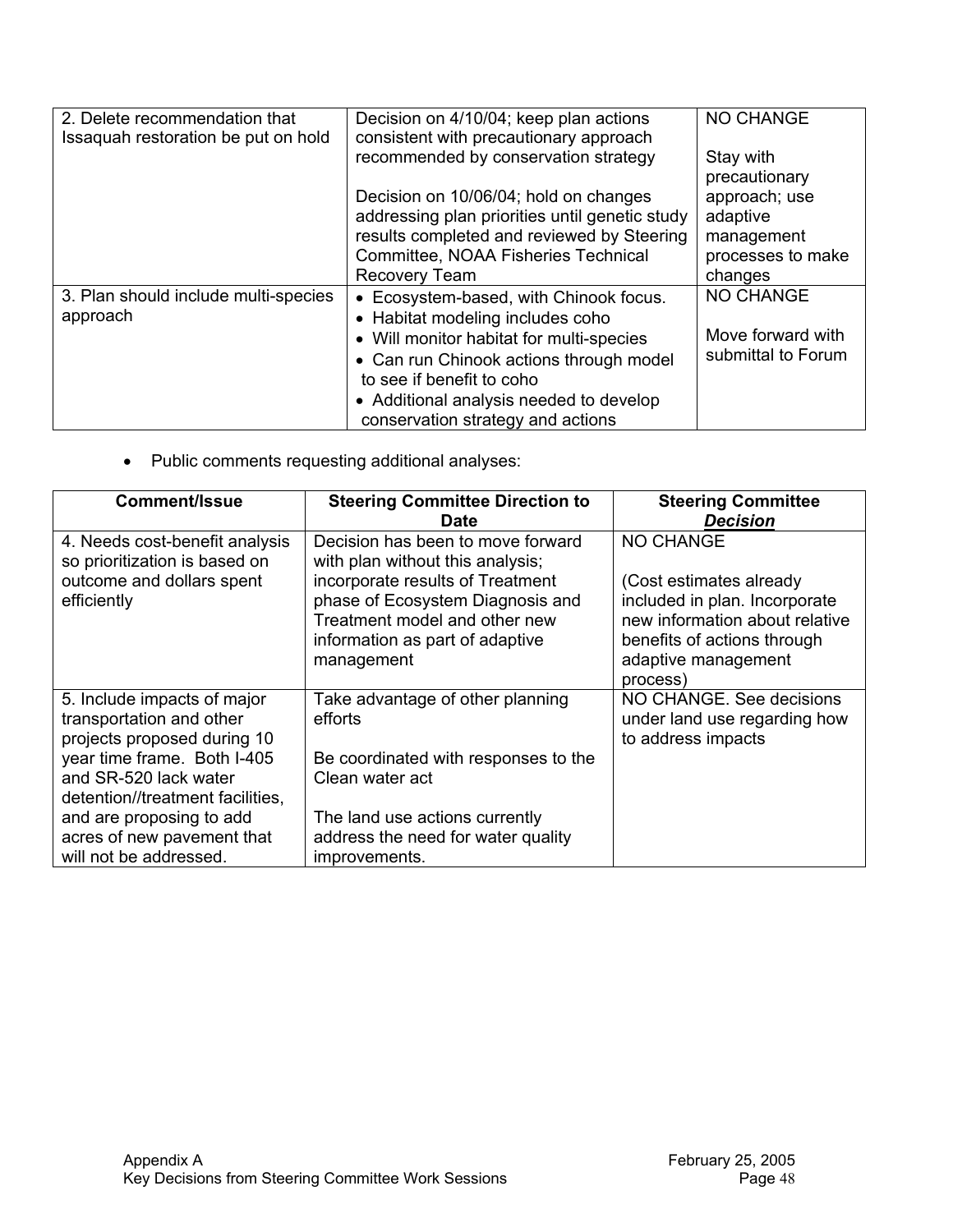| | | |
|---|---|---|
| 2. Delete recommendation that Issaquah restoration be put on hold | Decision on 4/10/04; keep plan actions consistent with precautionary approach recommended by conservation strategy<br><br>Decision on 10/06/04; hold on changes addressing plan priorities until genetic study results completed and reviewed by Steering Committee, NOAA Fisheries Technical Recovery Team | NO CHANGE<br><br>Stay with precautionary approach; use adaptive management processes to make changes |
| 3. Plan should include multi-species approach | • Ecosystem-based, with Chinook focus.<br>• Habitat modeling includes coho<br>• Will monitor habitat for multi-species<br>• Can run Chinook actions through model to see if benefit to coho<br>• Additional analysis needed to develop conservation strategy and actions | NO CHANGE<br><br>Move forward with submittal to Forum |

- Public comments requesting additional analyses:

| Comment/Issue | Steering Committee Direction to Date | Steering Committee ***Decision*** |
|---|---|---|
| 4. Needs cost-benefit analysis so prioritization is based on outcome and dollars spent efficiently | Decision has been to move forward with plan without this analysis; incorporate results of Treatment phase of Ecosystem Diagnosis and Treatment model and other new information as part of adaptive management | NO CHANGE<br><br>(Cost estimates already included in plan. Incorporate new information about relative benefits of actions through adaptive management process) |
| 5. Include impacts of major transportation and other projects proposed during 10 year time frame. Both I-405 and SR-520 lack water detention//treatment facilities, and are proposing to add acres of new pavement that will not be addressed. | Take advantage of other planning efforts<br><br>Be coordinated with responses to the Clean water act<br><br>The land use actions currently address the need for water quality improvements. | NO CHANGE. See decisions under land use regarding how to address impacts |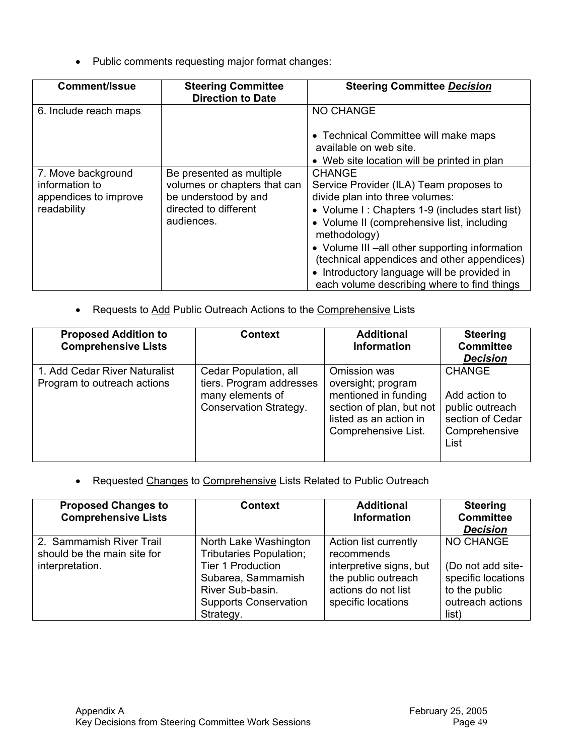- Public comments requesting major format changes:

| Comment/Issue | Steering Committee Direction to Date | Steering Committee ***Decision*** |
|---|---|---|
| 6. Include reach maps | | NO CHANGE<br><br>• Technical Committee will make maps available on web site.<br>• Web site location will be printed in plan |
| 7. Move background information to appendices to improve readability | Be presented as multiple volumes or chapters that can be understood by and directed to different audiences. | CHANGE<br>Service Provider (ILA) Team proposes to divide plan into three volumes:<br>• Volume I : Chapters 1-9 (includes start list)<br>• Volume II (comprehensive list, including methodology)<br>• Volume III –all other supporting information (technical appendices and other appendices)<br>• Introductory language will be provided in each volume describing where to find things |

- Requests to <u>Add</u> Public Outreach Actions to the <u>Comprehensive</u> Lists

| Proposed Addition to Comprehensive Lists | Context | Additional Information | Steering Committee ***Decision*** |
|---|---|---|---|
| 1. Add Cedar River Naturalist Program to outreach actions | Cedar Population, all tiers. Program addresses many elements of Conservation Strategy. | Omission was oversight; program mentioned in funding section of plan, but not listed as an action in Comprehensive List. | CHANGE<br><br>Add action to public outreach section of Cedar Comprehensive List |

- Requested <u>Changes</u> to <u>Comprehensive</u> Lists Related to Public Outreach

| Proposed Changes to Comprehensive Lists | Context | Additional Information | Steering Committee ***Decision*** |
|---|---|---|---|
| 2. Sammamish River Trail should be the main site for interpretation. | North Lake Washington Tributaries Population; Tier 1 Production Subarea, Sammamish River Sub-basin. Supports Conservation Strategy. | Action list currently recommends interpretive signs, but the public outreach actions do not list specific locations | NO CHANGE<br><br>(Do not add site-specific locations to the public outreach actions list) |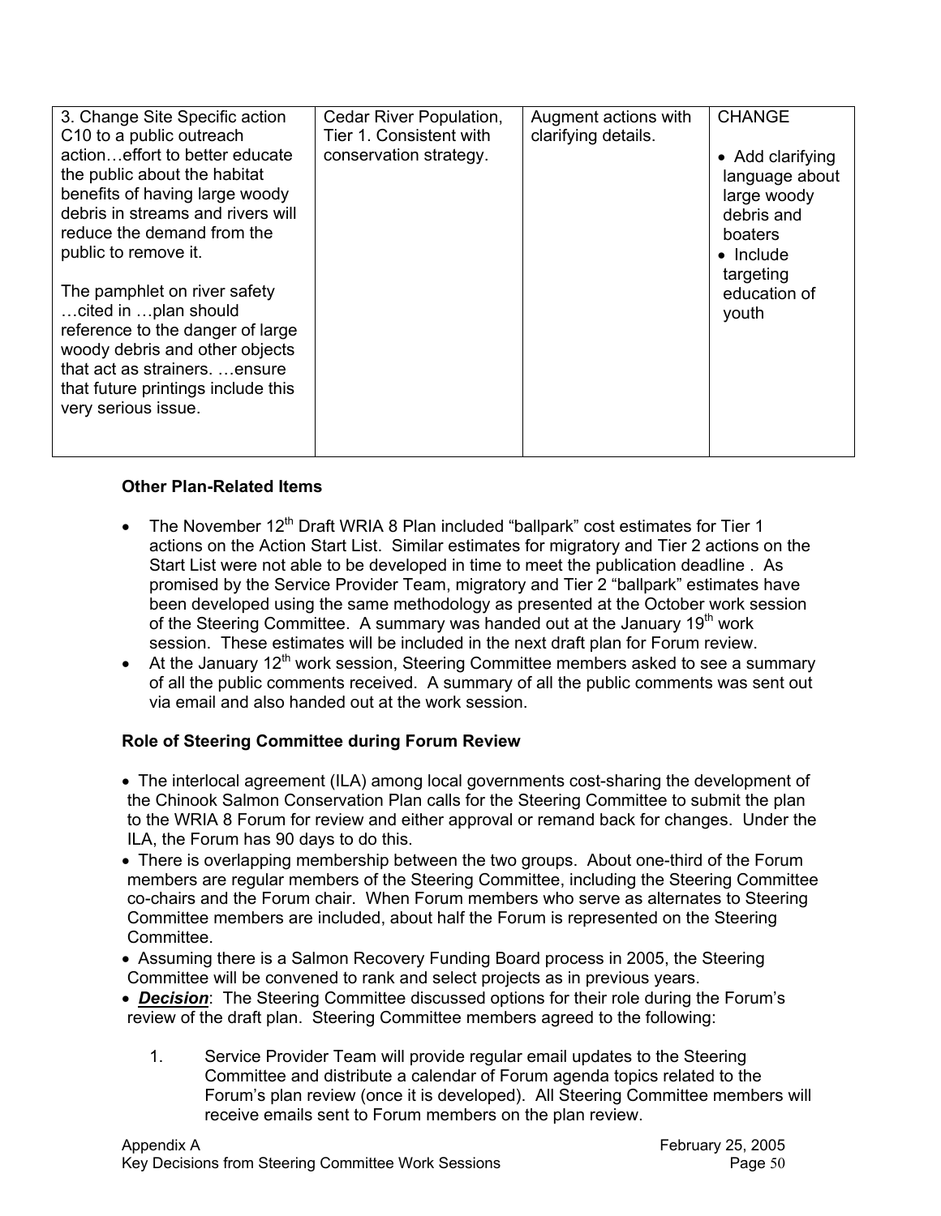| | | | |
|---|---|---|---|
| 3. Change Site Specific action C10 to a public outreach action…effort to better educate the public about the habitat benefits of having large woody debris in streams and rivers will reduce the demand from the public to remove it.<br><br>The pamphlet on river safety …cited in …plan should reference to the danger of large woody debris and other objects that act as strainers. …ensure that future printings include this very serious issue. | Cedar River Population, Tier 1. Consistent with conservation strategy. | Augment actions with clarifying details. | CHANGE<br><br>• Add clarifying language about large woody debris and boaters<br>• Include targeting education of youth |

**Other Plan-Related Items**

- The November 12th Draft WRIA 8 Plan included "ballpark" cost estimates for Tier 1 actions on the Action Start List. Similar estimates for migratory and Tier 2 actions on the Start List were not able to be developed in time to meet the publication deadline . As promised by the Service Provider Team, migratory and Tier 2 "ballpark" estimates have been developed using the same methodology as presented at the October work session of the Steering Committee. A summary was handed out at the January 19th work session. These estimates will be included in the next draft plan for Forum review.
- At the January 12th work session, Steering Committee members asked to see a summary of all the public comments received. A summary of all the public comments was sent out via email and also handed out at the work session.

**Role of Steering Committee during Forum Review**

- The interlocal agreement (ILA) among local governments cost-sharing the development of the Chinook Salmon Conservation Plan calls for the Steering Committee to submit the plan to the WRIA 8 Forum for review and either approval or remand back for changes. Under the ILA, the Forum has 90 days to do this.
- There is overlapping membership between the two groups. About one-third of the Forum members are regular members of the Steering Committee, including the Steering Committee co-chairs and the Forum chair. When Forum members who serve as alternates to Steering Committee members are included, about half the Forum is represented on the Steering Committee.
- Assuming there is a Salmon Recovery Funding Board process in 2005, the Steering Committee will be convened to rank and select projects as in previous years.
- ***Decision***: The Steering Committee discussed options for their role during the Forum's review of the draft plan. Steering Committee members agreed to the following:

  1. Service Provider Team will provide regular email updates to the Steering Committee and distribute a calendar of Forum agenda topics related to the Forum's plan review (once it is developed). All Steering Committee members will receive emails sent to Forum members on the plan review.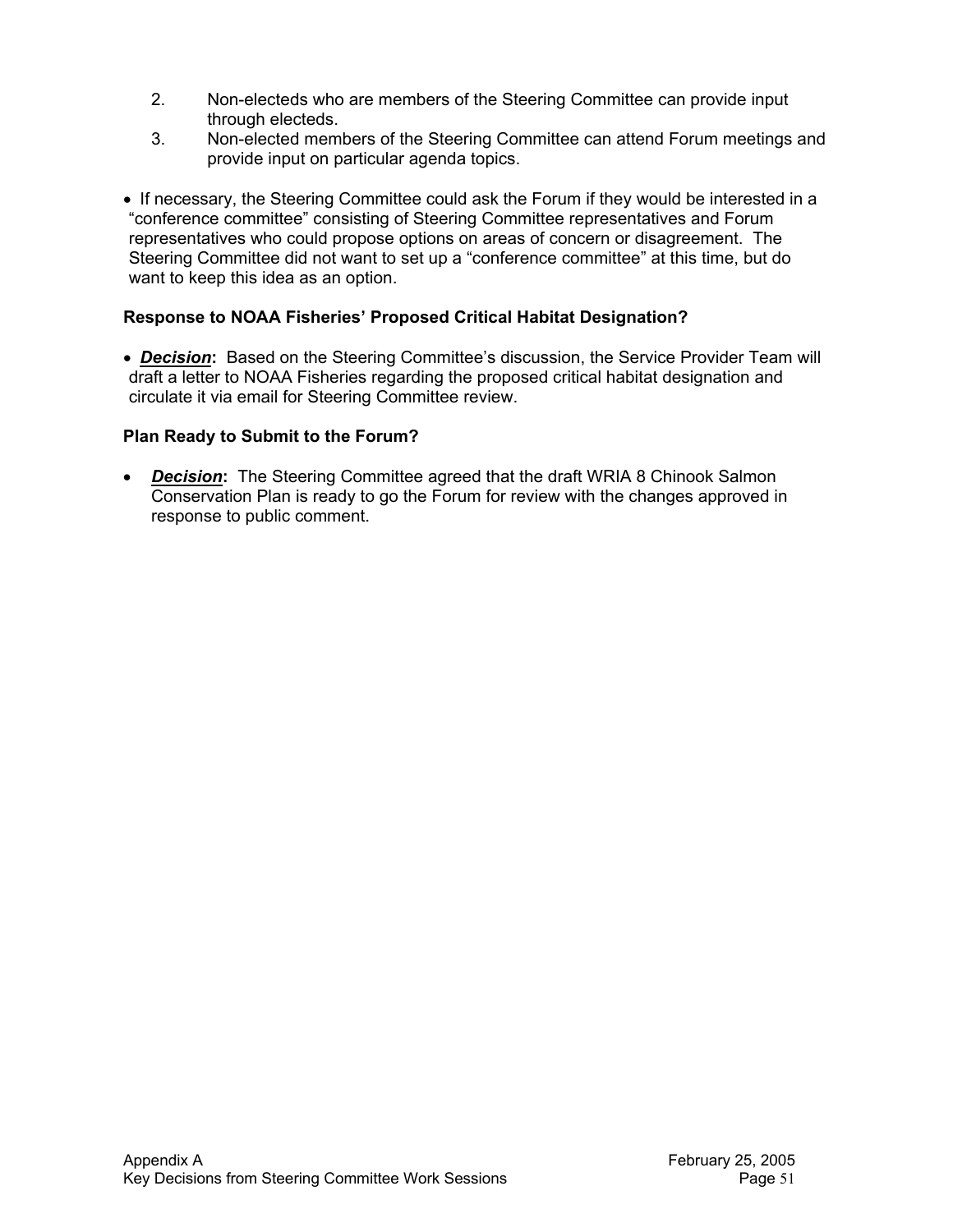2. Non-electeds who are members of the Steering Committee can provide input through electeds.
3. Non-elected members of the Steering Committee can attend Forum meetings and provide input on particular agenda topics.

- If necessary, the Steering Committee could ask the Forum if they would be interested in a "conference committee" consisting of Steering Committee representatives and Forum representatives who could propose options on areas of concern or disagreement. The Steering Committee did not want to set up a "conference committee" at this time, but do want to keep this idea as an option.

**Response to NOAA Fisheries' Proposed Critical Habitat Designation?**

- ***Decision*:** Based on the Steering Committee's discussion, the Service Provider Team will draft a letter to NOAA Fisheries regarding the proposed critical habitat designation and circulate it via email for Steering Committee review.

**Plan Ready to Submit to the Forum?**

- ***Decision*:** The Steering Committee agreed that the draft WRIA 8 Chinook Salmon Conservation Plan is ready to go the Forum for review with the changes approved in response to public comment.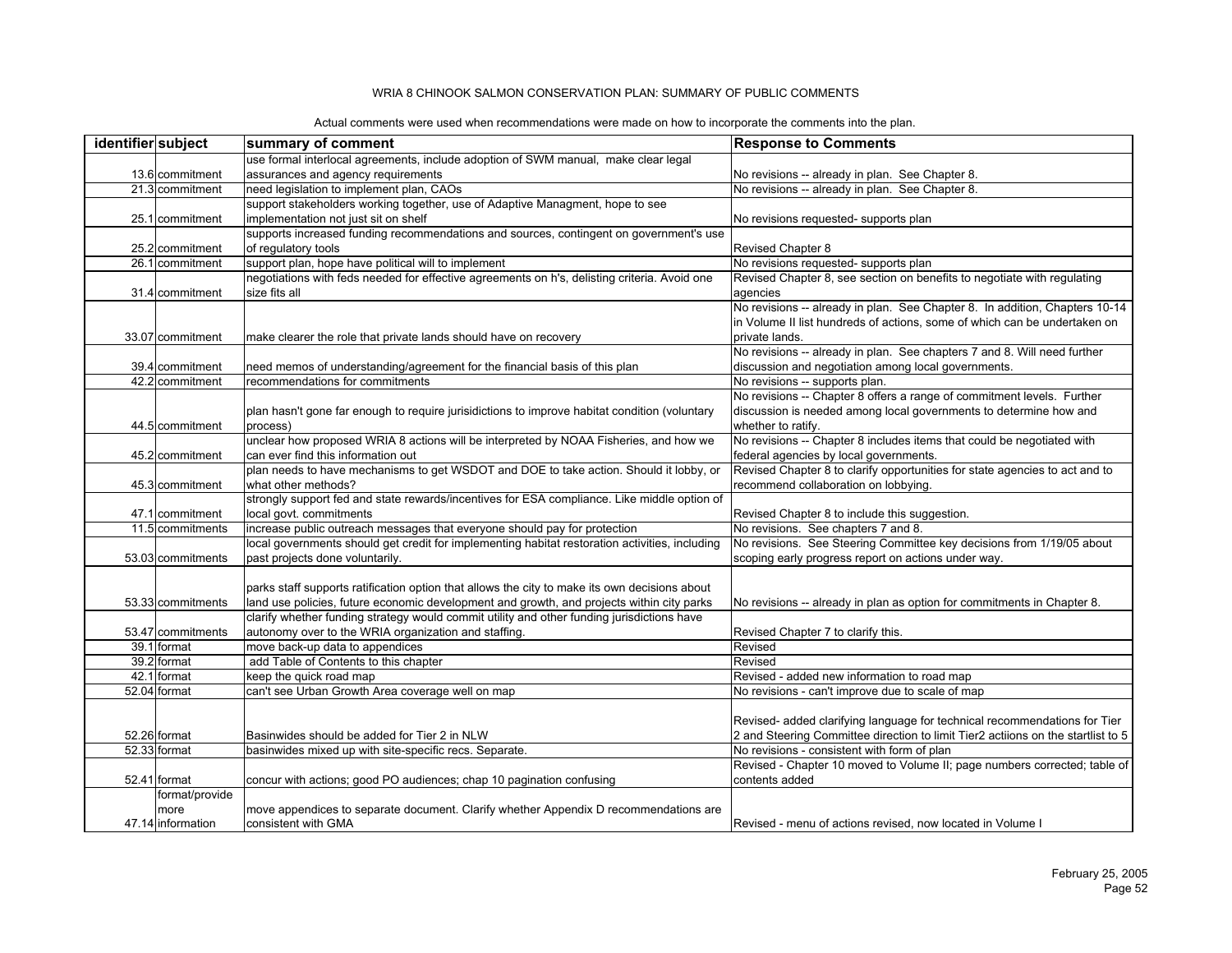# WRIA 8 CHINOOK SALMON CONSERVATION PLAN: SUMMARY OF PUBLIC COMMENTS

Actual comments were used when recommendations were made on how to incorporate the comments into the plan.

| identifier | subject | summary of comment | Response to Comments |
|---|---|---|---|
| 13.6 | commitment | use formal interlocal agreements, include adoption of SWM manual, make clear legal assurances and agency requirements | No revisions -- already in plan. See Chapter 8. |
| 21.3 | commitment | need legislation to implement plan, CAOs | No revisions -- already in plan. See Chapter 8. |
| 25.1 | commitment | support stakeholders working together, use of Adaptive Managment, hope to see implementation not just sit on shelf | No revisions requested- supports plan |
| 25.2 | commitment | supports increased funding recommendations and sources, contingent on government's use of regulatory tools | Revised Chapter 8 |
| 26.1 | commitment | support plan, hope have political will to implement | No revisions requested- supports plan |
| 31.4 | commitment | negotiations with feds needed for effective agreements on h's, delisting criteria. Avoid one size fits all | Revised Chapter 8, see section on benefits to negotiate with regulating agencies |
| 33.07 | commitment | make clearer the role that private lands should have on recovery | No revisions -- already in plan. See Chapter 8. In addition, Chapters 10-14 in Volume II list hundreds of actions, some of which can be undertaken on private lands. |
| 39.4 | commitment | need memos of understanding/agreement for the financial basis of this plan | No revisions -- already in plan. See chapters 7 and 8. Will need further discussion and negotiation among local governments. |
| 42.2 | commitment | recommendations for commitments | No revisions -- supports plan. |
| 44.5 | commitment | plan hasn't gone far enough to require jurisidictions to improve habitat condition (voluntary process) | No revisions -- Chapter 8 offers a range of commitment levels. Further discussion is needed among local governments to determine how and whether to ratify. |
| 45.2 | commitment | unclear how proposed WRIA 8 actions will be interpreted by NOAA Fisheries, and how we can ever find this information out | No revisions -- Chapter 8 includes items that could be negotiated with federal agencies by local governments. |
| 45.3 | commitment | plan needs to have mechanisms to get WSDOT and DOE to take action. Should it lobby, or what other methods? | Revised Chapter 8 to clarify opportunities for state agencies to act and to recommend collaboration on lobbying. |
| 47.1 | commitment | strongly support fed and state rewards/incentives for ESA compliance. Like middle option of local govt. commitments | Revised Chapter 8 to include this suggestion. |
| 11.5 | commitments | increase public outreach messages that everyone should pay for protection | No revisions. See chapters 7 and 8. |
| 53.03 | commitments | local governments should get credit for implementing habitat restoration activities, including past projects done voluntarily. | No revisions. See Steering Committee key decisions from 1/19/05 about scoping early progress report on actions under way. |
| 53.33 | commitments | parks staff supports ratification option that allows the city to make its own decisions about land use policies, future economic development and growth, and projects within city parks | No revisions -- already in plan as option for commitments in Chapter 8. |
| 53.47 | commitments | clarify whether funding strategy would commit utility and other funding jurisdictions have autonomy over to the WRIA organization and staffing. | Revised Chapter 7 to clarify this. |
| 39.1 | format | move back-up data to appendices | Revised |
| 39.2 | format | add Table of Contents to this chapter | Revised |
| 42.1 | format | keep the quick road map | Revised - added new information to road map |
| 52.04 | format | can't see Urban Growth Area coverage well on map | No revisions - can't improve due to scale of map |
| 52.26 | format | Basinwides should be added for Tier 2 in NLW | Revised- added clarifying language for technical recommendations for Tier 2 and Steering Committee direction to limit Tier2 actiions on the startlist to 5 |
| 52.33 | format | basinwides mixed up with site-specific recs. Separate. | No revisions - consistent with form of plan |
| 52.41 | format | concur with actions; good PO audiences; chap 10 pagination confusing | Revised - Chapter 10 moved to Volume II; page numbers corrected; table of contents added |
| 47.14 | format/provide more information | move appendices to separate document. Clarify whether Appendix D recommendations are consistent with GMA | Revised - menu of actions revised, now located in Volume I |

February 25, 2005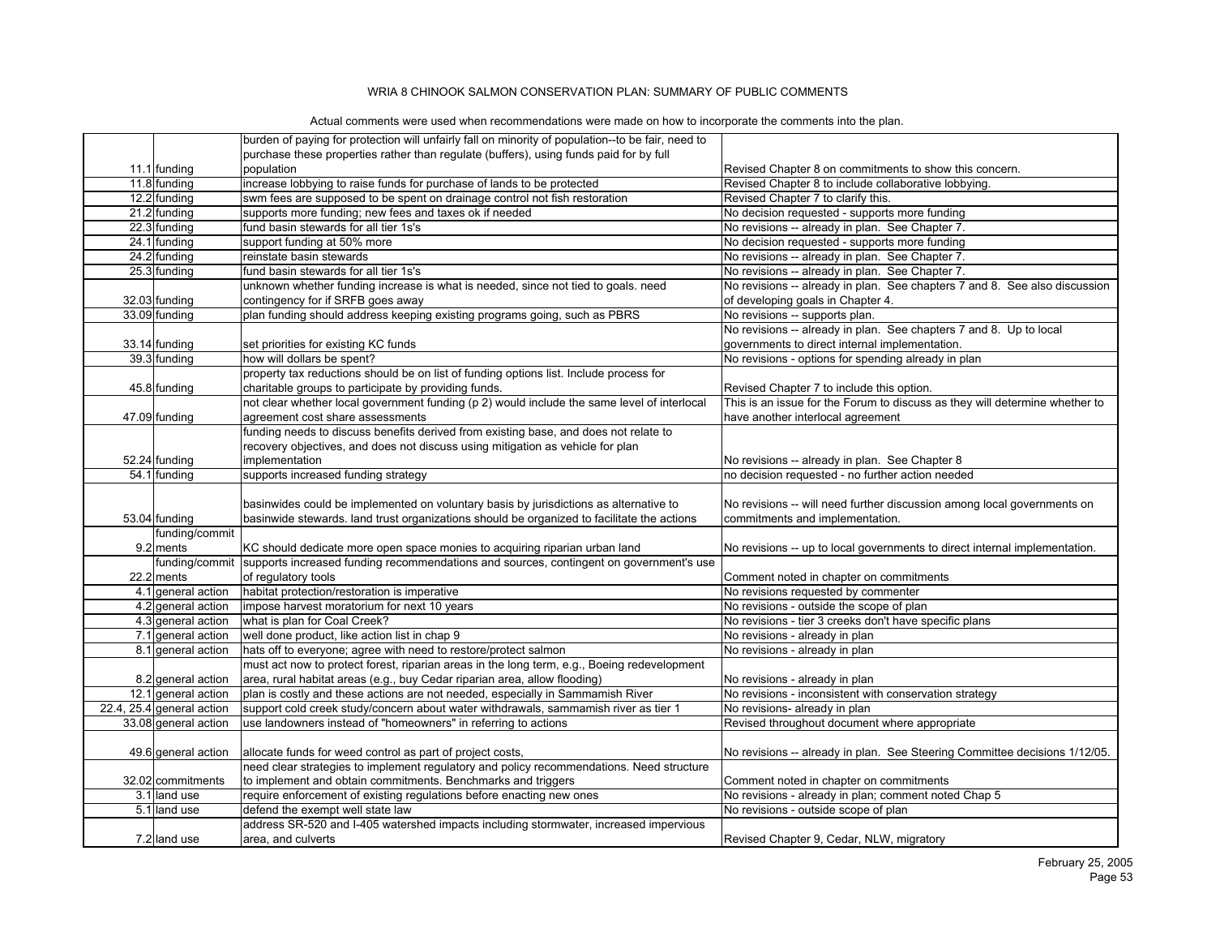# WRIA 8 CHINOOK SALMON CONSERVATION PLAN: SUMMARY OF PUBLIC COMMENTS

Actual comments were used when recommendations were made on how to incorporate the comments into the plan.

| | | | |
|---|---|---|---|
| 11.1 | funding | burden of paying for protection will unfairly fall on minority of population--to be fair, need to purchase these properties rather than regulate (buffers), using funds paid for by full population | Revised Chapter 8 on commitments to show this concern. |
| 11.8 | funding | increase lobbying to raise funds for purchase of lands to be protected | Revised Chapter 8 to include collaborative lobbying. |
| 12.2 | funding | swm fees are supposed to be spent on drainage control not fish restoration | Revised Chapter 7 to clarify this. |
| 21.2 | funding | supports more funding; new fees and taxes ok if needed | No decision requested - supports more funding |
| 22.3 | funding | fund basin stewards for all tier 1s's | No revisions -- already in plan. See Chapter 7. |
| 24.1 | funding | support funding at 50% more | No decision requested - supports more funding |
| 24.2 | funding | reinstate basin stewards | No revisions -- already in plan. See Chapter 7. |
| 25.3 | funding | fund basin stewards for all tier 1s's | No revisions -- already in plan. See Chapter 7. |
| 32.03 | funding | unknown whether funding increase is what is needed, since not tied to goals. need contingency for if SRFB goes away | No revisions -- already in plan. See chapters 7 and 8. See also discussion of developing goals in Chapter 4. |
| 33.09 | funding | plan funding should address keeping existing programs going, such as PBRS | No revisions -- supports plan. |
| 33.14 | funding | set priorities for existing KC funds | No revisions -- already in plan. See chapters 7 and 8. Up to local governments to direct internal implementation. |
| 39.3 | funding | how will dollars be spent? | No revisions - options for spending already in plan |
| 45.8 | funding | property tax reductions should be on list of funding options list. Include process for charitable groups to participate by providing funds. | Revised Chapter 7 to include this option. |
| 47.09 | funding | not clear whether local government funding (p 2) would include the same level of interlocal agreement cost share assessments | This is an issue for the Forum to discuss as they will determine whether to have another interlocal agreement |
| 52.24 | funding | funding needs to discuss benefits derived from existing base, and does not relate to recovery objectives, and does not discuss using mitigation as vehicle for plan implementation | No revisions -- already in plan. See Chapter 8 |
| 54.1 | funding | supports increased funding strategy | no decision requested - no further action needed |
| 53.04 | funding | basinwides could be implemented on voluntary basis by jurisdictions as alternative to basinwide stewards. land trust organizations should be organized to facilitate the actions | No revisions -- will need further discussion among local governments on commitments and implementation. |
| 9.2 | funding/commitments | KC should dedicate more open space monies to acquiring riparian urban land | No revisions -- up to local governments to direct internal implementation. |
| 22.2 | funding/commitments | supports increased funding recommendations and sources, contingent on government's use of regulatory tools | Comment noted in chapter on commitments |
| 4.1 | general action | habitat protection/restoration is imperative | No revisions requested by commenter |
| 4.2 | general action | impose harvest moratorium for next 10 years | No revisions - outside the scope of plan |
| 4.3 | general action | what is plan for Coal Creek? | No revisions - tier 3 creeks don't have specific plans |
| 7.1 | general action | well done product, like action list in chap 9 | No revisions - already in plan |
| 8.1 | general action | hats off to everyone; agree with need to restore/protect salmon | No revisions - already in plan |
| 8.2 | general action | must act now to protect forest, riparian areas in the long term, e.g., Boeing redevelopment area, rural habitat areas (e.g., buy Cedar riparian area, allow flooding) | No revisions - already in plan |
| 12.1 | general action | plan is costly and these actions are not needed, especially in Sammamish River | No revisions - inconsistent with conservation strategy |
| 22.4, 25.4 | general action | support cold creek study/concern about water withdrawals, sammamish river as tier 1 | No revisions- already in plan |
| 33.08 | general action | use landowners instead of "homeowners" in referring to actions | Revised throughout document where appropriate |
| 49.6 | general action | allocate funds for weed control as part of project costs, | No revisions -- already in plan. See Steering Committee decisions 1/12/05. |
| 32.02 | commitments | need clear strategies to implement regulatory and policy recommendations. Need structure to implement and obtain commitments. Benchmarks and triggers | Comment noted in chapter on commitments |
| 3.1 | land use | require enforcement of existing regulations before enacting new ones | No revisions - already in plan; comment noted Chap 5 |
| 5.1 | land use | defend the exempt well state law | No revisions - outside scope of plan |
| 7.2 | land use | address SR-520 and I-405 watershed impacts including stormwater, increased impervious area, and culverts | Revised Chapter 9, Cedar, NLW, migratory |

February 25, 2005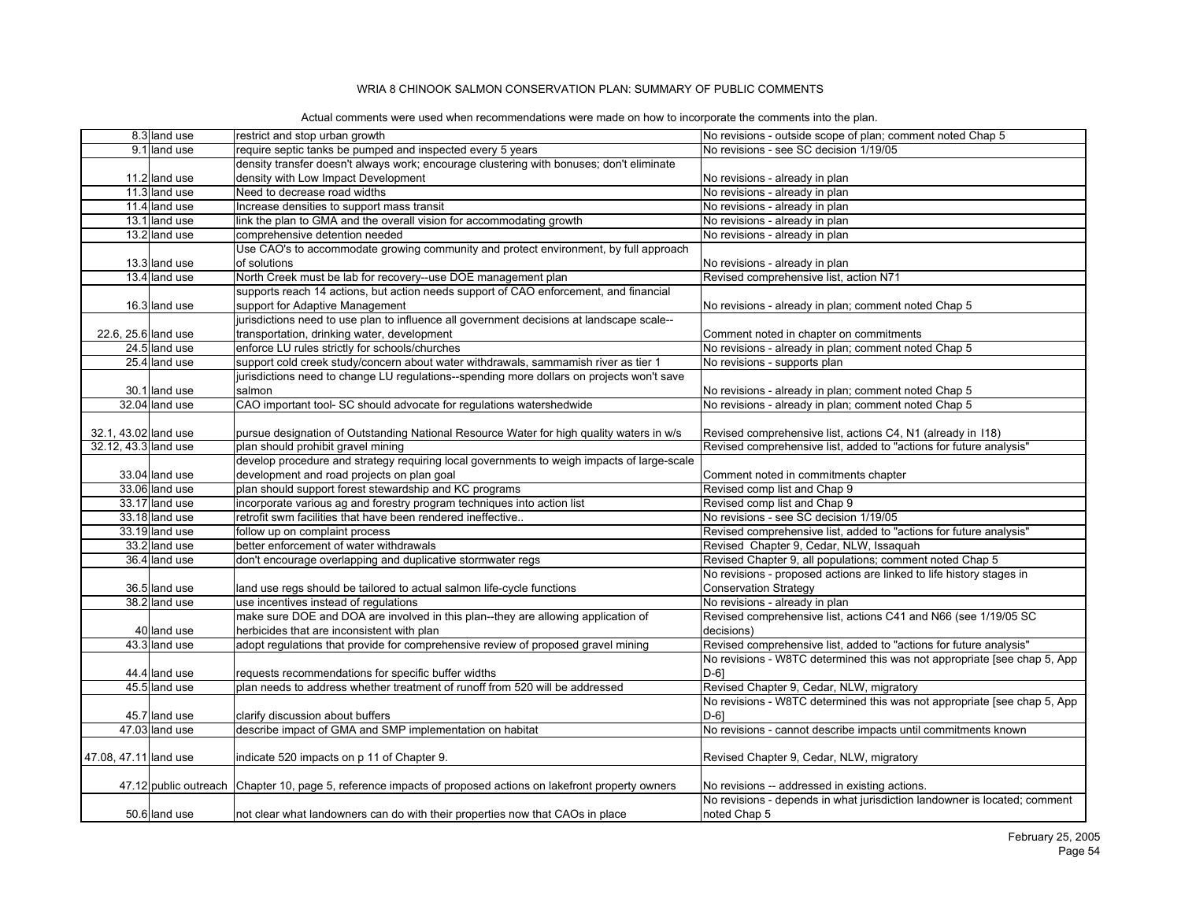# WRIA 8 CHINOOK SALMON CONSERVATION PLAN: SUMMARY OF PUBLIC COMMENTS

Actual comments were used when recommendations were made on how to incorporate the comments into the plan.

| | | | |
|---|---|---|---|
| 8.3 | land use | restrict and stop urban growth | No revisions - outside scope of plan; comment noted Chap 5 |
| 9.1 | land use | require septic tanks be pumped and inspected every 5 years | No revisions - see SC decision 1/19/05 |
| 11.2 | land use | density transfer doesn't always work; encourage clustering with bonuses; don't eliminate density with Low Impact Development | No revisions - already in plan |
| 11.3 | land use | Need to decrease road widths | No revisions - already in plan |
| 11.4 | land use | Increase densities to support mass transit | No revisions - already in plan |
| 13.1 | land use | link the plan to GMA and the overall vision for accommodating growth | No revisions - already in plan |
| 13.2 | land use | comprehensive detention needed | No revisions - already in plan |
| 13.3 | land use | Use CAO's to accommodate growing community and protect environment, by full approach of solutions | No revisions - already in plan |
| 13.4 | land use | North Creek must be lab for recovery--use DOE management plan | Revised comprehensive list, action N71 |
| 16.3 | land use | supports reach 14 actions, but action needs support of CAO enforcement, and financial support for Adaptive Management | No revisions - already in plan; comment noted Chap 5 |
| 22.6, 25.6 | land use | jurisdictions need to use plan to influence all government decisions at landscape scale--transportation, drinking water, development | Comment noted in chapter on commitments |
| 24.5 | land use | enforce LU rules strictly for schools/churches | No revisions - already in plan; comment noted Chap 5 |
| 25.4 | land use | support cold creek study/concern about water withdrawals, sammamish river as tier 1 | No revisions - supports plan |
| 30.1 | land use | jurisdictions need to change LU regulations--spending more dollars on projects won't save salmon | No revisions - already in plan; comment noted Chap 5 |
| 32.04 | land use | CAO important tool- SC should advocate for regulations watershedwide | No revisions - already in plan; comment noted Chap 5 |
| 32.1, 43.02 | land use | pursue designation of Outstanding National Resource Water for high quality waters in w/s | Revised comprehensive list, actions C4, N1 (already in I18) |
| 32.12, 43.3 | land use | plan should prohibit gravel mining | Revised comprehensive list, added to "actions for future analysis" |
| 33.04 | land use | develop procedure and strategy requiring local governments to weigh impacts of large-scale development and road projects on plan goal | Comment noted in commitments chapter |
| 33.06 | land use | plan should support forest stewardship and KC programs | Revised comp list and Chap 9 |
| 33.17 | land use | incorporate various ag and forestry program techniques into action list | Revised comp list and Chap 9 |
| 33.18 | land use | retrofit swm facilities that have been rendered ineffective.. | No revisions - see SC decision 1/19/05 |
| 33.19 | land use | follow up on complaint process | Revised comprehensive list, added to "actions for future analysis" |
| 33.2 | land use | better enforcement of water withdrawals | Revised Chapter 9, Cedar, NLW, Issaquah |
| 36.4 | land use | don't encourage overlapping and duplicative stormwater regs | Revised Chapter 9, all populations; comment noted Chap 5 |
| 36.5 | land use | land use regs should be tailored to actual salmon life-cycle functions | No revisions - proposed actions are linked to life history stages in Conservation Strategy |
| 38.2 | land use | use incentives instead of regulations | No revisions - already in plan |
| 40 | land use | make sure DOE and DOA are involved in this plan--they are allowing application of herbicides that are inconsistent with plan | Revised comprehensive list, actions C41 and N66 (see 1/19/05 SC decisions) |
| 43.3 | land use | adopt regulations that provide for comprehensive review of proposed gravel mining | Revised comprehensive list, added to "actions for future analysis" |
| 44.4 | land use | requests recommendations for specific buffer widths | No revisions - W8TC determined this was not appropriate [see chap 5, App D-6] |
| 45.5 | land use | plan needs to address whether treatment of runoff from 520 will be addressed | Revised Chapter 9, Cedar, NLW, migratory |
| 45.7 | land use | clarify discussion about buffers | No revisions - W8TC determined this was not appropriate [see chap 5, App D-6] |
| 47.03 | land use | describe impact of GMA and SMP implementation on habitat | No revisions - cannot describe impacts until commitments known |
| 47.08, 47.11 | land use | indicate 520 impacts on p 11 of Chapter 9. | Revised Chapter 9, Cedar, NLW, migratory |
| 47.12 | public outreach | Chapter 10, page 5, reference impacts of proposed actions on lakefront property owners | No revisions -- addressed in existing actions. |
| 50.6 | land use | not clear what landowners can do with their properties now that CAOs in place | No revisions - depends in what jurisdiction landowner is located; comment noted Chap 5 |

February 25, 2005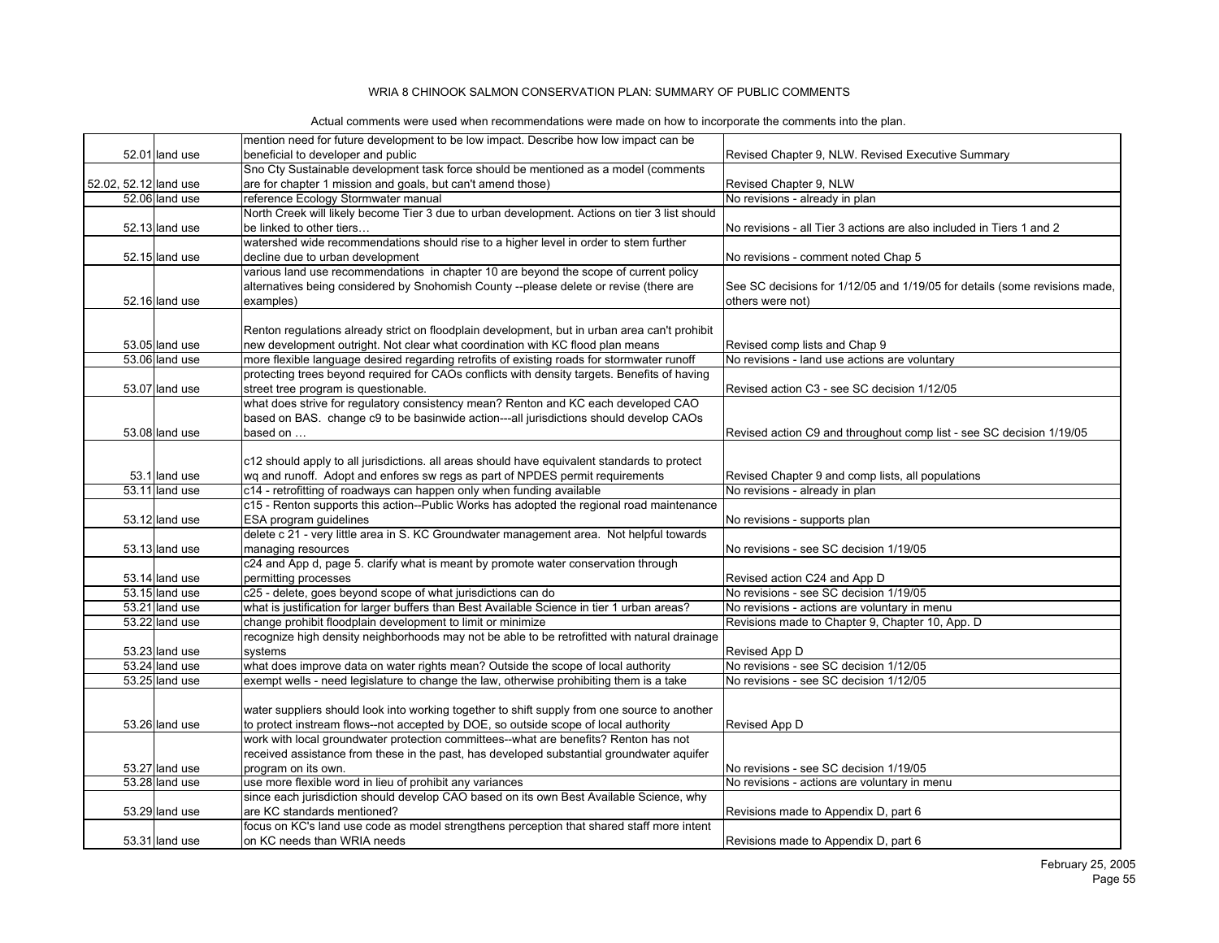# WRIA 8 CHINOOK SALMON CONSERVATION PLAN: SUMMARY OF PUBLIC COMMENTS

Actual comments were used when recommendations were made on how to incorporate the comments into the plan.

| | | | |
|---|---|---|---|
| 52.01 | land use | mention need for future development to be low impact. Describe how low impact can be beneficial to developer and public | Revised Chapter 9, NLW. Revised Executive Summary |
| 52.02, 52.12 | land use | Sno Cty Sustainable development task force should be mentioned as a model (comments are for chapter 1 mission and goals, but can't amend those) | Revised Chapter 9, NLW |
| 52.06 | land use | reference Ecology Stormwater manual | No revisions - already in plan |
| 52.13 | land use | North Creek will likely become Tier 3 due to urban development. Actions on tier 3 list should be linked to other tiers… | No revisions - all Tier 3 actions are also included in Tiers 1 and 2 |
| 52.15 | land use | watershed wide recommendations should rise to a higher level in order to stem further decline due to urban development | No revisions - comment noted Chap 5 |
| 52.16 | land use | various land use recommendations in chapter 10 are beyond the scope of current policy alternatives being considered by Snohomish County --please delete or revise (there are examples) | See SC decisions for 1/12/05 and 1/19/05 for details (some revisions made, others were not) |
| 53.05 | land use | Renton regulations already strict on floodplain development, but in urban area can't prohibit new development outright. Not clear what coordination with KC flood plan means | Revised comp lists and Chap 9 |
| 53.06 | land use | more flexible language desired regarding retrofits of existing roads for stormwater runoff | No revisions - land use actions are voluntary |
| 53.07 | land use | protecting trees beyond required for CAOs conflicts with density targets. Benefits of having street tree program is questionable. | Revised action C3 - see SC decision 1/12/05 |
| 53.08 | land use | what does strive for regulatory consistency mean? Renton and KC each developed CAO based on BAS. change c9 to be basinwide action---all jurisdictions should develop CAOs based on … | Revised action C9 and throughout comp list - see SC decision 1/19/05 |
| 53.1 | land use | c12 should apply to all jurisdictions. all areas should have equivalent standards to protect wq and runoff. Adopt and enfores sw regs as part of NPDES permit requirements | Revised Chapter 9 and comp lists, all populations |
| 53.11 | land use | c14 - retrofitting of roadways can happen only when funding available | No revisions - already in plan |
| 53.12 | land use | c15 - Renton supports this action--Public Works has adopted the regional road maintenance ESA program guidelines | No revisions - supports plan |
| 53.13 | land use | delete c 21 - very little area in S. KC Groundwater management area. Not helpful towards managing resources | No revisions - see SC decision 1/19/05 |
| 53.14 | land use | c24 and App d, page 5. clarify what is meant by promote water conservation through permitting processes | Revised action C24 and App D |
| 53.15 | land use | c25 - delete, goes beyond scope of what jurisdictions can do | No revisions - see SC decision 1/19/05 |
| 53.21 | land use | what is justification for larger buffers than Best Available Science in tier 1 urban areas? | No revisions - actions are voluntary in menu |
| 53.22 | land use | change prohibit floodplain development to limit or minimize | Revisions made to Chapter 9, Chapter 10, App. D |
| 53.23 | land use | recognize high density neighborhoods may not be able to be retrofitted with natural drainage systems | Revised App D |
| 53.24 | land use | what does improve data on water rights mean? Outside the scope of local authority | No revisions - see SC decision 1/12/05 |
| 53.25 | land use | exempt wells - need legislature to change the law, otherwise prohibiting them is a take | No revisions - see SC decision 1/12/05 |
| 53.26 | land use | water suppliers should look into working together to shift supply from one source to another to protect instream flows--not accepted by DOE, so outside scope of local authority | Revised App D |
| 53.27 | land use | work with local groundwater protection committees--what are benefits? Renton has not received assistance from these in the past, has developed substantial groundwater aquifer program on its own. | No revisions - see SC decision 1/19/05 |
| 53.28 | land use | use more flexible word in lieu of prohibit any variances | No revisions - actions are voluntary in menu |
| 53.29 | land use | since each jurisdiction should develop CAO based on its own Best Available Science, why are KC standards mentioned? | Revisions made to Appendix D, part 6 |
| 53.31 | land use | focus on KC's land use code as model strengthens perception that shared staff more intent on KC needs than WRIA needs | Revisions made to Appendix D, part 6 |

February 25, 2005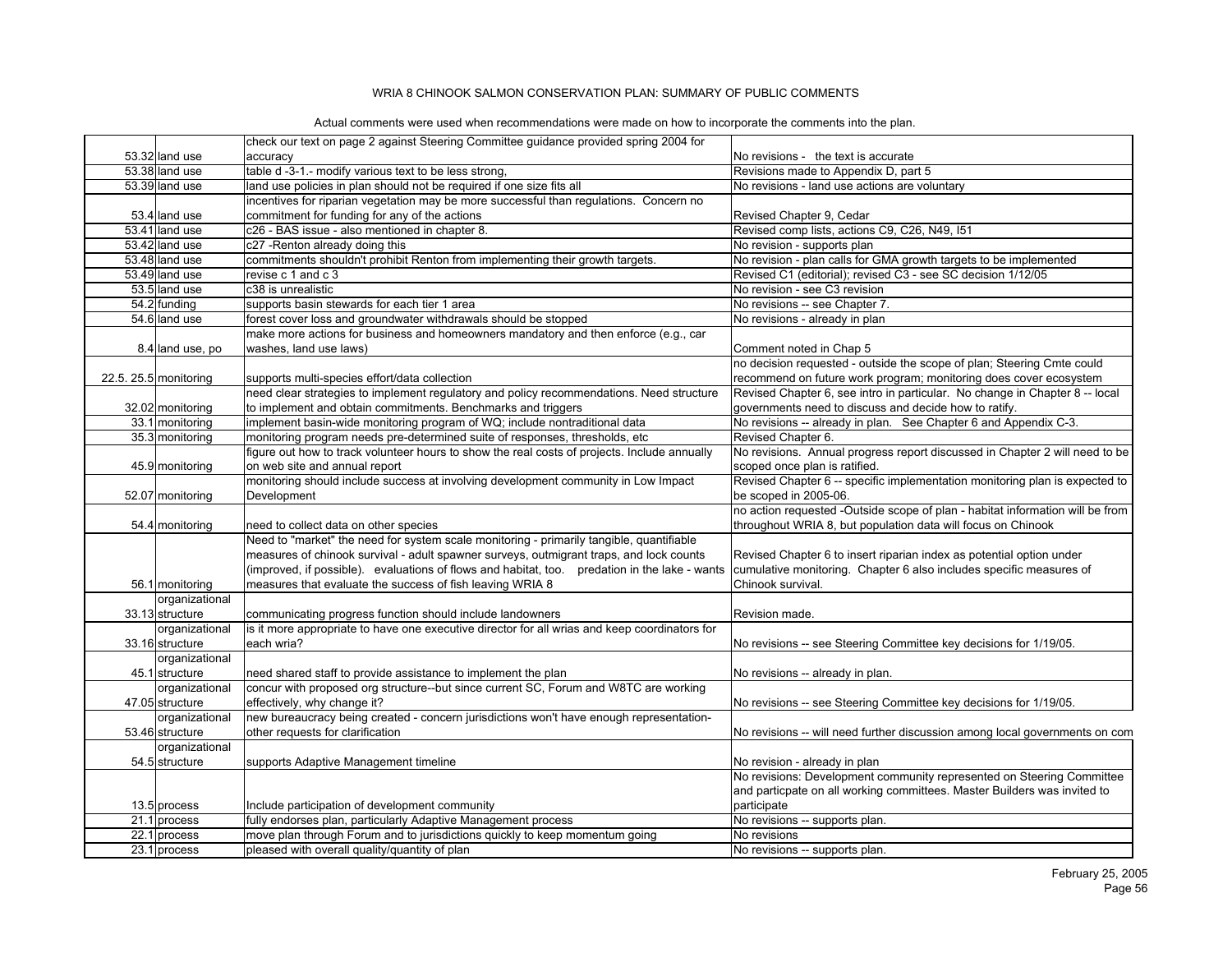# WRIA 8 CHINOOK SALMON CONSERVATION PLAN: SUMMARY OF PUBLIC COMMENTS

Actual comments were used when recommendations were made on how to incorporate the comments into the plan.

| | | | |
|---|---|---|---|
| 53.32 | land use | check our text on page 2 against Steering Committee guidance provided spring 2004 for accuracy | No revisions - the text is accurate |
| 53.38 | land use | table d -3-1.- modify various text to be less strong, | Revisions made to Appendix D, part 5 |
| 53.39 | land use | land use policies in plan should not be required if one size fits all | No revisions - land use actions are voluntary |
| 53.4 | land use | incentives for riparian vegetation may be more successful than regulations. Concern no commitment for funding for any of the actions | Revised Chapter 9, Cedar |
| 53.41 | land use | c26 - BAS issue - also mentioned in chapter 8. | Revised comp lists, actions C9, C26, N49, I51 |
| 53.42 | land use | c27 -Renton already doing this | No revision - supports plan |
| 53.48 | land use | commitments shouldn't prohibit Renton from implementing their growth targets. | No revision - plan calls for GMA growth targets to be implemented |
| 53.49 | land use | revise c 1 and c 3 | Revised C1 (editorial); revised C3 - see SC decision 1/12/05 |
| 53.5 | land use | c38 is unrealistic | No revision - see C3 revision |
| 54.2 | funding | supports basin stewards for each tier 1 area | No revisions -- see Chapter 7. |
| 54.6 | land use | forest cover loss and groundwater withdrawals should be stopped | No revisions - already in plan |
| 8.4 | land use, po | make more actions for business and homeowners mandatory and then enforce (e.g., car washes, land use laws) | Comment noted in Chap 5 |
| 22.5. 25.5 | monitoring | supports multi-species effort/data collection | no decision requested - outside the scope of plan; Steering Cmte could recommend on future work program; monitoring does cover ecosystem |
| 32.02 | monitoring | need clear strategies to implement regulatory and policy recommendations. Need structure to implement and obtain commitments. Benchmarks and triggers | Revised Chapter 6, see intro in particular. No change in Chapter 8 -- local governments need to discuss and decide how to ratify. |
| 33.1 | monitoring | implement basin-wide monitoring program of WQ; include nontraditional data | No revisions -- already in plan. See Chapter 6 and Appendix C-3. |
| 35.3 | monitoring | monitoring program needs pre-determined suite of responses, thresholds, etc | Revised Chapter 6. |
| 45.9 | monitoring | figure out how to track volunteer hours to show the real costs of projects. Include annually on web site and annual report | No revisions. Annual progress report discussed in Chapter 2 will need to be scoped once plan is ratified. |
| 52.07 | monitoring | monitoring should include success at involving development community in Low Impact Development | Revised Chapter 6 -- specific implementation monitoring plan is expected to be scoped in 2005-06. |
| 54.4 | monitoring | need to collect data on other species | no action requested -Outside scope of plan - habitat information will be from throughout WRIA 8, but population data will focus on Chinook |
| 56.1 | monitoring | Need to "market" the need for system scale monitoring - primarily tangible, quantifiable measures of chinook survival - adult spawner surveys, outmigrant traps, and lock counts (improved, if possible). evaluations of flows and habitat, too. predation in the lake - wants measures that evaluate the success of fish leaving WRIA 8 | Revised Chapter 6 to insert riparian index as potential option under cumulative monitoring. Chapter 6 also includes specific measures of Chinook survival. |
| 33.13 | organizational structure | communicating progress function should include landowners | Revision made. |
| 33.16 | organizational structure | is it more appropriate to have one executive director for all wrias and keep coordinators for each wria? | No revisions -- see Steering Committee key decisions for 1/19/05. |
| 45.1 | organizational structure | need shared staff to provide assistance to implement the plan | No revisions -- already in plan. |
| 47.05 | organizational structure | concur with proposed org structure--but since current SC, Forum and W8TC are working effectively, why change it? | No revisions -- see Steering Committee key decisions for 1/19/05. |
| 53.46 | organizational structure | new bureaucracy being created - concern jurisdictions won't have enough representation-other requests for clarification | No revisions -- will need further discussion among local governments on com |
| 54.5 | organizational structure | supports Adaptive Management timeline | No revision - already in plan |
| 13.5 | process | Include participation of development community | No revisions: Development community represented on Steering Committee and particpate on all working committees. Master Builders was invited to participate |
| 21.1 | process | fully endorses plan, particularly Adaptive Management process | No revisions -- supports plan. |
| 22.1 | process | move plan through Forum and to jurisdictions quickly to keep momentum going | No revisions |
| 23.1 | process | pleased with overall quality/quantity of plan | No revisions -- supports plan. |

February 25, 2005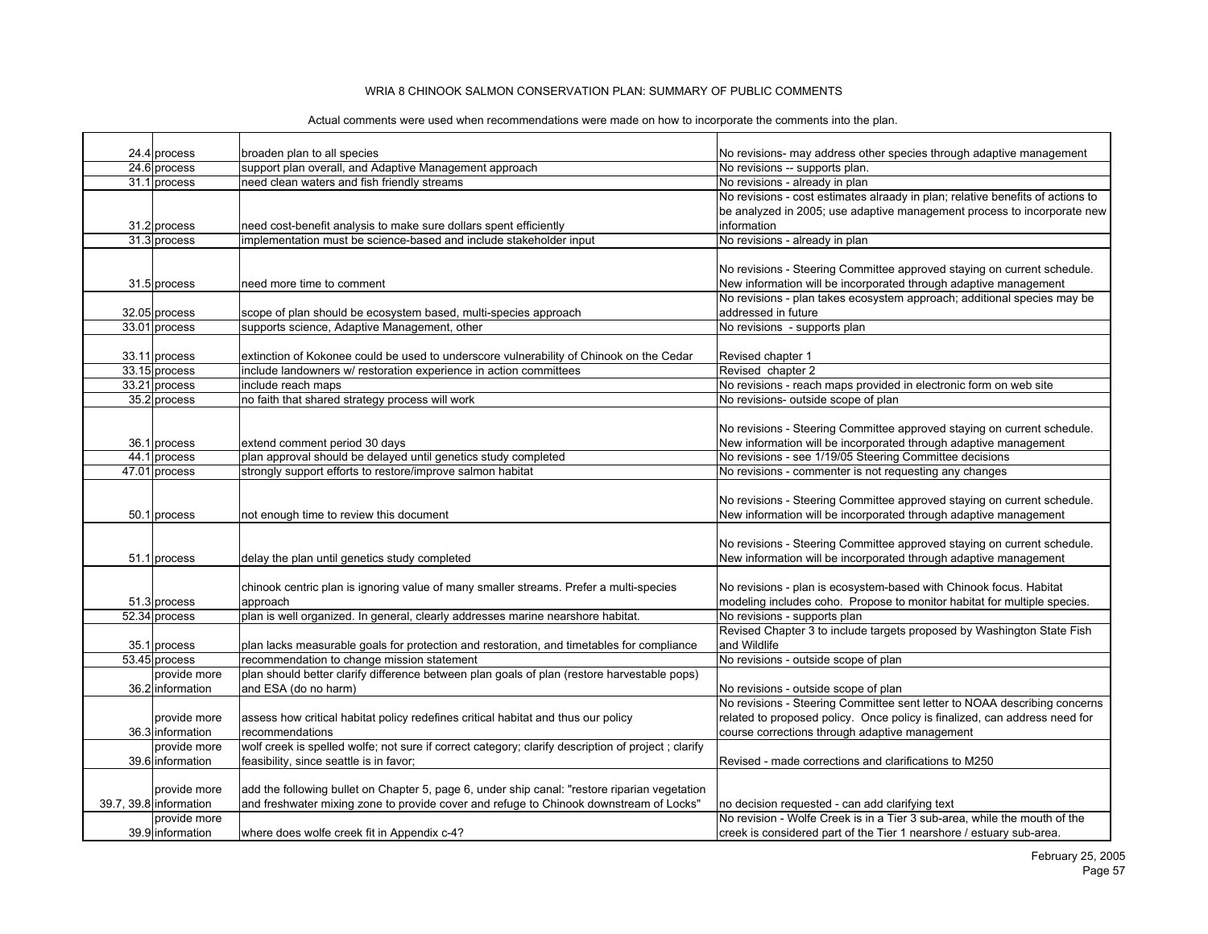# WRIA 8 CHINOOK SALMON CONSERVATION PLAN: SUMMARY OF PUBLIC COMMENTS

Actual comments were used when recommendations were made on how to incorporate the comments into the plan.

| | | | |
|---|---|---|---|
| 24.4 | process | broaden plan to all species | No revisions- may address other species through adaptive management |
| 24.6 | process | support plan overall, and Adaptive Management approach | No revisions -- supports plan. |
| 31.1 | process | need clean waters and fish friendly streams | No revisions - already in plan |
| 31.2 | process | need cost-benefit analysis to make sure dollars spent efficiently | No revisions - cost estimates alraady in plan; relative benefits of actions to be analyzed in 2005; use adaptive management process to incorporate new information |
| 31.3 | process | implementation must be science-based and include stakeholder input | No revisions - already in plan |
| 31.5 | process | need more time to comment | No revisions - Steering Committee approved staying on current schedule. New information will be incorporated through adaptive management |
| 32.05 | process | scope of plan should be ecosystem based, multi-species approach | No revisions - plan takes ecosystem approach; additional species may be addressed in future |
| 33.01 | process | supports science, Adaptive Management, other | No revisions - supports plan |
| 33.11 | process | extinction of Kokonee could be used to underscore vulnerability of Chinook on the Cedar | Revised chapter 1 |
| 33.15 | process | include landowners w/ restoration experience in action committees | Revised chapter 2 |
| 33.21 | process | include reach maps | No revisions - reach maps provided in electronic form on web site |
| 35.2 | process | no faith that shared strategy process will work | No revisions- outside scope of plan |
| 36.1 | process | extend comment period 30 days | No revisions - Steering Committee approved staying on current schedule. New information will be incorporated through adaptive management |
| 44.1 | process | plan approval should be delayed until genetics study completed | No revisions - see 1/19/05 Steering Committee decisions |
| 47.01 | process | strongly support efforts to restore/improve salmon habitat | No revisions - commenter is not requesting any changes |
| 50.1 | process | not enough time to review this document | No revisions - Steering Committee approved staying on current schedule. New information will be incorporated through adaptive management |
| 51.1 | process | delay the plan until genetics study completed | No revisions - Steering Committee approved staying on current schedule. New information will be incorporated through adaptive management |
| 51.3 | process | chinook centric plan is ignoring value of many smaller streams. Prefer a multi-species approach | No revisions - plan is ecosystem-based with Chinook focus. Habitat modeling includes coho. Propose to monitor habitat for multiple species. |
| 52.34 | process | plan is well organized. In general, clearly addresses marine nearshore habitat. | No revisions - supports plan |
| 35.1 | process | plan lacks measurable goals for protection and restoration, and timetables for compliance | Revised Chapter 3 to include targets proposed by Washington State Fish and Wildlife |
| 53.45 | process | recommendation to change mission statement | No revisions - outside scope of plan |
| 36.2 | provide more information | plan should better clarify difference between plan goals of plan (restore harvestable pops) and ESA (do no harm) | No revisions - outside scope of plan |
| 36.3 | provide more information | assess how critical habitat policy redefines critical habitat and thus our policy recommendations | No revisions - Steering Committee sent letter to NOAA describing concerns related to proposed policy. Once policy is finalized, can address need for course corrections through adaptive management |
| 39.6 | provide more information | wolf creek is spelled wolfe; not sure if correct category; clarify description of project ; clarify feasibility, since seattle is in favor; | Revised - made corrections and clarifications to M250 |
| 39.7, 39.8 | provide more information | add the following bullet on Chapter 5, page 6, under ship canal: "restore riparian vegetation and freshwater mixing zone to provide cover and refuge to Chinook downstream of Locks" | no decision requested - can add clarifying text |
| 39.9 | provide more information | where does wolfe creek fit in Appendix c-4? | No revision - Wolfe Creek is in a Tier 3 sub-area, while the mouth of the creek is considered part of the Tier 1 nearshore / estuary sub-area. |

February 25, 2005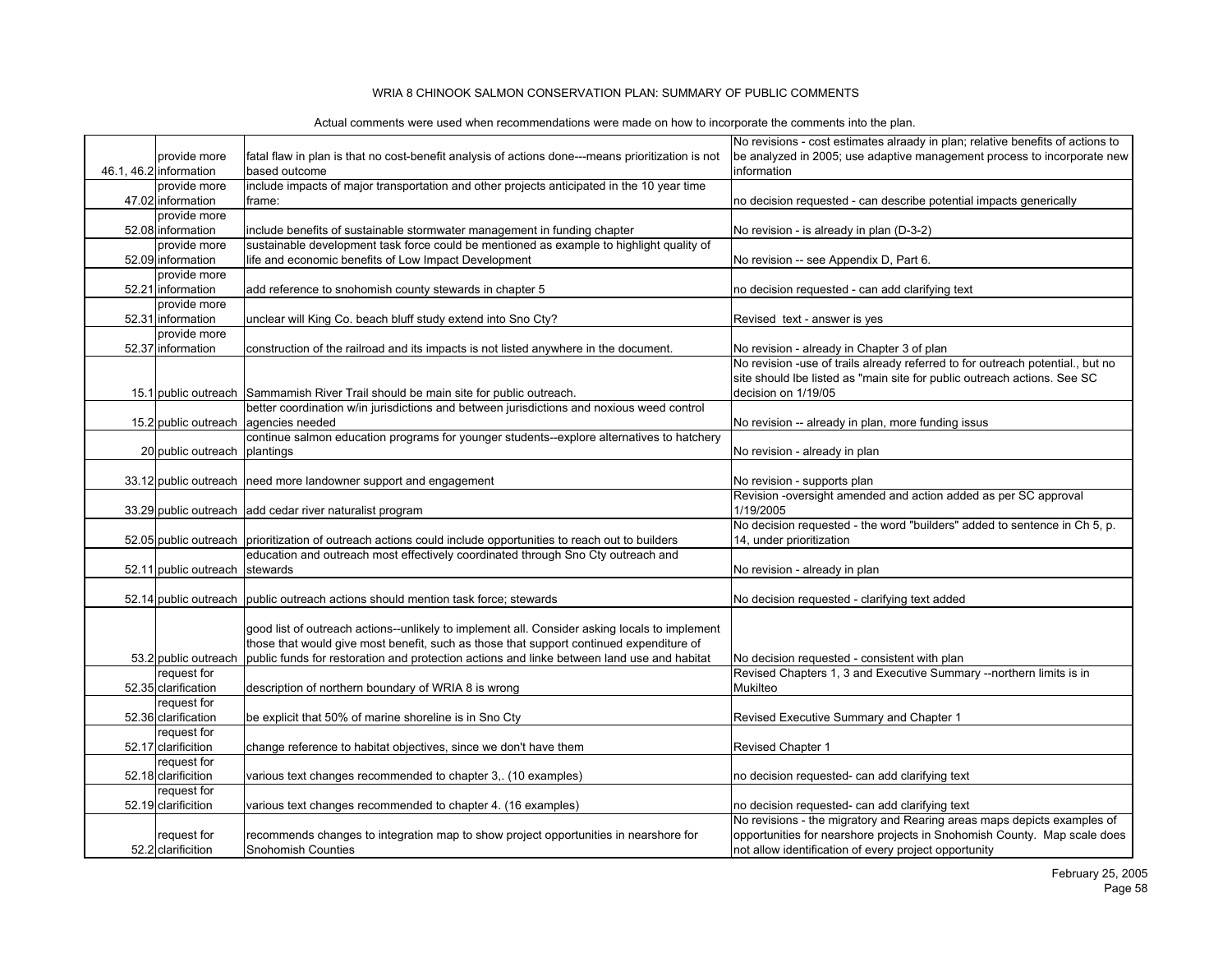# WRIA 8 CHINOOK SALMON CONSERVATION PLAN: SUMMARY OF PUBLIC COMMENTS

Actual comments were used when recommendations were made on how to incorporate the comments into the plan.

| | | | |
|---|---|---|---|
| 46.1, 46.2 | provide more information | fatal flaw in plan is that no cost-benefit analysis of actions done---means prioritization is not based outcome | No revisions - cost estimates alraady in plan; relative benefits of actions to be analyzed in 2005; use adaptive management process to incorporate new information |
| 47.02 | provide more information | include impacts of major transportation and other projects anticipated in the 10 year time frame: | no decision requested - can describe potential impacts generically |
| 52.08 | provide more information | include benefits of sustainable stormwater management in funding chapter | No revision - is already in plan (D-3-2) |
| 52.09 | provide more information | sustainable development task force could be mentioned as example to highlight quality of life and economic benefits of Low Impact Development | No revision -- see Appendix D, Part 6. |
| 52.21 | provide more information | add reference to snohomish county stewards in chapter 5 | no decision requested - can add clarifying text |
| 52.31 | provide more information | unclear will King Co. beach bluff study extend into Sno Cty? | Revised text - answer is yes |
| 52.37 | provide more information | construction of the railroad and its impacts is not listed anywhere in the document. | No revision - already in Chapter 3 of plan |
| 15.1 | public outreach | Sammamish River Trail should be main site for public outreach. | No revision -use of trails already referred to for outreach potential., but no site should lbe listed as "main site for public outreach actions. See SC decision on 1/19/05 |
| 15.2 | public outreach | better coordination w/in jurisdictions and between jurisdictions and noxious weed control agencies needed | No revision -- already in plan, more funding issus |
| 20 | public outreach | continue salmon education programs for younger students--explore alternatives to hatchery plantings | No revision - already in plan |
| 33.12 | public outreach | need more landowner support and engagement | No revision - supports plan |
| 33.29 | public outreach | add cedar river naturalist program | Revision -oversight amended and action added as per SC approval 1/19/2005 |
| 52.05 | public outreach | prioritization of outreach actions could include opportunities to reach out to builders | No decision requested - the word "builders" added to sentence in Ch 5, p. 14, under prioritization |
| 52.11 | public outreach | education and outreach most effectively coordinated through Sno Cty outreach and stewards | No revision - already in plan |
| 52.14 | public outreach | public outreach actions should mention task force; stewards | No decision requested - clarifying text added |
| 53.2 | public outreach | good list of outreach actions--unlikely to implement all. Consider asking locals to implement those that would give most benefit, such as those that support continued expenditure of public funds for restoration and protection actions and linke between land use and habitat | No decision requested - consistent with plan |
| 52.35 | request for clarification | description of northern boundary of WRIA 8 is wrong | Revised Chapters 1, 3 and Executive Summary --northern limits is in Mukilteo |
| 52.36 | request for clarification | be explicit that 50% of marine shoreline is in Sno Cty | Revised Executive Summary and Chapter 1 |
| 52.17 | request for clarificition | change reference to habitat objectives, since we don't have them | Revised Chapter 1 |
| 52.18 | request for clarificition | various text changes recommended to chapter 3,. (10 examples) | no decision requested- can add clarifying text |
| 52.19 | request for clarificition | various text changes recommended to chapter 4. (16 examples) | no decision requested- can add clarifying text |
| 52.2 | request for clarificition | recommends changes to integration map to show project opportunities in nearshore for Snohomish Counties | No revisions - the migratory and Rearing areas maps depicts examples of opportunities for nearshore projects in Snohomish County. Map scale does not allow identification of every project opportunity |

February 25, 2005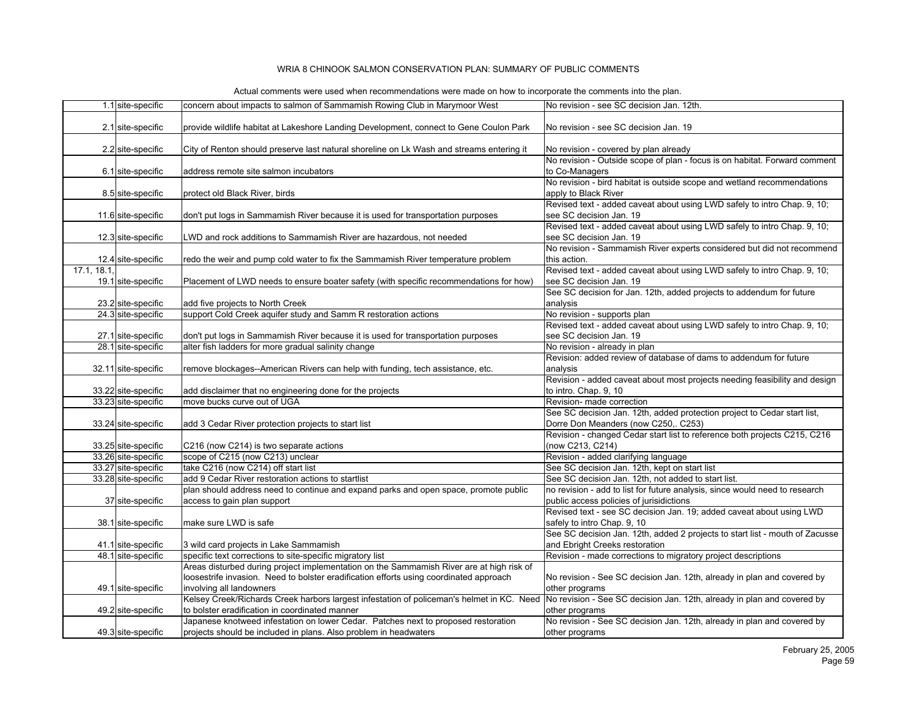WRIA 8 CHINOOK SALMON CONSERVATION PLAN: SUMMARY OF PUBLIC COMMENTS

Actual comments were used when recommendations were made on how to incorporate the comments into the plan.

| | | | |
|---|---|---|---|
| 1.1 | site-specific | concern about impacts to salmon of Sammamish Rowing Club in Marymoor West | No revision - see SC decision Jan. 12th. |
| 2.1 | site-specific | provide wildlife habitat at Lakeshore Landing Development, connect to Gene Coulon Park | No revision - see SC decision Jan. 19 |
| 2.2 | site-specific | City of Renton should preserve last natural shoreline on Lk Wash and streams entering it | No revision - covered by plan already |
| 6.1 | site-specific | address remote site salmon incubators | No revision - Outside scope of plan - focus is on habitat. Forward comment to Co-Managers |
| 8.5 | site-specific | protect old Black River, birds | No revision - bird habitat is outside scope and wetland recommendations apply to Black River |
| 11.6 | site-specific | don't put logs in Sammamish River because it is used for transportation purposes | Revised text - added caveat about using LWD safely to intro Chap. 9, 10; see SC decision Jan. 19 |
| 12.3 | site-specific | LWD and rock additions to Sammamish River are hazardous, not needed | Revised text - added caveat about using LWD safely to intro Chap. 9, 10; see SC decision Jan. 19 |
| 12.4 | site-specific | redo the weir and pump cold water to fix the Sammamish River temperature problem | No revision - Sammamish River experts considered but did not recommend this action. |
| 17.1, 18.1, 19.1 | site-specific | Placement of LWD needs to ensure boater safety (with specific recommendations for how) | Revised text - added caveat about using LWD safely to intro Chap. 9, 10; see SC decision Jan. 19 |
| 23.2 | site-specific | add five projects to North Creek | See SC decision for Jan. 12th, added projects to addendum for future analysis |
| 24.3 | site-specific | support Cold Creek aquifer study and Samm R restoration actions | No revision - supports plan |
| 27.1 | site-specific | don't put logs in Sammamish River because it is used for transportation purposes | Revised text - added caveat about using LWD safely to intro Chap. 9, 10; see SC decision Jan. 19 |
| 28.1 | site-specific | alter fish ladders for more gradual salinity change | No revision - already in plan |
| 32.11 | site-specific | remove blockages--American Rivers can help with funding, tech assistance, etc. | Revision: added review of database of dams to addendum for future analysis |
| 33.22 | site-specific | add disclaimer that no engineering done for the projects | Revision - added caveat about most projects needing feasibility and design to intro. Chap. 9, 10 |
| 33.23 | site-specific | move bucks curve out of UGA | Revision- made correction |
| 33.24 | site-specific | add 3 Cedar River protection projects to start list | See SC decision Jan. 12th, added protection project to Cedar start list, Dorre Don Meanders (now C250,. C253) |
| 33.25 | site-specific | C216 (now C214) is two separate actions | Revision - changed Cedar start list to reference both projects C215, C216 (now C213, C214) |
| 33.26 | site-specific | scope of C215 (now C213) unclear | Revision - added clarifying language |
| 33.27 | site-specific | take C216 (now C214) off start list | See SC decision Jan. 12th, kept on start list |
| 33.28 | site-specific | add 9 Cedar River restoration actions to startlist | See SC decision Jan. 12th, not added to start list. |
| 37 | site-specific | plan should address need to continue and expand parks and open space, promote public access to gain plan support | no revision - add to list for future analysis, since would need to research public access policies of jurisidictions |
| 38.1 | site-specific | make sure LWD is safe | Revised text - see SC decision Jan. 19; added caveat about using LWD safely to intro Chap. 9, 10 |
| 41.1 | site-specific | 3 wild card projects in Lake Sammamish | See SC decision Jan. 12th, added 2 projects to start list - mouth of Zacusse and Ebright Creeks restoration |
| 48.1 | site-specific | specific text corrections to site-specific migratory list | Revision - made corrections to migratory project descriptions |
| 49.1 | site-specific | Areas disturbed during project implementation on the Sammamish River are at high risk of loosestrife invasion. Need to bolster eradification efforts using coordinated approach involving all landowners | No revision - See SC decision Jan. 12th, already in plan and covered by other programs |
| 49.2 | site-specific | Kelsey Creek/Richards Creek harbors largest infestation of policeman's helmet in KC. Need to bolster eradification in coordinated manner | No revision - See SC decision Jan. 12th, already in plan and covered by other programs |
| 49.3 | site-specific | Japanese knotweed infestation on lower Cedar. Patches next to proposed restoration projects should be included in plans. Also problem in headwaters | No revision - See SC decision Jan. 12th, already in plan and covered by other programs |

February 25, 2005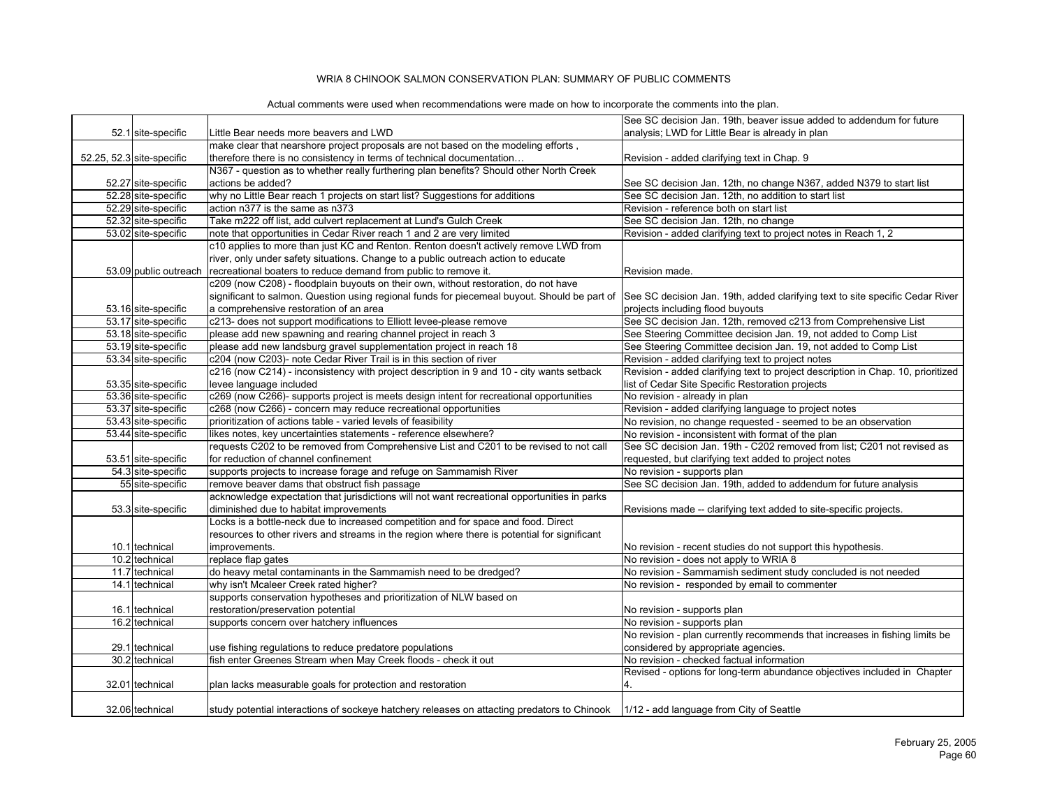WRIA 8 CHINOOK SALMON CONSERVATION PLAN: SUMMARY OF PUBLIC COMMENTS

Actual comments were used when recommendations were made on how to incorporate the comments into the plan.

| | | | |
|---|---|---|---|
| 52.1 | site-specific | Little Bear needs more beavers and LWD | See SC decision Jan. 19th, beaver issue added to addendum for future analysis; LWD for Little Bear is already in plan |
| 52.25, 52.3 | site-specific | make clear that nearshore project proposals are not based on the modeling efforts , therefore there is no consistency in terms of technical documentation… | Revision - added clarifying text in Chap. 9 |
| 52.27 | site-specific | N367 - question as to whether really furthering plan benefits? Should other North Creek actions be added? | See SC decision Jan. 12th, no change N367, added N379 to start list |
| 52.28 | site-specific | why no Little Bear reach 1 projects on start list? Suggestions for additions | See SC decision Jan. 12th, no addition to start list |
| 52.29 | site-specific | action n377 is the same as n373 | Revision - reference both on start list |
| 52.32 | site-specific | Take m222 off list, add culvert replacement at Lund's Gulch Creek | See SC decision Jan. 12th, no change |
| 53.02 | site-specific | note that opportunities in Cedar River reach 1 and 2 are very limited | Revision - added clarifying text to project notes in Reach 1, 2 |
| 53.09 | public outreach | c10 applies to more than just KC and Renton. Renton doesn't actively remove LWD from river, only under safety situations. Change to a public outreach action to educate recreational boaters to reduce demand from public to remove it. | Revision made. |
| 53.16 | site-specific | c209 (now C208) - floodplain buyouts on their own, without restoration, do not have significant to salmon. Question using regional funds for piecemeal buyout. Should be part of a comprehensive restoration of an area | See SC decision Jan. 19th, added clarifying text to site specific Cedar River projects including flood buyouts |
| 53.17 | site-specific | c213- does not support modifications to Elliott levee-please remove | See SC decision Jan. 12th, removed c213 from Comprehensive List |
| 53.18 | site-specific | please add new spawning and rearing channel project in reach 3 | See Steering Committee decision Jan. 19, not added to Comp List |
| 53.19 | site-specific | please add new landsburg gravel supplementation project in reach 18 | See Steering Committee decision Jan. 19, not added to Comp List |
| 53.34 | site-specific | c204 (now C203)- note Cedar River Trail is in this section of river | Revision - added clarifying text to project notes |
| 53.35 | site-specific | c216 (now C214) - inconsistency with project description in 9 and 10 - city wants setback levee language included | Revision - added clarifying text to project description in Chap. 10, prioritized list of Cedar Site Specific Restoration projects |
| 53.36 | site-specific | c269 (now C266)- supports project is meets design intent for recreational opportunities | No revision - already in plan |
| 53.37 | site-specific | c268 (now C266) - concern may reduce recreational opportunities | Revision - added clarifying language to project notes |
| 53.43 | site-specific | prioritization of actions table - varied levels of feasibility | No revision, no change requested - seemed to be an observation |
| 53.44 | site-specific | likes notes, key uncertainties statements - reference elsewhere? | No revision - inconsistent with format of the plan |
| 53.51 | site-specific | requests C202 to be removed from Comprehensive List and C201 to be revised to not call for reduction of channel confinement | See SC decision Jan. 19th - C202 removed from list; C201 not revised as requested, but clarifying text added to project notes |
| 54.3 | site-specific | supports projects to increase forage and refuge on Sammamish River | No revision - supports plan |
| 55 | site-specific | remove beaver dams that obstruct fish passage | See SC decision Jan. 19th, added to addendum for future analysis |
| 53.3 | site-specific | acknowledge expectation that jurisdictions will not want recreational opportunities in parks diminished due to habitat improvements | Revisions made -- clarifying text added to site-specific projects. |
| 10.1 | technical | Locks is a bottle-neck due to increased competition and for space and food. Direct resources to other rivers and streams in the region where there is potential for significant improvements. | No revision - recent studies do not support this hypothesis. |
| 10.2 | technical | replace flap gates | No revision - does not apply to WRIA 8 |
| 11.7 | technical | do heavy metal contaminants in the Sammamish need to be dredged? | No revision - Sammamish sediment study concluded is not needed |
| 14.1 | technical | why isn't Mcaleer Creek rated higher? | No revision - responded by email to commenter |
| 16.1 | technical | supports conservation hypotheses and prioritization of NLW based on restoration/preservation potential | No revision - supports plan |
| 16.2 | technical | supports concern over hatchery influences | No revision - supports plan |
| 29.1 | technical | use fishing regulations to reduce predatore populations | No revision - plan currently recommends that increases in fishing limits be considered by appropriate agencies. |
| 30.2 | technical | fish enter Greenes Stream when May Creek floods - check it out | No revision - checked factual information |
| 32.01 | technical | plan lacks measurable goals for protection and restoration | Revised - options for long-term abundance objectives included in Chapter 4. |
| 32.06 | technical | study potential interactions of sockeye hatchery releases on attacting predators to Chinook | 1/12 - add language from City of Seattle |

February 25, 2005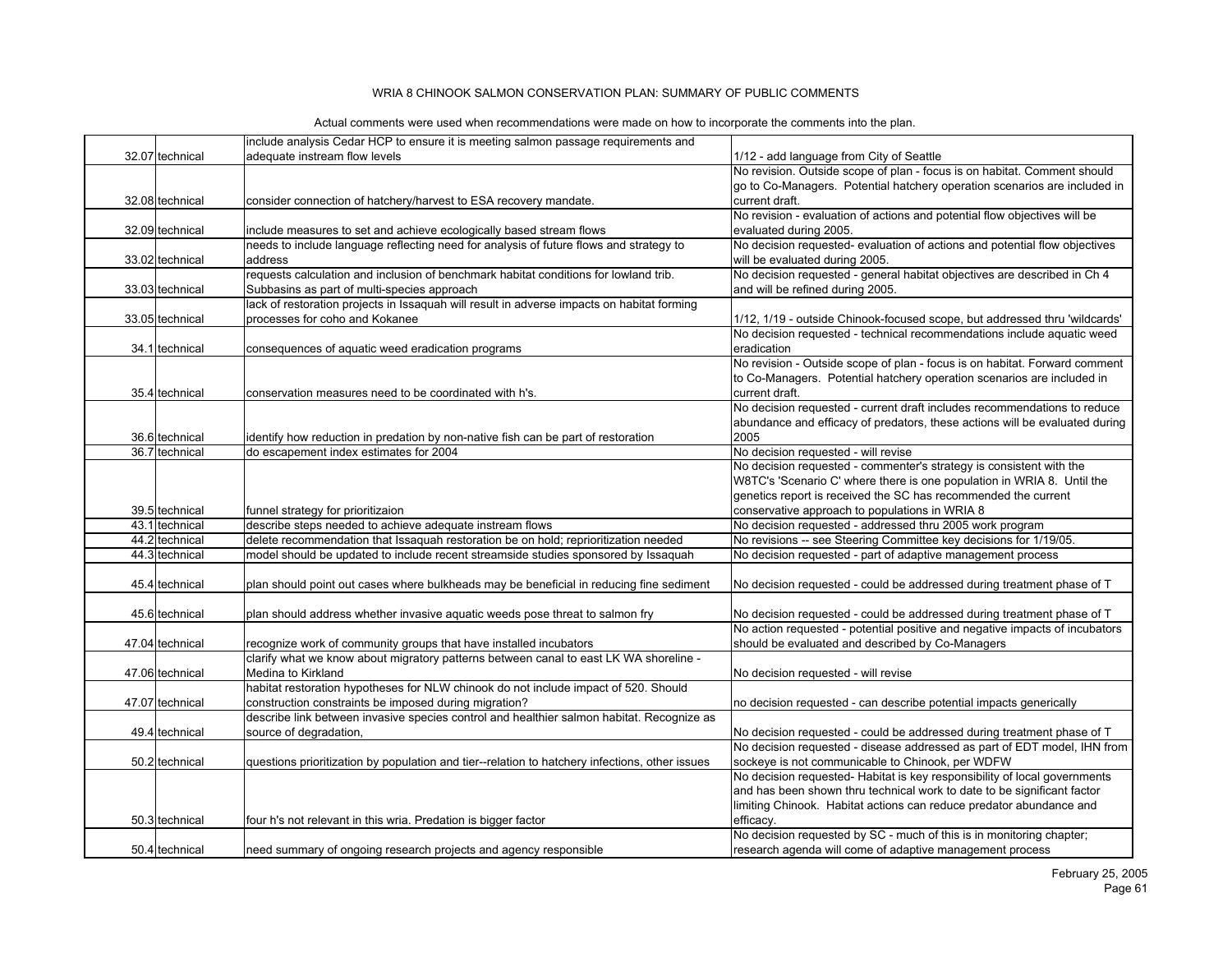WRIA 8 CHINOOK SALMON CONSERVATION PLAN: SUMMARY OF PUBLIC COMMENTS

Actual comments were used when recommendations were made on how to incorporate the comments into the plan.

| | | | |
|---|---|---|---|
| 32.07 | technical | include analysis Cedar HCP to ensure it is meeting salmon passage requirements and adequate instream flow levels | 1/12 - add language from City of Seattle |
| 32.08 | technical | consider connection of hatchery/harvest to ESA recovery mandate. | No revision. Outside scope of plan - focus is on habitat. Comment should go to Co-Managers. Potential hatchery operation scenarios are included in current draft. |
| 32.09 | technical | include measures to set and achieve ecologically based stream flows | No revision - evaluation of actions and potential flow objectives will be evaluated during 2005. |
| 33.02 | technical | needs to include language reflecting need for analysis of future flows and strategy to address | No decision requested- evaluation of actions and potential flow objectives will be evaluated during 2005. |
| 33.03 | technical | requests calculation and inclusion of benchmark habitat conditions for lowland trib. Subbasins as part of multi-species approach | No decision requested - general habitat objectives are described in Ch 4 and will be refined during 2005. |
| 33.05 | technical | lack of restoration projects in Issaquah will result in adverse impacts on habitat forming processes for coho and Kokanee | 1/12, 1/19 - outside Chinook-focused scope, but addressed thru 'wildcards' |
| 34.1 | technical | consequences of aquatic weed eradication programs | No decision requested - technical recommendations include aquatic weed eradication |
| 35.4 | technical | conservation measures need to be coordinated with h's. | No revision - Outside scope of plan - focus is on habitat. Forward comment to Co-Managers. Potential hatchery operation scenarios are included in current draft. |
| 36.6 | technical | identify how reduction in predation by non-native fish can be part of restoration | No decision requested - current draft includes recommendations to reduce abundance and efficacy of predators, these actions will be evaluated during 2005 |
| 36.7 | technical | do escapement index estimates for 2004 | No decision requested - will revise |
| 39.5 | technical | funnel strategy for prioritizaion | No decision requested - commenter's strategy is consistent with the W8TC's 'Scenario C' where there is one population in WRIA 8. Until the genetics report is received the SC has recommended the current conservative approach to populations in WRIA 8 |
| 43.1 | technical | describe steps needed to achieve adequate instream flows | No decision requested - addressed thru 2005 work program |
| 44.2 | technical | delete recommendation that Issaquah restoration be on hold; reprioritization needed | No revisions -- see Steering Committee key decisions for 1/19/05. |
| 44.3 | technical | model should be updated to include recent streamside studies sponsored by Issaquah | No decision requested - part of adaptive management process |
| 45.4 | technical | plan should point out cases where bulkheads may be beneficial in reducing fine sediment | No decision requested - could be addressed during treatment phase of T |
| 45.6 | technical | plan should address whether invasive aquatic weeds pose threat to salmon fry | No decision requested - could be addressed during treatment phase of T |
| 47.04 | technical | recognize work of community groups that have installed incubators | No action requested - potential positive and negative impacts of incubators should be evaluated and described by Co-Managers |
| 47.06 | technical | clarify what we know about migratory patterns between canal to east LK WA shoreline - Medina to Kirkland | No decision requested - will revise |
| 47.07 | technical | habitat restoration hypotheses for NLW chinook do not include impact of 520. Should construction constraints be imposed during migration? | no decision requested - can describe potential impacts generically |
| 49.4 | technical | describe link between invasive species control and healthier salmon habitat. Recognize as source of degradation, | No decision requested - could be addressed during treatment phase of T |
| 50.2 | technical | questions prioritization by population and tier--relation to hatchery infections, other issues | No decision requested - disease addressed as part of EDT model, IHN from sockeye is not communicable to Chinook, per WDFW |
| 50.3 | technical | four h's not relevant in this wria. Predation is bigger factor | No decision requested- Habitat is key responsibility of local governments and has been shown thru technical work to date to be significant factor limiting Chinook. Habitat actions can reduce predator abundance and efficacy. |
| 50.4 | technical | need summary of ongoing research projects and agency responsible | No decision requested by SC - much of this is in monitoring chapter; research agenda will come of adaptive management process |

February 25, 2005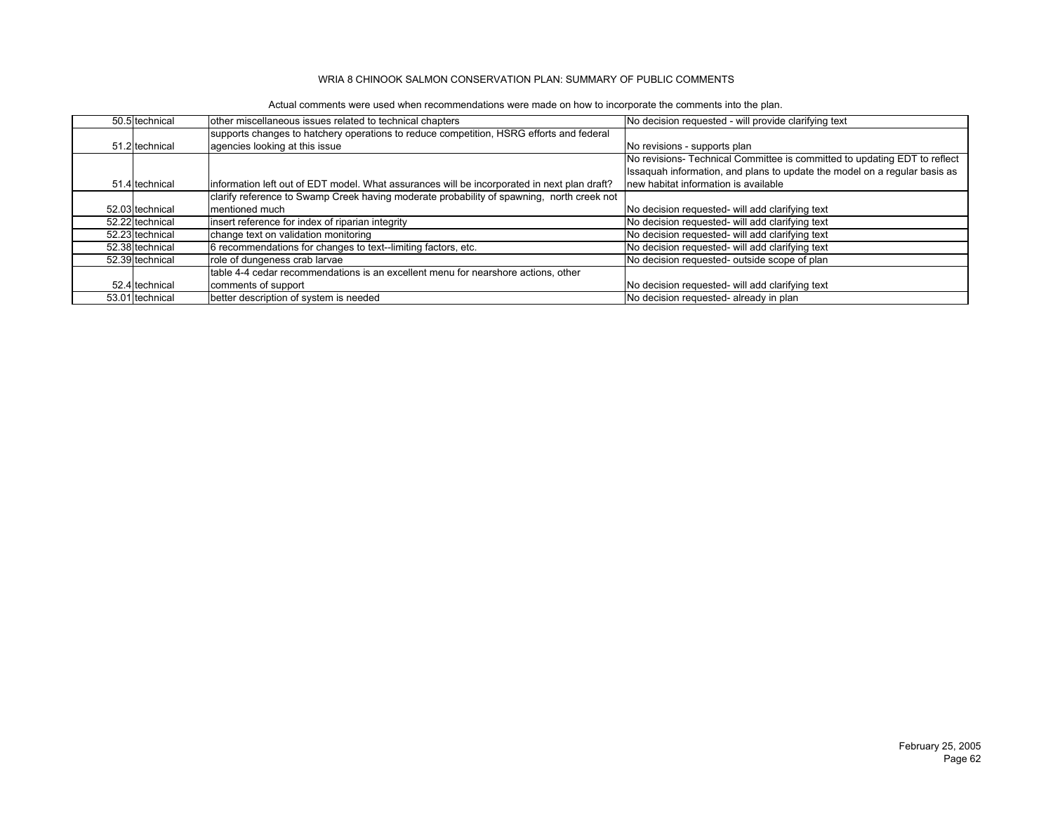WRIA 8 CHINOOK SALMON CONSERVATION PLAN: SUMMARY OF PUBLIC COMMENTS

Actual comments were used when recommendations were made on how to incorporate the comments into the plan.

| | | | |
|---|---|---|---|
| 50.5 | technical | other miscellaneous issues related to technical chapters | No decision requested - will provide clarifying text |
| 51.2 | technical | supports changes to hatchery operations to reduce competition, HSRG efforts and federal agencies looking at this issue | No revisions - supports plan |
| 51.4 | technical | information left out of EDT model. What assurances will be incorporated in next plan draft? | No revisions- Technical Committee is committed to updating EDT to reflect Issaquah information, and plans to update the model on a regular basis as new habitat information is available |
| 52.03 | technical | clarify reference to Swamp Creek having moderate probability of spawning, north creek not mentioned much | No decision requested- will add clarifying text |
| 52.22 | technical | insert reference for index of riparian integrity | No decision requested- will add clarifying text |
| 52.23 | technical | change text on validation monitoring | No decision requested- will add clarifying text |
| 52.38 | technical | 6 recommendations for changes to text--limiting factors, etc. | No decision requested- will add clarifying text |
| 52.39 | technical | role of dungeness crab larvae | No decision requested- outside scope of plan |
| 52.4 | technical | table 4-4 cedar recommendations is an excellent menu for nearshore actions, other comments of support | No decision requested- will add clarifying text |
| 53.01 | technical | better description of system is needed | No decision requested- already in plan |

February 25, 2005